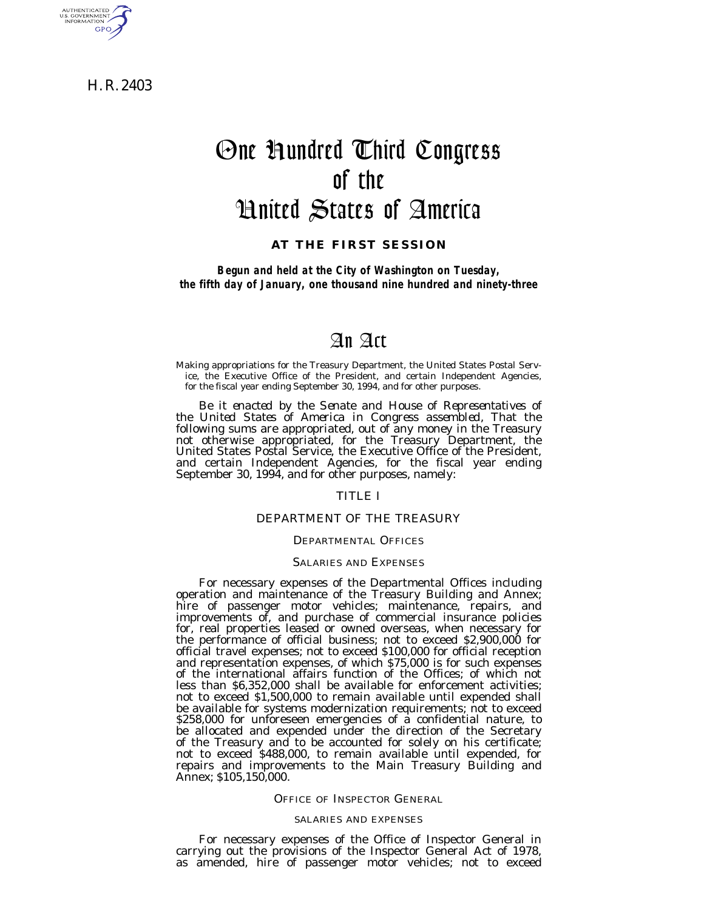H. R. 2403

# One Hundred Third Congress of the United States of America

**AT THE FIRST SESSION**

***Begun and held at the City of Washington on Tuesday, the fifth day of January, one thousand nine hundred and ninety-three***

# An Act

Making appropriations for the Treasury Department, the United States Postal Service, the Executive Office of the President, and certain Independent Agencies, for the fiscal year ending September 30, 1994, and for other purposes.

*Be it enacted by the Senate and House of Representatives of the United States of America in Congress assembled,* That the following sums are appropriated, out of any money in the Treasury not otherwise appropriated, for the Treasury Department, the United States Postal Service, the Executive Office of the President, and certain Independent Agencies, for the fiscal year ending September 30, 1994, and for other purposes, namely:

## TITLE I

## DEPARTMENT OF THE TREASURY

### DEPARTMENTAL OFFICES

#### SALARIES AND EXPENSES

For necessary expenses of the Departmental Offices including operation and maintenance of the Treasury Building and Annex; hire of passenger motor vehicles; maintenance, repairs, and improvements of, and purchase of commercial insurance policies for, real properties leased or owned overseas, when necessary for the performance of official business; not to exceed $2,900,000 for official travel expenses; not to exceed $100,000 for official reception and representation expenses, of which $75,000 is for such expenses of the international affairs function of the Offices; of which not less than $6,352,000 shall be available for enforcement activities; not to exceed $1,500,000 to remain available until expended shall be available for systems modernization requirements; not to exceed $258,000 for unforeseen emergencies of a confidential nature, to be allocated and expended under the direction of the Secretary of the Treasury and to be accounted for solely on his certificate; not to exceed $488,000, to remain available until expended, for repairs and improvements to the Main Treasury Building and Annex; $105,150,000.

### OFFICE OF INSPECTOR GENERAL

#### SALARIES AND EXPENSES

For necessary expenses of the Office of Inspector General in carrying out the provisions of the Inspector General Act of 1978, as amended, hire of passenger motor vehicles; not to exceed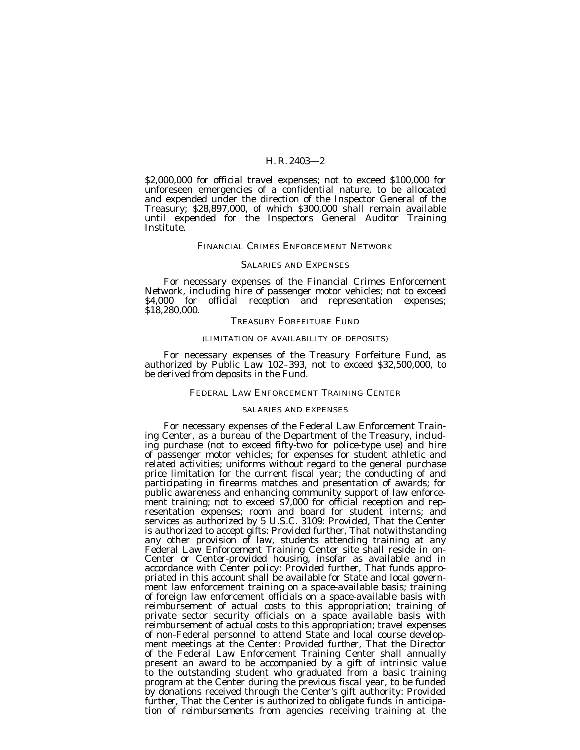$2,000,000 for official travel expenses; not to exceed $100,000 for unforeseen emergencies of a confidential nature, to be allocated and expended under the direction of the Inspector General of the Treasury; $28,897,000, of which $300,000 shall remain available until expended for the Inspectors General Auditor Training Institute.

FINANCIAL CRIMES ENFORCEMENT NETWORK

SALARIES AND EXPENSES

For necessary expenses of the Financial Crimes Enforcement Network, including hire of passenger motor vehicles; not to exceed $4,000 for official reception and representation expenses; $18,280,000.

TREASURY FORFEITURE FUND

(LIMITATION OF AVAILABILITY OF DEPOSITS)

For necessary expenses of the Treasury Forfeiture Fund, as authorized by Public Law 102–393, not to exceed $32,500,000, to be derived from deposits in the Fund.

FEDERAL LAW ENFORCEMENT TRAINING CENTER

SALARIES AND EXPENSES

For necessary expenses of the Federal Law Enforcement Training Center, as a bureau of the Department of the Treasury, including purchase (not to exceed fifty-two for police-type use) and hire of passenger motor vehicles; for expenses for student athletic and related activities; uniforms without regard to the general purchase price limitation for the current fiscal year; the conducting of and participating in firearms matches and presentation of awards; for public awareness and enhancing community support of law enforcement training; not to exceed $7,000 for official reception and representation expenses; room and board for student interns; and services as authorized by 5 U.S.C. 3109: *Provided*, That the Center is authorized to accept gifts: *Provided further*, That notwithstanding any other provision of law, students attending training at any Federal Law Enforcement Training Center site shall reside in on-Center or Center-provided housing, insofar as available and in accordance with Center policy: *Provided further*, That funds appropriated in this account shall be available for State and local government law enforcement training on a space-available basis; training of foreign law enforcement officials on a space-available basis with reimbursement of actual costs to this appropriation; training of private sector security officials on a space available basis with reimbursement of actual costs to this appropriation; travel expenses of non-Federal personnel to attend State and local course development meetings at the Center: *Provided further*, That the Director of the Federal Law Enforcement Training Center shall annually present an award to be accompanied by a gift of intrinsic value to the outstanding student who graduated from a basic training program at the Center during the previous fiscal year, to be funded by donations received through the Center's gift authority: *Provided further*, That the Center is authorized to obligate funds in anticipation of reimbursements from agencies receiving training at the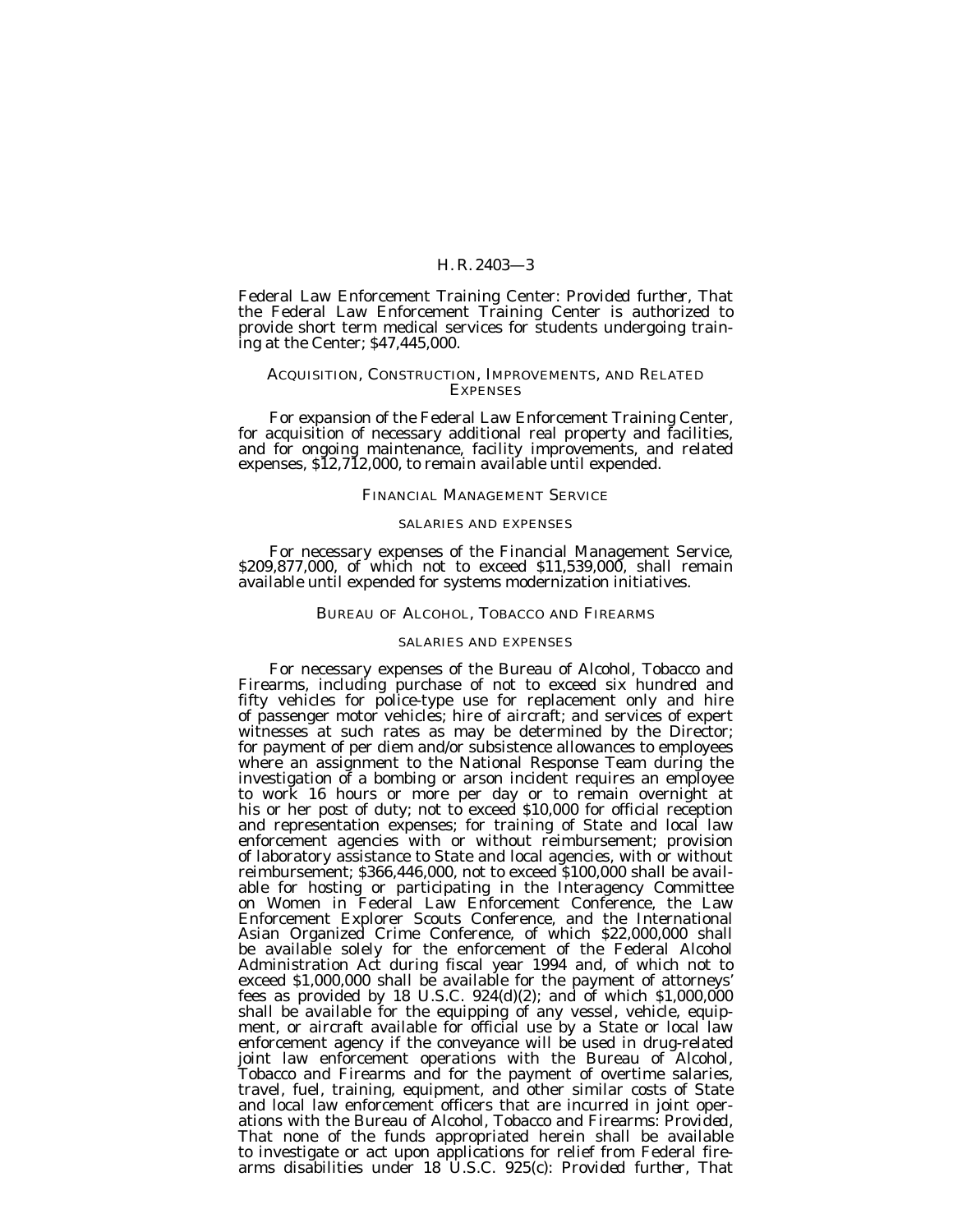Federal Law Enforcement Training Center: *Provided further*, That the Federal Law Enforcement Training Center is authorized to provide short term medical services for students undergoing training at the Center; $47,445,000.

### ACQUISITION, CONSTRUCTION, IMPROVEMENTS, AND RELATED EXPENSES

For expansion of the Federal Law Enforcement Training Center, for acquisition of necessary additional real property and facilities, and for ongoing maintenance, facility improvements, and related expenses, $12,712,000, to remain available until expended.

## FINANCIAL MANAGEMENT SERVICE

### SALARIES AND EXPENSES

For necessary expenses of the Financial Management Service, $209,877,000, of which not to exceed $11,539,000, shall remain available until expended for systems modernization initiatives.

## BUREAU OF ALCOHOL, TOBACCO AND FIREARMS

### SALARIES AND EXPENSES

For necessary expenses of the Bureau of Alcohol, Tobacco and Firearms, including purchase of not to exceed six hundred and fifty vehicles for police-type use for replacement only and hire of passenger motor vehicles; hire of aircraft; and services of expert witnesses at such rates as may be determined by the Director; for payment of per diem and/or subsistence allowances to employees where an assignment to the National Response Team during the investigation of a bombing or arson incident requires an employee to work 16 hours or more per day or to remain overnight at his or her post of duty; not to exceed $10,000 for official reception and representation expenses; for training of State and local law enforcement agencies with or without reimbursement; provision of laboratory assistance to State and local agencies, with or without reimbursement; $366,446,000, not to exceed $100,000 shall be available for hosting or participating in the Interagency Committee on Women in Federal Law Enforcement Conference, the Law Enforcement Explorer Scouts Conference, and the International Asian Organized Crime Conference, of which $22,000,000 shall be available solely for the enforcement of the Federal Alcohol Administration Act during fiscal year 1994 and, of which not to exceed $1,000,000 shall be available for the payment of attorneys' fees as provided by 18 U.S.C. 924(d)(2); and of which $1,000,000 shall be available for the equipping of any vessel, vehicle, equipment, or aircraft available for official use by a State or local law enforcement agency if the conveyance will be used in drug-related joint law enforcement operations with the Bureau of Alcohol, Tobacco and Firearms and for the payment of overtime salaries, travel, fuel, training, equipment, and other similar costs of State and local law enforcement officers that are incurred in joint operations with the Bureau of Alcohol, Tobacco and Firearms: *Provided*, That none of the funds appropriated herein shall be available to investigate or act upon applications for relief from Federal firearms disabilities under 18 U.S.C. 925(c): *Provided further*, That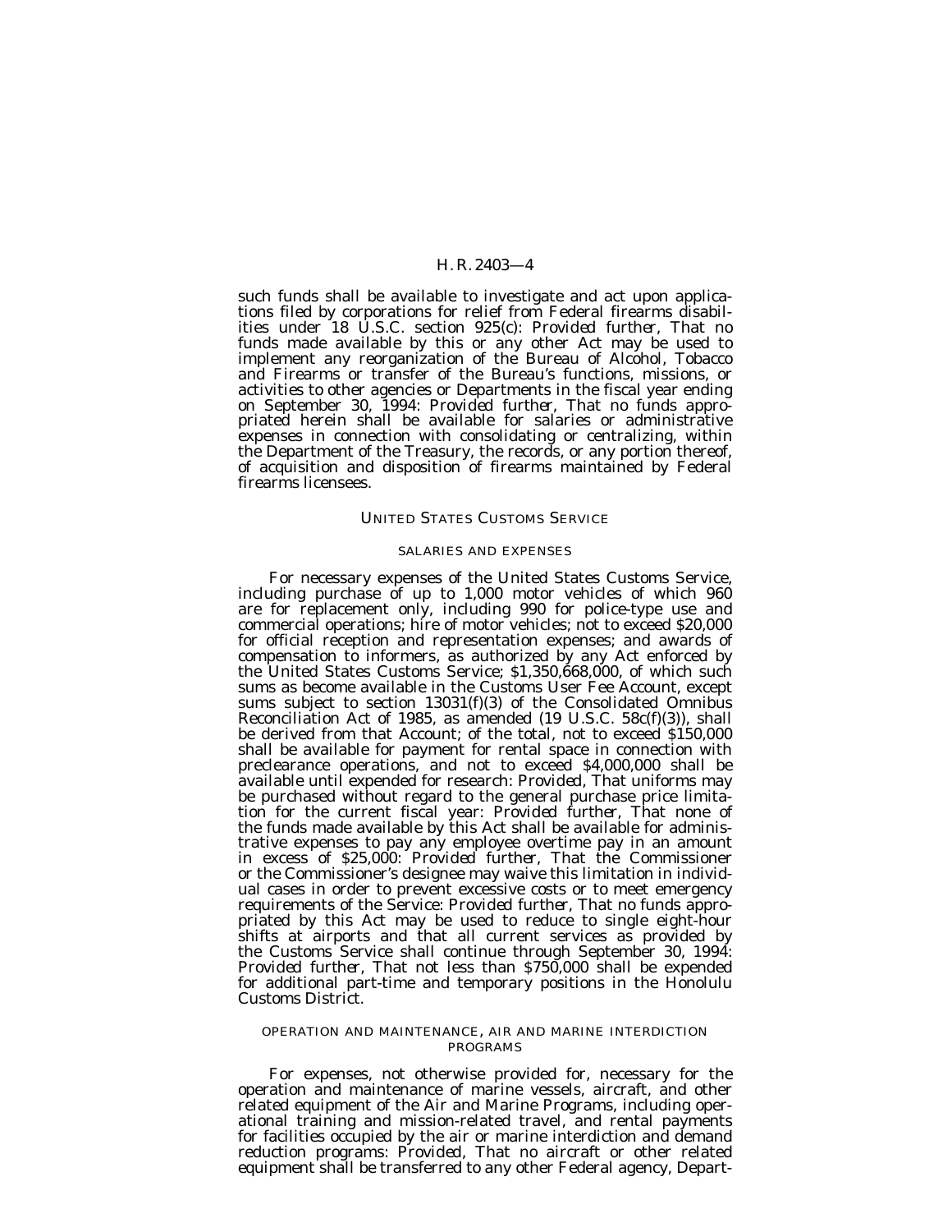such funds shall be available to investigate and act upon applications filed by corporations for relief from Federal firearms disabilities under 18 U.S.C. section 925(c): *Provided further*, That no funds made available by this or any other Act may be used to implement any reorganization of the Bureau of Alcohol, Tobacco and Firearms or transfer of the Bureau's functions, missions, or activities to other agencies or Departments in the fiscal year ending on September 30, 1994: *Provided further*, That no funds appropriated herein shall be available for salaries or administrative expenses in connection with consolidating or centralizing, within the Department of the Treasury, the records, or any portion thereof, of acquisition and disposition of firearms maintained by Federal firearms licensees.

## UNITED STATES CUSTOMS SERVICE

### SALARIES AND EXPENSES

For necessary expenses of the United States Customs Service, including purchase of up to 1,000 motor vehicles of which 960 are for replacement only, including 990 for police-type use and commercial operations; hire of motor vehicles; not to exceed $20,000 for official reception and representation expenses; and awards of compensation to informers, as authorized by any Act enforced by the United States Customs Service; $1,350,668,000, of which such sums as become available in the Customs User Fee Account, except sums subject to section 13031(f)(3) of the Consolidated Omnibus Reconciliation Act of 1985, as amended (19 U.S.C. 58c(f)(3)), shall be derived from that Account; of the total, not to exceed $150,000 shall be available for payment for rental space in connection with preclearance operations, and not to exceed $4,000,000 shall be available until expended for research: *Provided*, That uniforms may be purchased without regard to the general purchase price limitation for the current fiscal year: *Provided further*, That none of the funds made available by this Act shall be available for administrative expenses to pay any employee overtime pay in an amount in excess of $25,000: *Provided further*, That the Commissioner or the Commissioner's designee may waive this limitation in individual cases in order to prevent excessive costs or to meet emergency requirements of the Service: *Provided further*, That no funds appropriated by this Act may be used to reduce to single eight-hour shifts at airports and that all current services as provided by the Customs Service shall continue through September 30, 1994: *Provided further*, That not less than $750,000 shall be expended for additional part-time and temporary positions in the Honolulu Customs District.

### OPERATION AND MAINTENANCE, AIR AND MARINE INTERDICTION PROGRAMS

For expenses, not otherwise provided for, necessary for the operation and maintenance of marine vessels, aircraft, and other related equipment of the Air and Marine Programs, including operational training and mission-related travel, and rental payments for facilities occupied by the air or marine interdiction and demand reduction programs: *Provided*, That no aircraft or other related equipment shall be transferred to any other Federal agency, Depart-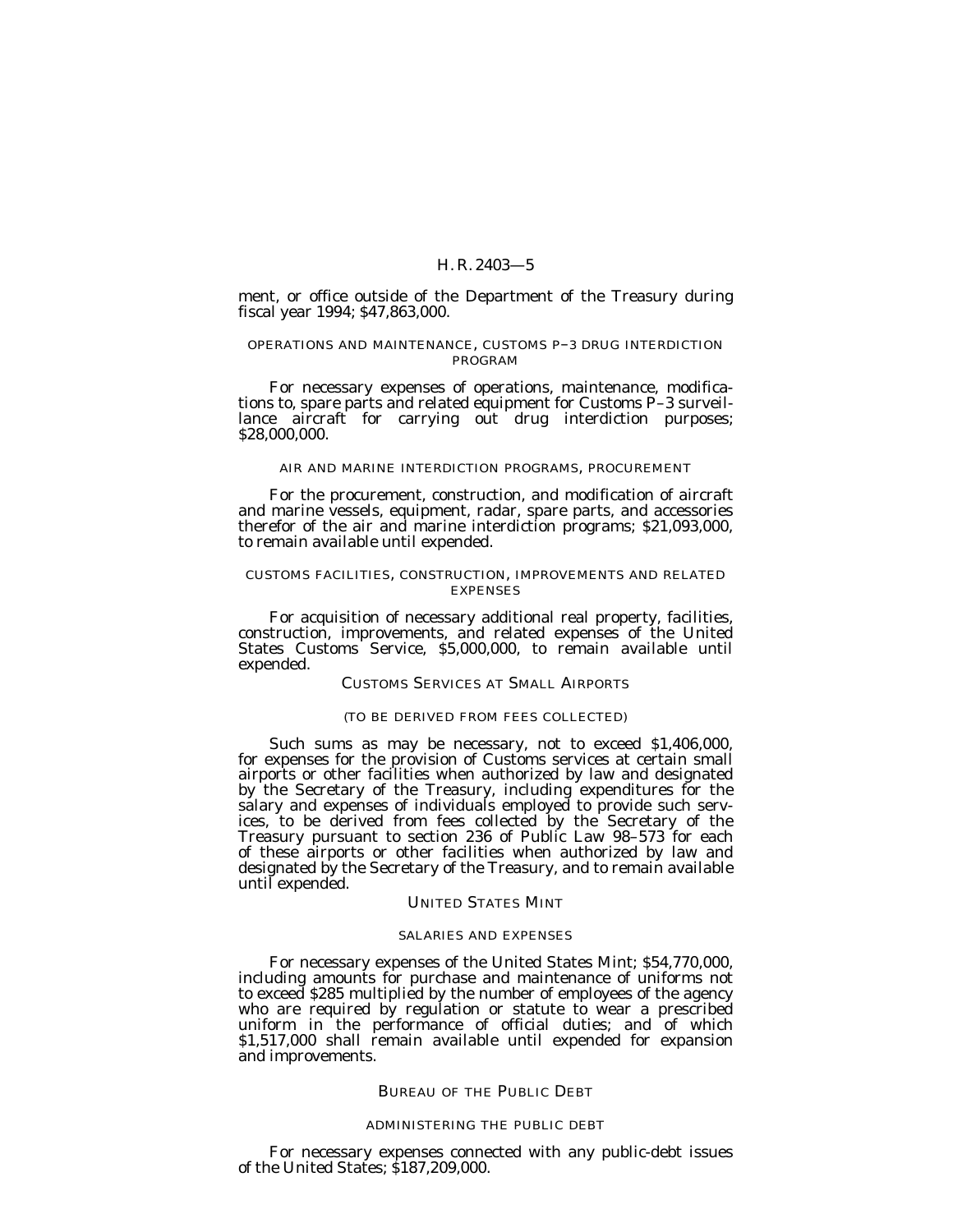ment, or office outside of the Department of the Treasury during fiscal year 1994; $47,863,000.

OPERATIONS AND MAINTENANCE, CUSTOMS P–3 DRUG INTERDICTION PROGRAM

For necessary expenses of operations, maintenance, modifications to, spare parts and related equipment for Customs P–3 surveillance aircraft for carrying out drug interdiction purposes; $28,000,000.

AIR AND MARINE INTERDICTION PROGRAMS, PROCUREMENT

For the procurement, construction, and modification of aircraft and marine vessels, equipment, radar, spare parts, and accessories therefor of the air and marine interdiction programs; $21,093,000, to remain available until expended.

CUSTOMS FACILITIES, CONSTRUCTION, IMPROVEMENTS AND RELATED EXPENSES

For acquisition of necessary additional real property, facilities, construction, improvements, and related expenses of the United States Customs Service, $5,000,000, to remain available until expended.

## CUSTOMS SERVICES AT SMALL AIRPORTS

(TO BE DERIVED FROM FEES COLLECTED)

Such sums as may be necessary, not to exceed $1,406,000, for expenses for the provision of Customs services at certain small airports or other facilities when authorized by law and designated by the Secretary of the Treasury, including expenditures for the salary and expenses of individuals employed to provide such services, to be derived from fees collected by the Secretary of the Treasury pursuant to section 236 of Public Law 98–573 for each of these airports or other facilities when authorized by law and designated by the Secretary of the Treasury, and to remain available until expended.

## UNITED STATES MINT

SALARIES AND EXPENSES

For necessary expenses of the United States Mint; $54,770,000, including amounts for purchase and maintenance of uniforms not to exceed $285 multiplied by the number of employees of the agency who are required by regulation or statute to wear a prescribed uniform in the performance of official duties; and of which $1,517,000 shall remain available until expended for expansion and improvements.

## BUREAU OF THE PUBLIC DEBT

ADMINISTERING THE PUBLIC DEBT

For necessary expenses connected with any public-debt issues of the United States; $187,209,000.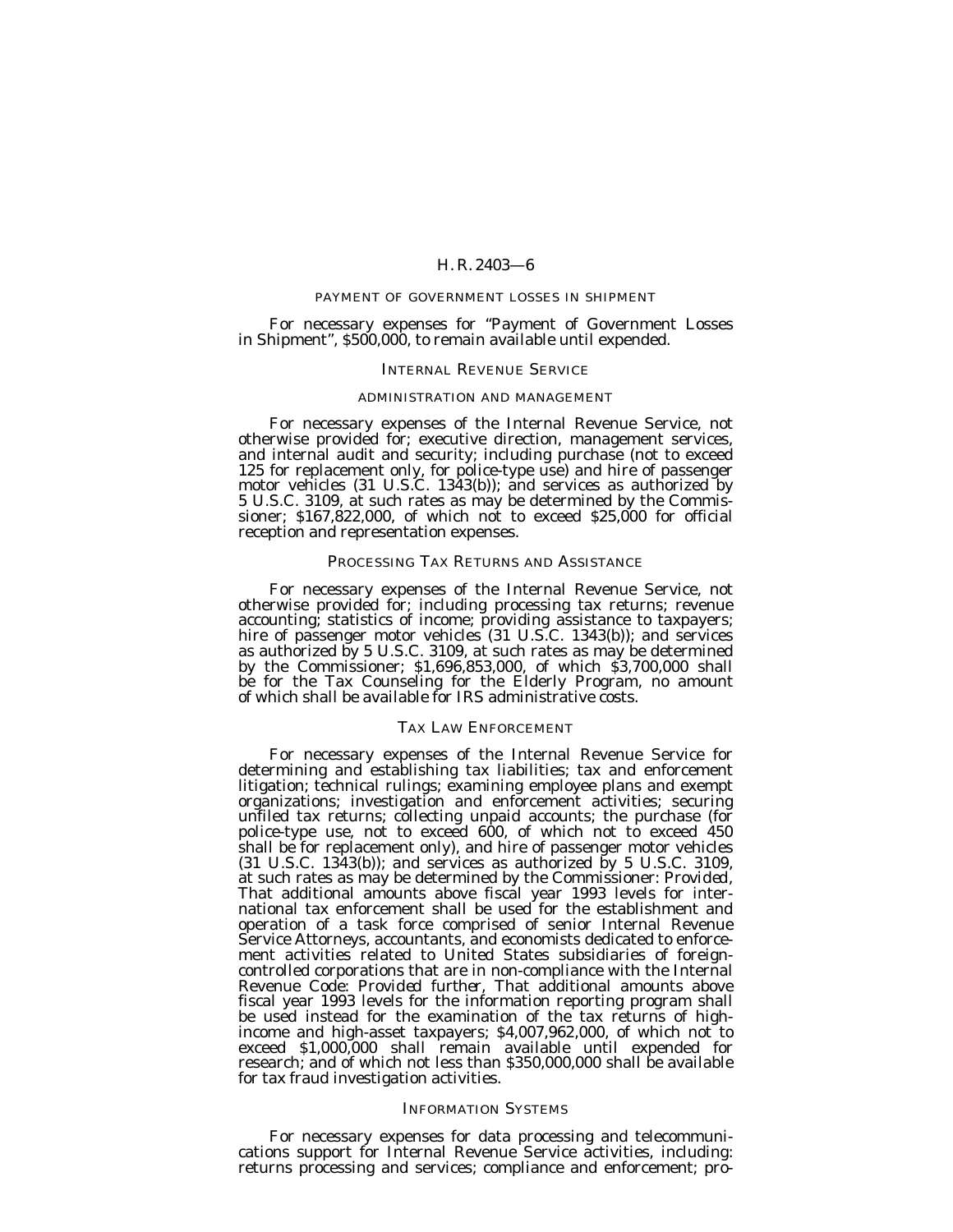PAYMENT OF GOVERNMENT LOSSES IN SHIPMENT

For necessary expenses for "Payment of Government Losses in Shipment", $500,000, to remain available until expended.

## INTERNAL REVENUE SERVICE

ADMINISTRATION AND MANAGEMENT

For necessary expenses of the Internal Revenue Service, not otherwise provided for; executive direction, management services, and internal audit and security; including purchase (not to exceed 125 for replacement only, for police-type use) and hire of passenger motor vehicles (31 U.S.C. 1343(b)); and services as authorized by 5 U.S.C. 3109, at such rates as may be determined by the Commissioner; $167,822,000, of which not to exceed $25,000 for official reception and representation expenses.

PROCESSING TAX RETURNS AND ASSISTANCE

For necessary expenses of the Internal Revenue Service, not otherwise provided for; including processing tax returns; revenue accounting; statistics of income; providing assistance to taxpayers; hire of passenger motor vehicles (31 U.S.C. 1343(b)); and services as authorized by 5 U.S.C. 3109, at such rates as may be determined by the Commissioner; $1,696,853,000, of which $3,700,000 shall be for the Tax Counseling for the Elderly Program, no amount of which shall be available for IRS administrative costs.

TAX LAW ENFORCEMENT

For necessary expenses of the Internal Revenue Service for determining and establishing tax liabilities; tax and enforcement litigation; technical rulings; examining employee plans and exempt organizations; investigation and enforcement activities; securing unfiled tax returns; collecting unpaid accounts; the purchase (for police-type use, not to exceed 600, of which not to exceed 450 shall be for replacement only), and hire of passenger motor vehicles (31 U.S.C. 1343(b)); and services as authorized by 5 U.S.C. 3109, at such rates as may be determined by the Commissioner: *Provided*, That additional amounts above fiscal year 1993 levels for international tax enforcement shall be used for the establishment and operation of a task force comprised of senior Internal Revenue Service Attorneys, accountants, and economists dedicated to enforcement activities related to United States subsidiaries of foreign-controlled corporations that are in non-compliance with the Internal Revenue Code: *Provided further*, That additional amounts above fiscal year 1993 levels for the information reporting program shall be used instead for the examination of the tax returns of high-income and high-asset taxpayers; $4,007,962,000, of which not to exceed $1,000,000 shall remain available until expended for research; and of which not less than $350,000,000 shall be available for tax fraud investigation activities.

INFORMATION SYSTEMS

For necessary expenses for data processing and telecommunications support for Internal Revenue Service activities, including: returns processing and services; compliance and enforcement; pro-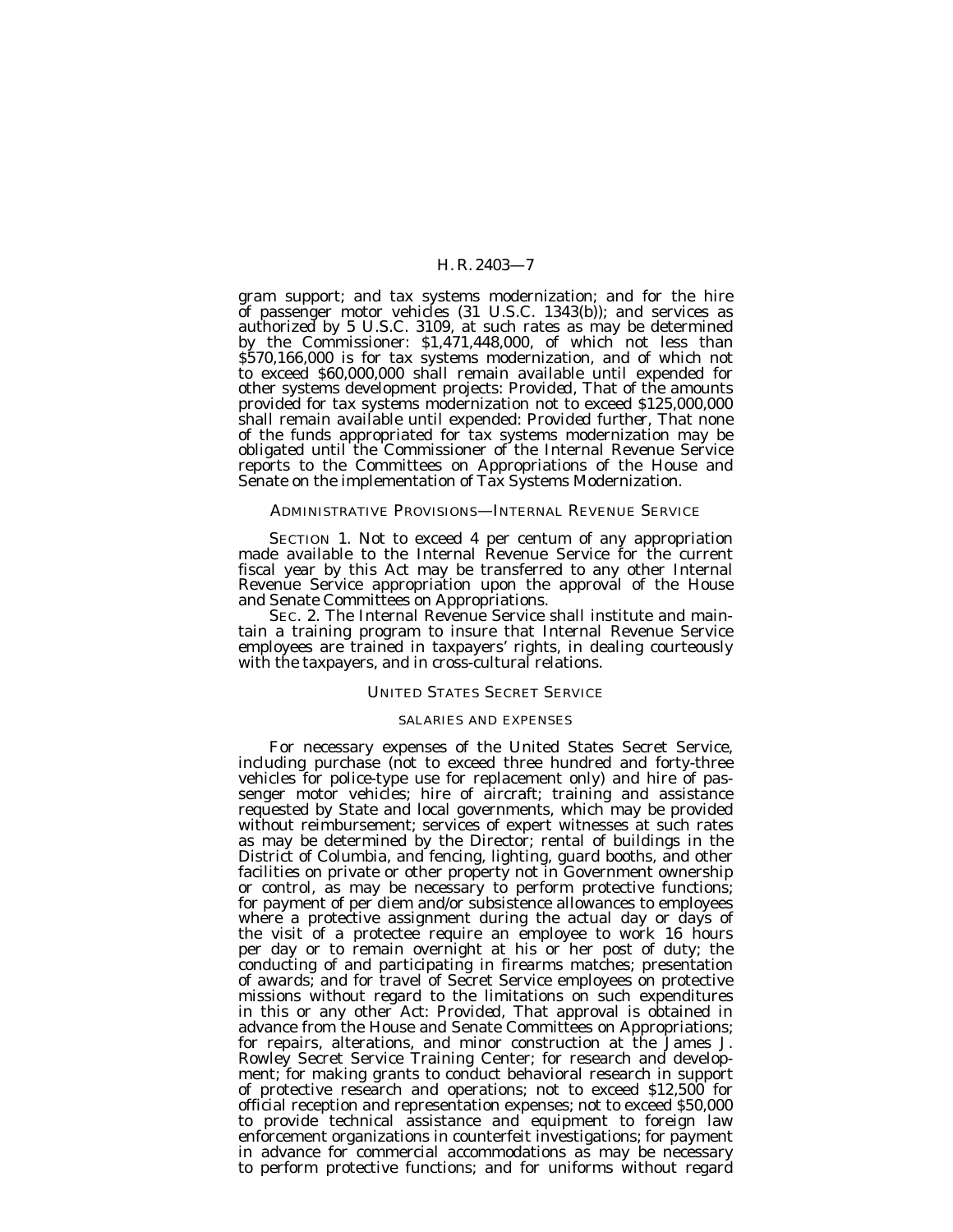gram support; and tax systems modernization; and for the hire of passenger motor vehicles (31 U.S.C. 1343(b)); and services as authorized by 5 U.S.C. 3109, at such rates as may be determined by the Commissioner: $1,471,448,000, of which not less than $570,166,000 is for tax systems modernization, and of which not to exceed $60,000,000 shall remain available until expended for other systems development projects: *Provided*, That of the amounts provided for tax systems modernization not to exceed $125,000,000 shall remain available until expended: *Provided further*, That none of the funds appropriated for tax systems modernization may be obligated until the Commissioner of the Internal Revenue Service reports to the Committees on Appropriations of the House and Senate on the implementation of Tax Systems Modernization.

## ADMINISTRATIVE PROVISIONS—INTERNAL REVENUE SERVICE

SECTION 1. Not to exceed 4 per centum of any appropriation made available to the Internal Revenue Service for the current fiscal year by this Act may be transferred to any other Internal Revenue Service appropriation upon the approval of the House and Senate Committees on Appropriations.

SEC. 2. The Internal Revenue Service shall institute and maintain a training program to insure that Internal Revenue Service employees are trained in taxpayers' rights, in dealing courteously with the taxpayers, and in cross-cultural relations.

## UNITED STATES SECRET SERVICE

### SALARIES AND EXPENSES

For necessary expenses of the United States Secret Service, including purchase (not to exceed three hundred and forty-three vehicles for police-type use for replacement only) and hire of passenger motor vehicles; hire of aircraft; training and assistance requested by State and local governments, which may be provided without reimbursement; services of expert witnesses at such rates as may be determined by the Director; rental of buildings in the District of Columbia, and fencing, lighting, guard booths, and other facilities on private or other property not in Government ownership or control, as may be necessary to perform protective functions; for payment of per diem and/or subsistence allowances to employees where a protective assignment during the actual day or days of the visit of a protectee require an employee to work 16 hours per day or to remain overnight at his or her post of duty; the conducting of and participating in firearms matches; presentation of awards; and for travel of Secret Service employees on protective missions without regard to the limitations on such expenditures in this or any other Act: *Provided*, That approval is obtained in advance from the House and Senate Committees on Appropriations; for repairs, alterations, and minor construction at the James J. Rowley Secret Service Training Center; for research and development; for making grants to conduct behavioral research in support of protective research and operations; not to exceed $12,500 for official reception and representation expenses; not to exceed $50,000 to provide technical assistance and equipment to foreign law enforcement organizations in counterfeit investigations; for payment in advance for commercial accommodations as may be necessary to perform protective functions; and for uniforms without regard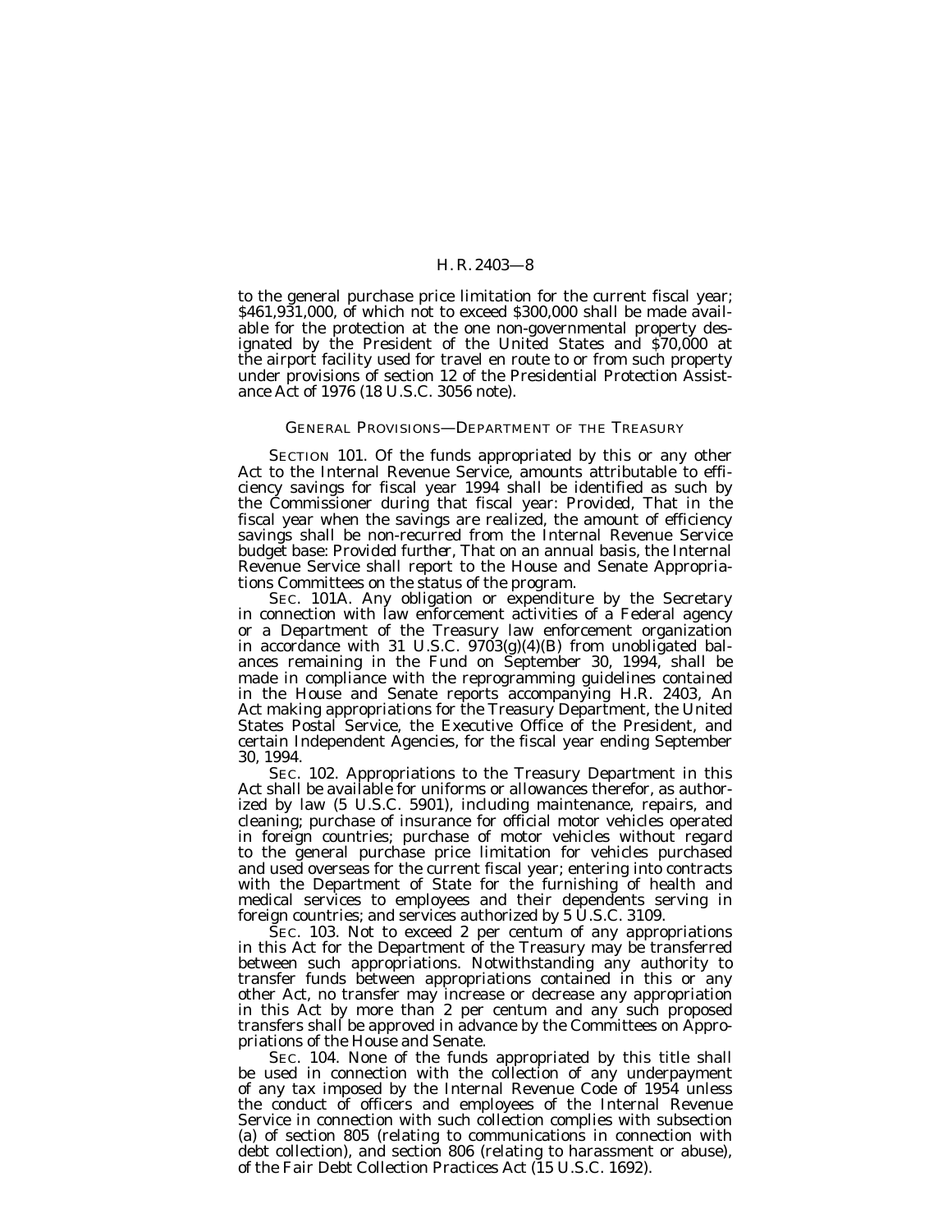to the general purchase price limitation for the current fiscal year; $461,931,000, of which not to exceed $300,000 shall be made available for the protection at the one non-governmental property designated by the President of the United States and $70,000 at the airport facility used for travel en route to or from such property under provisions of section 12 of the Presidential Protection Assistance Act of 1976 (18 U.S.C. 3056 note).

## GENERAL PROVISIONS—DEPARTMENT OF THE TREASURY

SECTION 101. Of the funds appropriated by this or any other Act to the Internal Revenue Service, amounts attributable to efficiency savings for fiscal year 1994 shall be identified as such by the Commissioner during that fiscal year: *Provided*, That in the fiscal year when the savings are realized, the amount of efficiency savings shall be non-recurred from the Internal Revenue Service budget base: *Provided further*, That on an annual basis, the Internal Revenue Service shall report to the House and Senate Appropriations Committees on the status of the program.

SEC. 101A. Any obligation or expenditure by the Secretary in connection with law enforcement activities of a Federal agency or a Department of the Treasury law enforcement organization in accordance with 31 U.S.C. 9703(g)(4)(B) from unobligated balances remaining in the Fund on September 30, 1994, shall be made in compliance with the reprogramming guidelines contained in the House and Senate reports accompanying H.R. 2403, An Act making appropriations for the Treasury Department, the United States Postal Service, the Executive Office of the President, and certain Independent Agencies, for the fiscal year ending September 30, 1994.

SEC. 102. Appropriations to the Treasury Department in this Act shall be available for uniforms or allowances therefor, as authorized by law (5 U.S.C. 5901), including maintenance, repairs, and cleaning; purchase of insurance for official motor vehicles operated in foreign countries; purchase of motor vehicles without regard to the general purchase price limitation for vehicles purchased and used overseas for the current fiscal year; entering into contracts with the Department of State for the furnishing of health and medical services to employees and their dependents serving in foreign countries; and services authorized by 5 U.S.C. 3109.

SEC. 103. Not to exceed 2 per centum of any appropriations in this Act for the Department of the Treasury may be transferred between such appropriations. Notwithstanding any authority to transfer funds between appropriations contained in this or any other Act, no transfer may increase or decrease any appropriation in this Act by more than 2 per centum and any such proposed transfers shall be approved in advance by the Committees on Appropriations of the House and Senate.

SEC. 104. None of the funds appropriated by this title shall be used in connection with the collection of any underpayment of any tax imposed by the Internal Revenue Code of 1954 unless the conduct of officers and employees of the Internal Revenue Service in connection with such collection complies with subsection (a) of section 805 (relating to communications in connection with debt collection), and section 806 (relating to harassment or abuse), of the Fair Debt Collection Practices Act (15 U.S.C. 1692).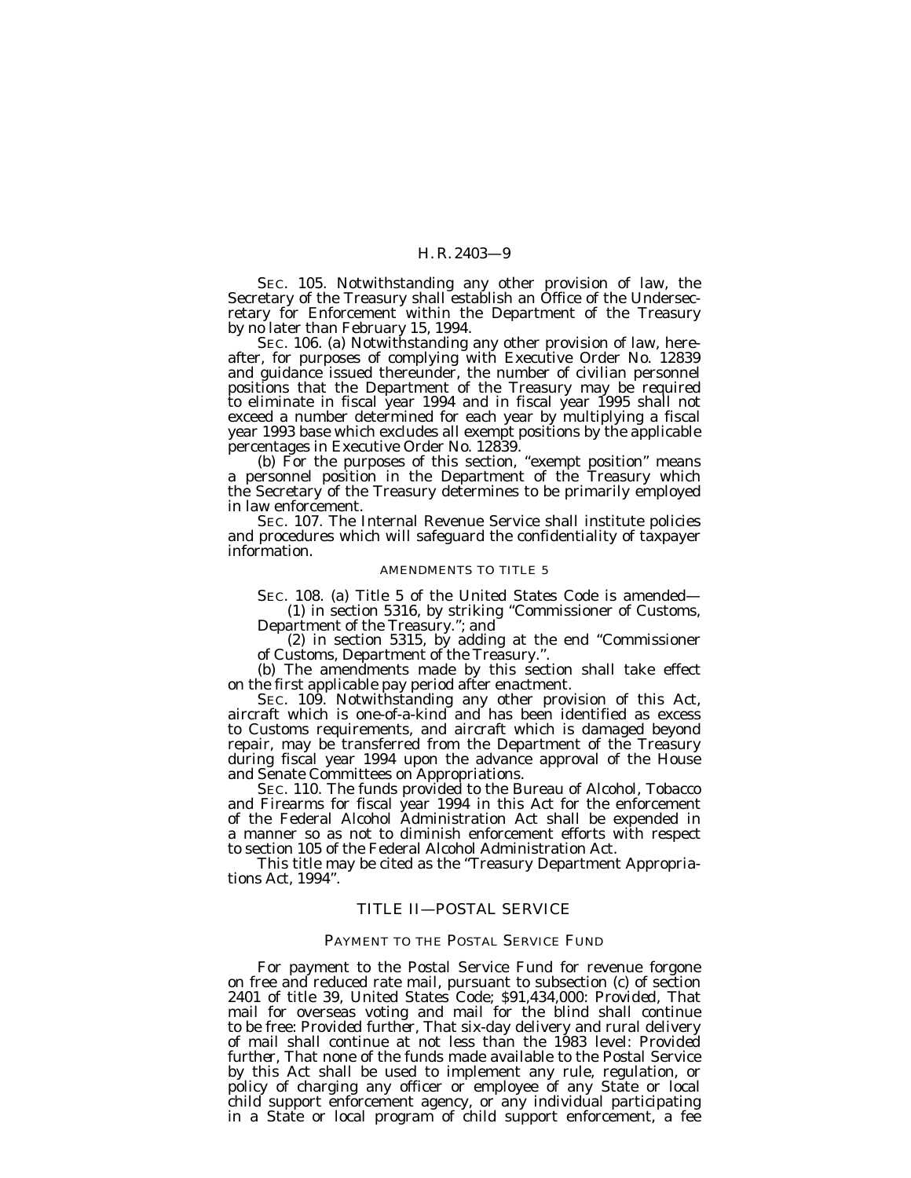SEC. 105. Notwithstanding any other provision of law, the Secretary of the Treasury shall establish an Office of the Undersecretary for Enforcement within the Department of the Treasury by no later than February 15, 1994.

SEC. 106. (a) Notwithstanding any other provision of law, hereafter, for purposes of complying with Executive Order No. 12839 and guidance issued thereunder, the number of civilian personnel positions that the Department of the Treasury may be required to eliminate in fiscal year 1994 and in fiscal year 1995 shall not exceed a number determined for each year by multiplying a fiscal year 1993 base which excludes all exempt positions by the applicable percentages in Executive Order No. 12839.

(b) For the purposes of this section, "exempt position" means a personnel position in the Department of the Treasury which the Secretary of the Treasury determines to be primarily employed in law enforcement.

SEC. 107. The Internal Revenue Service shall institute policies and procedures which will safeguard the confidentiality of taxpayer information.

AMENDMENTS TO TITLE 5

SEC. 108. (a) Title 5 of the United States Code is amended—

(1) in section 5316, by striking "Commissioner of Customs, Department of the Treasury."; and

(2) in section 5315, by adding at the end "Commissioner of Customs, Department of the Treasury.".

(b) The amendments made by this section shall take effect on the first applicable pay period after enactment.

SEC. 109. Notwithstanding any other provision of this Act, aircraft which is one-of-a-kind and has been identified as excess to Customs requirements, and aircraft which is damaged beyond repair, may be transferred from the Department of the Treasury during fiscal year 1994 upon the advance approval of the House and Senate Committees on Appropriations.

SEC. 110. The funds provided to the Bureau of Alcohol, Tobacco and Firearms for fiscal year 1994 in this Act for the enforcement of the Federal Alcohol Administration Act shall be expended in a manner so as not to diminish enforcement efforts with respect to section 105 of the Federal Alcohol Administration Act.

This title may be cited as the "Treasury Department Appropriations Act, 1994".

## TITLE II—POSTAL SERVICE

### PAYMENT TO THE POSTAL SERVICE FUND

For payment to the Postal Service Fund for revenue forgone on free and reduced rate mail, pursuant to subsection (c) of section 2401 of title 39, United States Code; $91,434,000: *Provided*, That mail for overseas voting and mail for the blind shall continue to be free: *Provided further*, That six-day delivery and rural delivery of mail shall continue at not less than the 1983 level: *Provided further*, That none of the funds made available to the Postal Service by this Act shall be used to implement any rule, regulation, or policy of charging any officer or employee of any State or local child support enforcement agency, or any individual participating in a State or local program of child support enforcement, a fee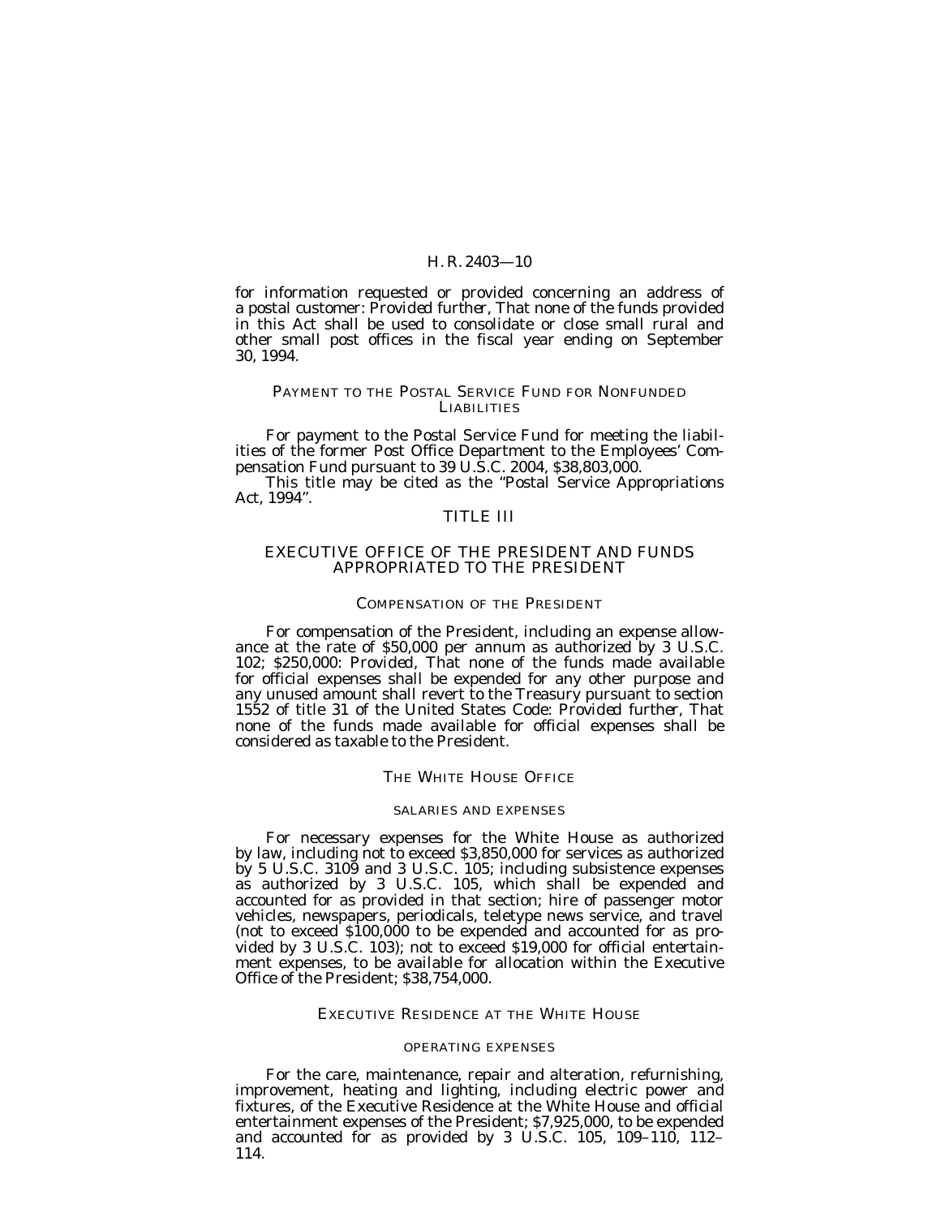for information requested or provided concerning an address of a postal customer: *Provided further*, That none of the funds provided in this Act shall be used to consolidate or close small rural and other small post offices in the fiscal year ending on September 30, 1994.

### PAYMENT TO THE POSTAL SERVICE FUND FOR NONFUNDED LIABILITIES

For payment to the Postal Service Fund for meeting the liabilities of the former Post Office Department to the Employees' Compensation Fund pursuant to 39 U.S.C. 2004, $38,803,000.

This title may be cited as the "Postal Service Appropriations Act, 1994".

## TITLE III

## EXECUTIVE OFFICE OF THE PRESIDENT AND FUNDS APPROPRIATED TO THE PRESIDENT

### COMPENSATION OF THE PRESIDENT

For compensation of the President, including an expense allowance at the rate of $50,000 per annum as authorized by 3 U.S.C. 102; $250,000: *Provided*, That none of the funds made available for official expenses shall be expended for any other purpose and any unused amount shall revert to the Treasury pursuant to section 1552 of title 31 of the United States Code: *Provided further*, That none of the funds made available for official expenses shall be considered as taxable to the President.

### THE WHITE HOUSE OFFICE

#### SALARIES AND EXPENSES

For necessary expenses for the White House as authorized by law, including not to exceed $3,850,000 for services as authorized by 5 U.S.C. 3109 and 3 U.S.C. 105; including subsistence expenses as authorized by 3 U.S.C. 105, which shall be expended and accounted for as provided in that section; hire of passenger motor vehicles, newspapers, periodicals, teletype news service, and travel (not to exceed $100,000 to be expended and accounted for as provided by 3 U.S.C. 103); not to exceed $19,000 for official entertainment expenses, to be available for allocation within the Executive Office of the President; $38,754,000.

### EXECUTIVE RESIDENCE AT THE WHITE HOUSE

#### OPERATING EXPENSES

For the care, maintenance, repair and alteration, refurnishing, improvement, heating and lighting, including electric power and fixtures, of the Executive Residence at the White House and official entertainment expenses of the President; $7,925,000, to be expended and accounted for as provided by 3 U.S.C. 105, 109–110, 112–114.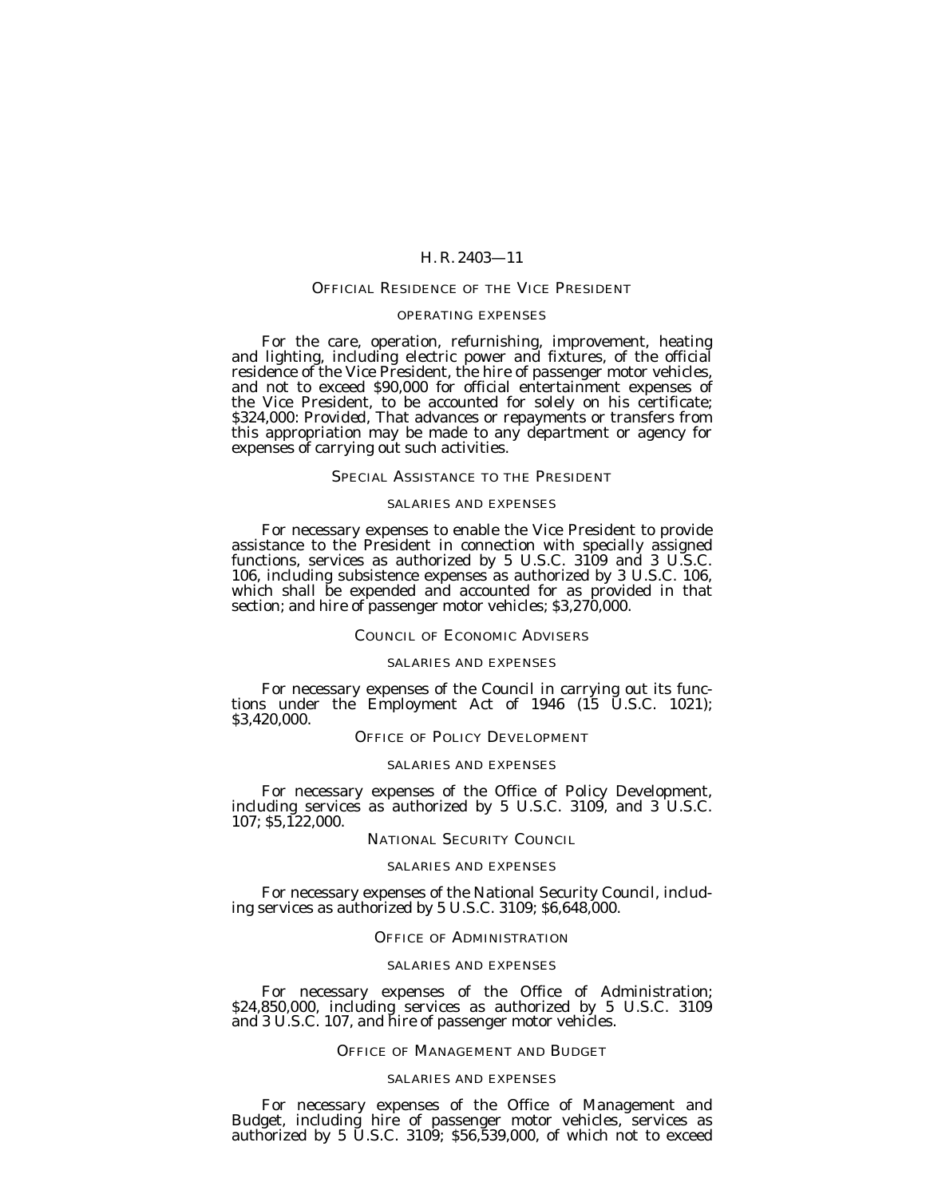## OFFICIAL RESIDENCE OF THE VICE PRESIDENT

### OPERATING EXPENSES

For the care, operation, refurnishing, improvement, heating and lighting, including electric power and fixtures, of the official residence of the Vice President, the hire of passenger motor vehicles, and not to exceed $90,000 for official entertainment expenses of the Vice President, to be accounted for solely on his certificate; $324,000: *Provided*, That advances or repayments or transfers from this appropriation may be made to any department or agency for expenses of carrying out such activities.

## SPECIAL ASSISTANCE TO THE PRESIDENT

### SALARIES AND EXPENSES

For necessary expenses to enable the Vice President to provide assistance to the President in connection with specially assigned functions, services as authorized by 5 U.S.C. 3109 and 3 U.S.C. 106, including subsistence expenses as authorized by 3 U.S.C. 106, which shall be expended and accounted for as provided in that section; and hire of passenger motor vehicles; $3,270,000.

## COUNCIL OF ECONOMIC ADVISERS

### SALARIES AND EXPENSES

For necessary expenses of the Council in carrying out its functions under the Employment Act of 1946 (15 U.S.C. 1021); $3,420,000.

## OFFICE OF POLICY DEVELOPMENT

### SALARIES AND EXPENSES

For necessary expenses of the Office of Policy Development, including services as authorized by 5 U.S.C. 3109, and 3 U.S.C. 107; $5,122,000.

## NATIONAL SECURITY COUNCIL

### SALARIES AND EXPENSES

For necessary expenses of the National Security Council, including services as authorized by 5 U.S.C. 3109; $6,648,000.

## OFFICE OF ADMINISTRATION

### SALARIES AND EXPENSES

For necessary expenses of the Office of Administration; $24,850,000, including services as authorized by 5 U.S.C. 3109 and 3 U.S.C. 107, and hire of passenger motor vehicles.

## OFFICE OF MANAGEMENT AND BUDGET

### SALARIES AND EXPENSES

For necessary expenses of the Office of Management and Budget, including hire of passenger motor vehicles, services as authorized by 5 U.S.C. 3109; $56,539,000, of which not to exceed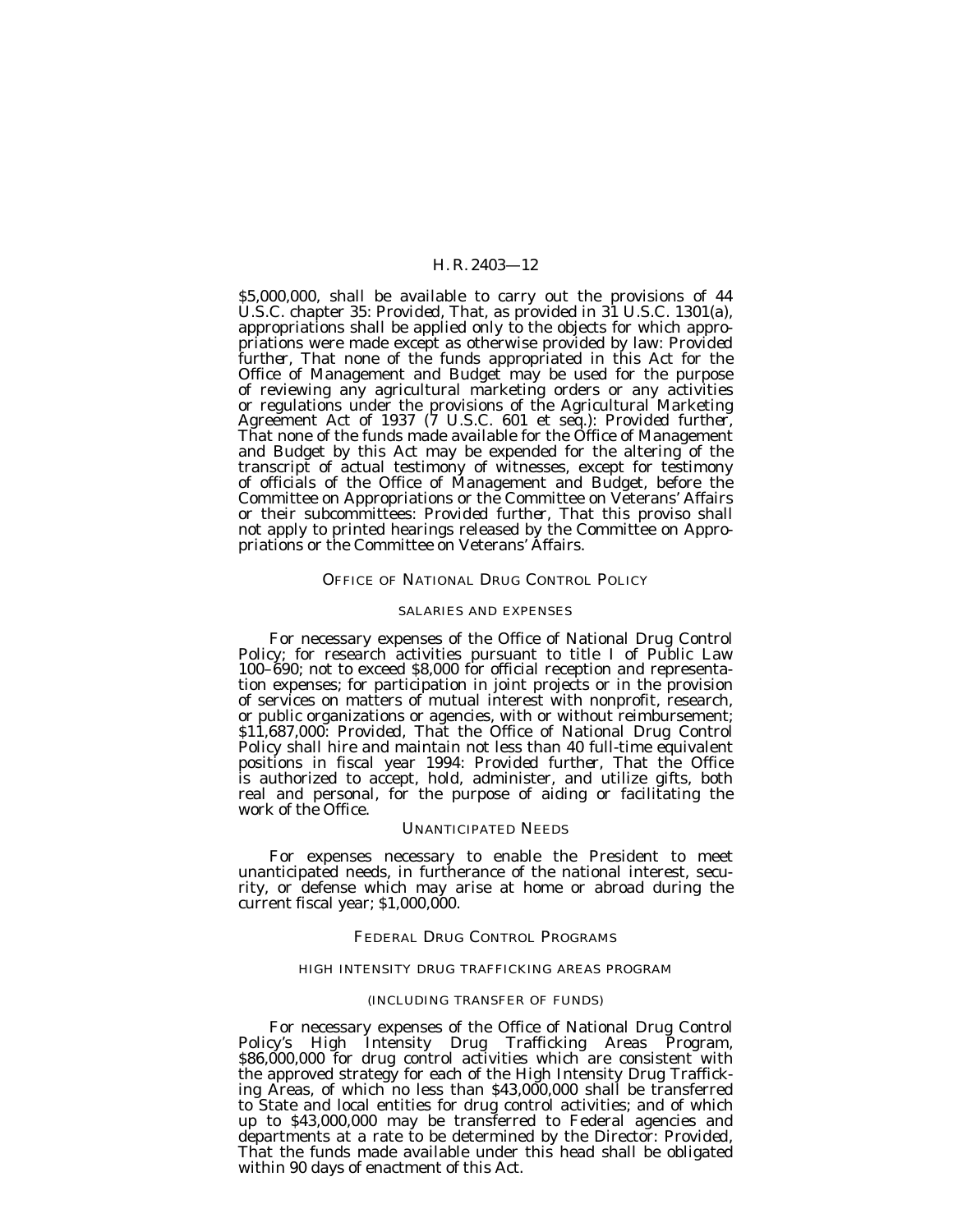$5,000,000, shall be available to carry out the provisions of 44 U.S.C. chapter 35: *Provided*, That, as provided in 31 U.S.C. 1301(a), appropriations shall be applied only to the objects for which appropriations were made except as otherwise provided by law: *Provided further*, That none of the funds appropriated in this Act for the Office of Management and Budget may be used for the purpose of reviewing any agricultural marketing orders or any activities or regulations under the provisions of the Agricultural Marketing Agreement Act of 1937 (7 U.S.C. 601 *et seq.*): *Provided further*, That none of the funds made available for the Office of Management and Budget by this Act may be expended for the altering of the transcript of actual testimony of witnesses, except for testimony of officials of the Office of Management and Budget, before the Committee on Appropriations or the Committee on Veterans' Affairs or their subcommittees: *Provided further*, That this proviso shall not apply to printed hearings released by the Committee on Appropriations or the Committee on Veterans' Affairs.

## OFFICE OF NATIONAL DRUG CONTROL POLICY

### SALARIES AND EXPENSES

For necessary expenses of the Office of National Drug Control Policy; for research activities pursuant to title I of Public Law 100–690; not to exceed $8,000 for official reception and representation expenses; for participation in joint projects or in the provision of services on matters of mutual interest with nonprofit, research, or public organizations or agencies, with or without reimbursement; $11,687,000: *Provided*, That the Office of National Drug Control Policy shall hire and maintain not less than 40 full-time equivalent positions in fiscal year 1994: *Provided further*, That the Office is authorized to accept, hold, administer, and utilize gifts, both real and personal, for the purpose of aiding or facilitating the work of the Office.

## UNANTICIPATED NEEDS

For expenses necessary to enable the President to meet unanticipated needs, in furtherance of the national interest, security, or defense which may arise at home or abroad during the current fiscal year; $1,000,000.

## FEDERAL DRUG CONTROL PROGRAMS

### HIGH INTENSITY DRUG TRAFFICKING AREAS PROGRAM

(INCLUDING TRANSFER OF FUNDS)

For necessary expenses of the Office of National Drug Control Policy's High Intensity Drug Trafficking Areas Program, $86,000,000 for drug control activities which are consistent with the approved strategy for each of the High Intensity Drug Trafficking Areas, of which no less than $43,000,000 shall be transferred to State and local entities for drug control activities; and of which up to $43,000,000 may be transferred to Federal agencies and departments at a rate to be determined by the Director: *Provided*, That the funds made available under this head shall be obligated within 90 days of enactment of this Act.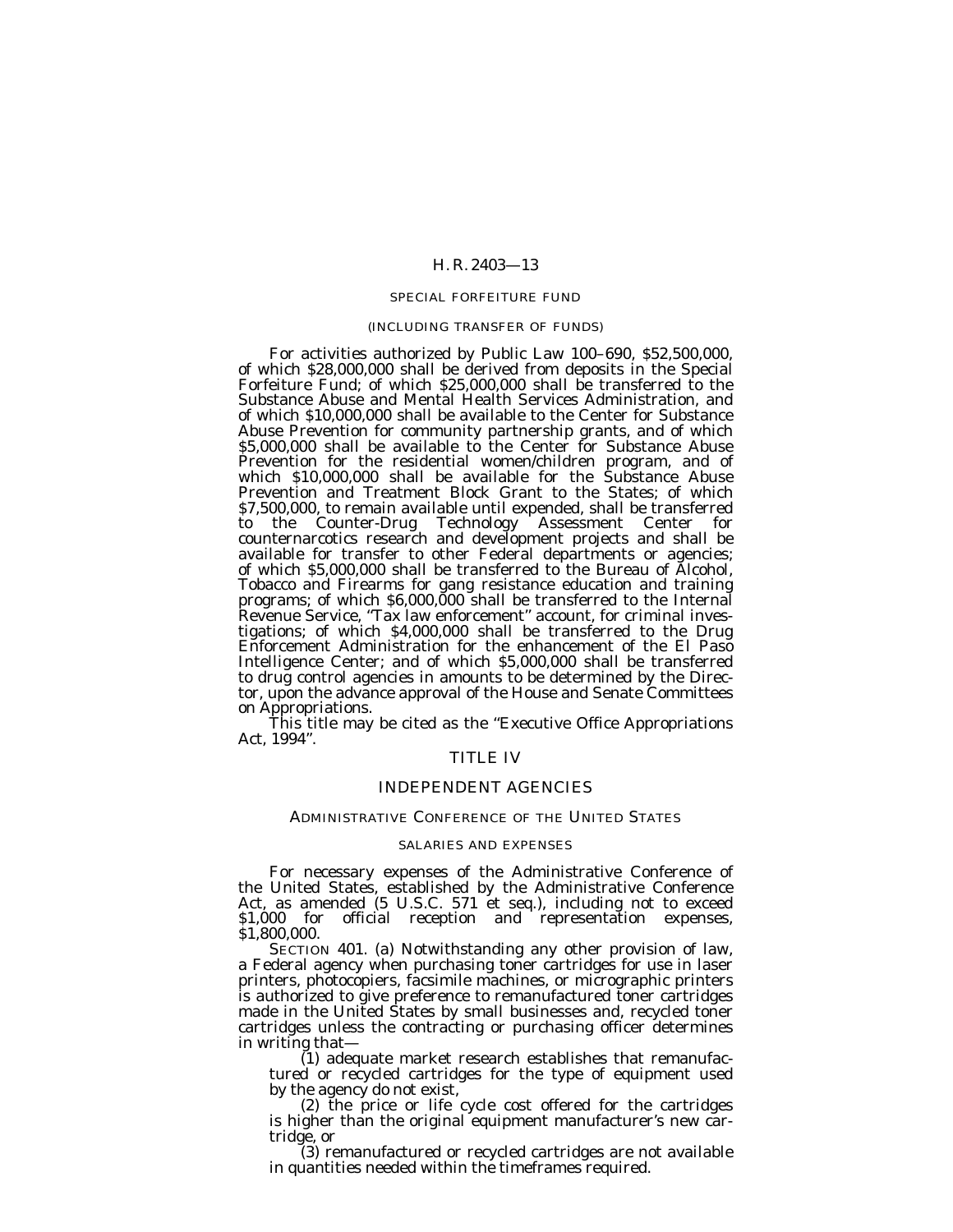SPECIAL FORFEITURE FUND

(INCLUDING TRANSFER OF FUNDS)

For activities authorized by Public Law 100–690, $52,500,000, of which $28,000,000 shall be derived from deposits in the Special Forfeiture Fund; of which $25,000,000 shall be transferred to the Substance Abuse and Mental Health Services Administration, and of which $10,000,000 shall be available to the Center for Substance Abuse Prevention for community partnership grants, and of which $5,000,000 shall be available to the Center for Substance Abuse Prevention for the residential women/children program, and of which $10,000,000 shall be available for the Substance Abuse Prevention and Treatment Block Grant to the States; of which $7,500,000, to remain available until expended, shall be transferred to the Counter-Drug Technology Assessment Center for counternarcotics research and development projects and shall be available for transfer to other Federal departments or agencies; of which $5,000,000 shall be transferred to the Bureau of Alcohol, Tobacco and Firearms for gang resistance education and training programs; of which $6,000,000 shall be transferred to the Internal Revenue Service, "Tax law enforcement" account, for criminal investigations; of which $4,000,000 shall be transferred to the Drug Enforcement Administration for the enhancement of the El Paso Intelligence Center; and of which $5,000,000 shall be transferred to drug control agencies in amounts to be determined by the Director, upon the advance approval of the House and Senate Committees on Appropriations.

This title may be cited as the "Executive Office Appropriations Act, 1994".

# TITLE IV

## INDEPENDENT AGENCIES

### ADMINISTRATIVE CONFERENCE OF THE UNITED STATES

SALARIES AND EXPENSES

For necessary expenses of the Administrative Conference of the United States, established by the Administrative Conference Act, as amended (5 U.S.C. 571 et seq.), including not to exceed $1,000 for official reception and representation expenses, $1,800,000.

SECTION 401. (a) Notwithstanding any other provision of law, a Federal agency when purchasing toner cartridges for use in laser printers, photocopiers, facsimile machines, or micrographic printers is authorized to give preference to remanufactured toner cartridges made in the United States by small businesses and, recycled toner cartridges unless the contracting or purchasing officer determines in writing that—

(1) adequate market research establishes that remanufactured or recycled cartridges for the type of equipment used by the agency do not exist,

(2) the price or life cycle cost offered for the cartridges is higher than the original equipment manufacturer's new cartridge, or

(3) remanufactured or recycled cartridges are not available in quantities needed within the timeframes required.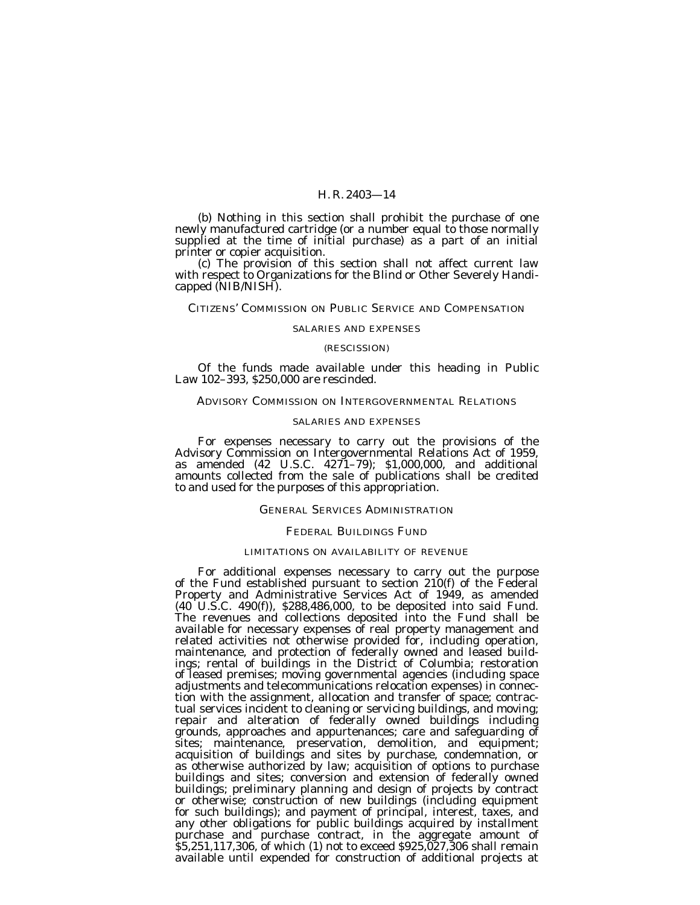(b) Nothing in this section shall prohibit the purchase of one newly manufactured cartridge (or a number equal to those normally supplied at the time of initial purchase) as a part of an initial printer or copier acquisition.

(c) The provision of this section shall not affect current law with respect to Organizations for the Blind or Other Severely Handicapped (NIB/NISH).

## CITIZENS' COMMISSION ON PUBLIC SERVICE AND COMPENSATION

### SALARIES AND EXPENSES

#### (RESCISSION)

Of the funds made available under this heading in Public Law 102–393, $250,000 are rescinded.

## ADVISORY COMMISSION ON INTERGOVERNMENTAL RELATIONS

### SALARIES AND EXPENSES

For expenses necessary to carry out the provisions of the Advisory Commission on Intergovernmental Relations Act of 1959, as amended (42 U.S.C. 4271–79); $1,000,000, and additional amounts collected from the sale of publications shall be credited to and used for the purposes of this appropriation.

## GENERAL SERVICES ADMINISTRATION

### FEDERAL BUILDINGS FUND

#### LIMITATIONS ON AVAILABILITY OF REVENUE

For additional expenses necessary to carry out the purpose of the Fund established pursuant to section 210(f) of the Federal Property and Administrative Services Act of 1949, as amended (40 U.S.C. 490(f)), $288,486,000, to be deposited into said Fund. The revenues and collections deposited into the Fund shall be available for necessary expenses of real property management and related activities not otherwise provided for, including operation, maintenance, and protection of federally owned and leased buildings; rental of buildings in the District of Columbia; restoration of leased premises; moving governmental agencies (including space adjustments and telecommunications relocation expenses) in connection with the assignment, allocation and transfer of space; contractual services incident to cleaning or servicing buildings, and moving; repair and alteration of federally owned buildings including grounds, approaches and appurtenances; care and safeguarding of sites; maintenance, preservation, demolition, and equipment; acquisition of buildings and sites by purchase, condemnation, or as otherwise authorized by law; acquisition of options to purchase buildings and sites; conversion and extension of federally owned buildings; preliminary planning and design of projects by contract or otherwise; construction of new buildings (including equipment for such buildings); and payment of principal, interest, taxes, and any other obligations for public buildings acquired by installment purchase and purchase contract, in the aggregate amount of $5,251,117,306, of which (1) not to exceed $925,027,306 shall remain available until expended for construction of additional projects at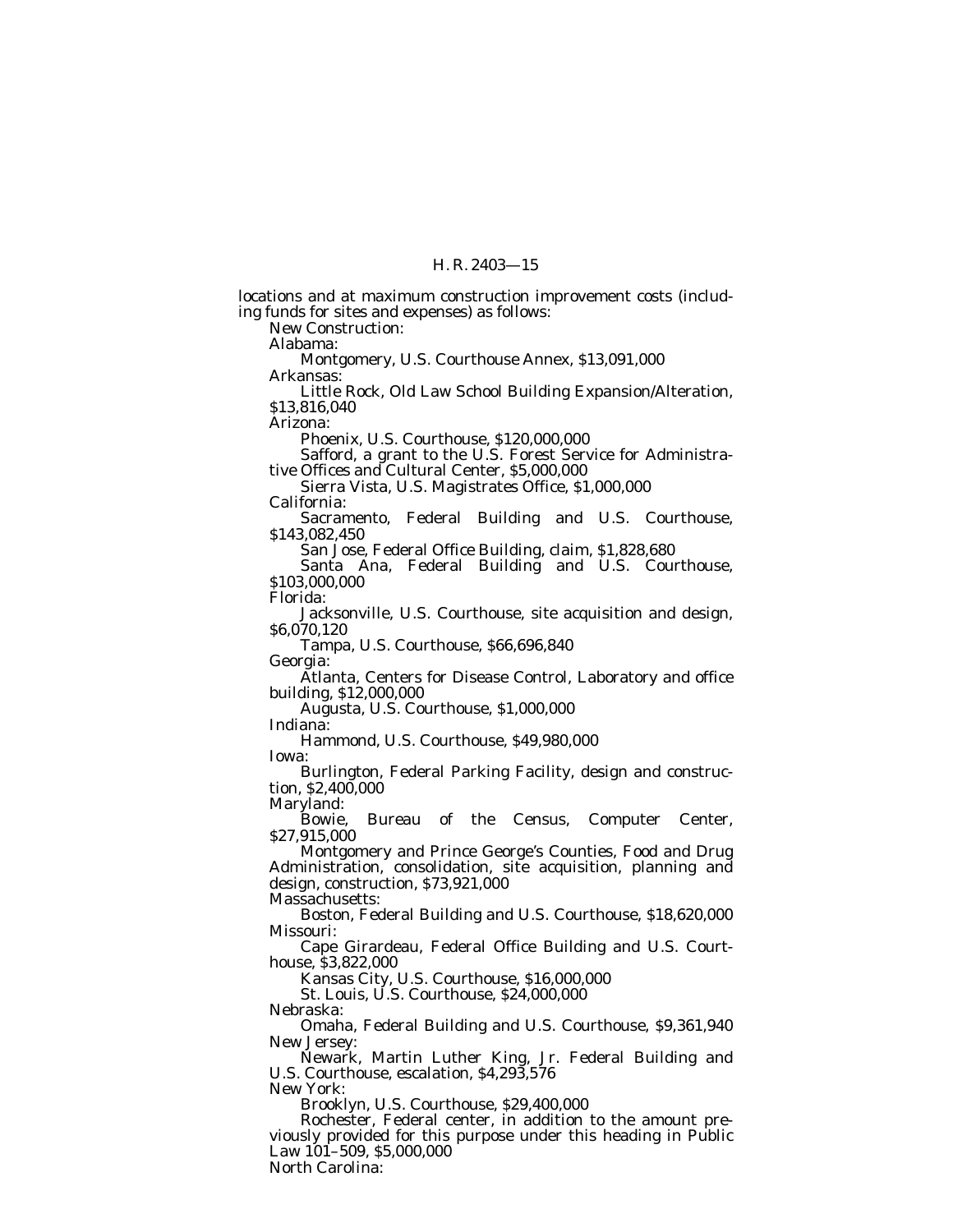locations and at maximum construction improvement costs (including funds for sites and expenses) as follows:

New Construction:

Alabama:

Montgomery, U.S. Courthouse Annex, $13,091,000

Arkansas:

Little Rock, Old Law School Building Expansion/Alteration, $13,816,040

Arizona:

Phoenix, U.S. Courthouse, $120,000,000

Safford, a grant to the U.S. Forest Service for Administrative Offices and Cultural Center, $5,000,000

Sierra Vista, U.S. Magistrates Office, $1,000,000

California:

Sacramento, Federal Building and U.S. Courthouse, $143,082,450

San Jose, Federal Office Building, claim, $1,828,680

Santa Ana, Federal Building and U.S. Courthouse, $103,000,000

Florida:

Jacksonville, U.S. Courthouse, site acquisition and design, $6,070,120

Tampa, U.S. Courthouse, $66,696,840

Georgia:

Atlanta, Centers for Disease Control, Laboratory and office building, $12,000,000

Augusta, U.S. Courthouse, $1,000,000

Indiana:

Hammond, U.S. Courthouse, $49,980,000

Iowa:

Burlington, Federal Parking Facility, design and construction, $2,400,000

Maryland:

Bowie, Bureau of the Census, Computer Center, $27,915,000

Montgomery and Prince George's Counties, Food and Drug Administration, consolidation, site acquisition, planning and design, construction, $73,921,000

Massachusetts:

Boston, Federal Building and U.S. Courthouse, $18,620,000

Missouri:

Cape Girardeau, Federal Office Building and U.S. Courthouse, $3,822,000

Kansas City, U.S. Courthouse, $16,000,000

St. Louis, U.S. Courthouse, $24,000,000

Nebraska:

Omaha, Federal Building and U.S. Courthouse, $9,361,940

New Jersey:

Newark, Martin Luther King, Jr. Federal Building and U.S. Courthouse, escalation, $4,293,576

New York:

Brooklyn, U.S. Courthouse, $29,400,000

Rochester, Federal center, in addition to the amount previously provided for this purpose under this heading in Public Law 101–509, $5,000,000

North Carolina: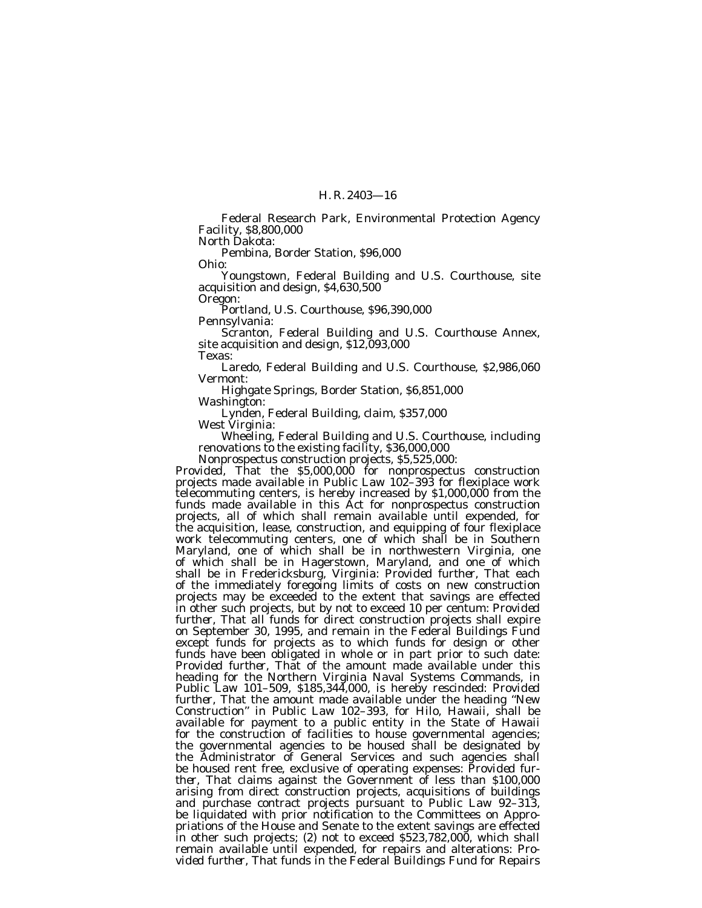Federal Research Park, Environmental Protection Agency Facility, $8,800,000

North Dakota:

Pembina, Border Station, $96,000

Ohio:

Youngstown, Federal Building and U.S. Courthouse, site acquisition and design, $4,630,500

Oregon:

Portland, U.S. Courthouse, $96,390,000

Pennsylvania:

Scranton, Federal Building and U.S. Courthouse Annex, site acquisition and design, $12,093,000

Texas:

Laredo, Federal Building and U.S. Courthouse, $2,986,060

Vermont:

Highgate Springs, Border Station, $6,851,000

Washington:

Lynden, Federal Building, claim, $357,000

West Virginia:

Wheeling, Federal Building and U.S. Courthouse, including renovations to the existing facility, $36,000,000

Nonprospectus construction projects, $5,525,000:

*Provided*, That the $5,000,000 for nonprospectus construction projects made available in Public Law 102–393 for flexiplace work telecommuting centers, is hereby increased by $1,000,000 from the funds made available in this Act for nonprospectus construction projects, all of which shall remain available until expended, for the acquisition, lease, construction, and equipping of four flexiplace work telecommuting centers, one of which shall be in Southern Maryland, one of which shall be in northwestern Virginia, one of which shall be in Hagerstown, Maryland, and one of which shall be in Fredericksburg, Virginia: *Provided further*, That each of the immediately foregoing limits of costs on new construction projects may be exceeded to the extent that savings are effected in other such projects, but by not to exceed 10 per centum: *Provided further*, That all funds for direct construction projects shall expire on September 30, 1995, and remain in the Federal Buildings Fund except funds for projects as to which funds for design or other funds have been obligated in whole or in part prior to such date: *Provided further*, That of the amount made available under this heading for the Northern Virginia Naval Systems Commands, in Public Law 101–509, $185,344,000, is hereby rescinded: *Provided further*, That the amount made available under the heading "New Construction" in Public Law 102–393, for Hilo, Hawaii, shall be available for payment to a public entity in the State of Hawaii for the construction of facilities to house governmental agencies; the governmental agencies to be housed shall be designated by the Administrator of General Services and such agencies shall be housed rent free, exclusive of operating expenses: *Provided further*, That claims against the Government of less than $100,000 arising from direct construction projects, acquisitions of buildings and purchase contract projects pursuant to Public Law 92–313, be liquidated with prior notification to the Committees on Appropriations of the House and Senate to the extent savings are effected in other such projects; (2) not to exceed $523,782,000, which shall remain available until expended, for repairs and alterations: *Provided further*, That funds in the Federal Buildings Fund for Repairs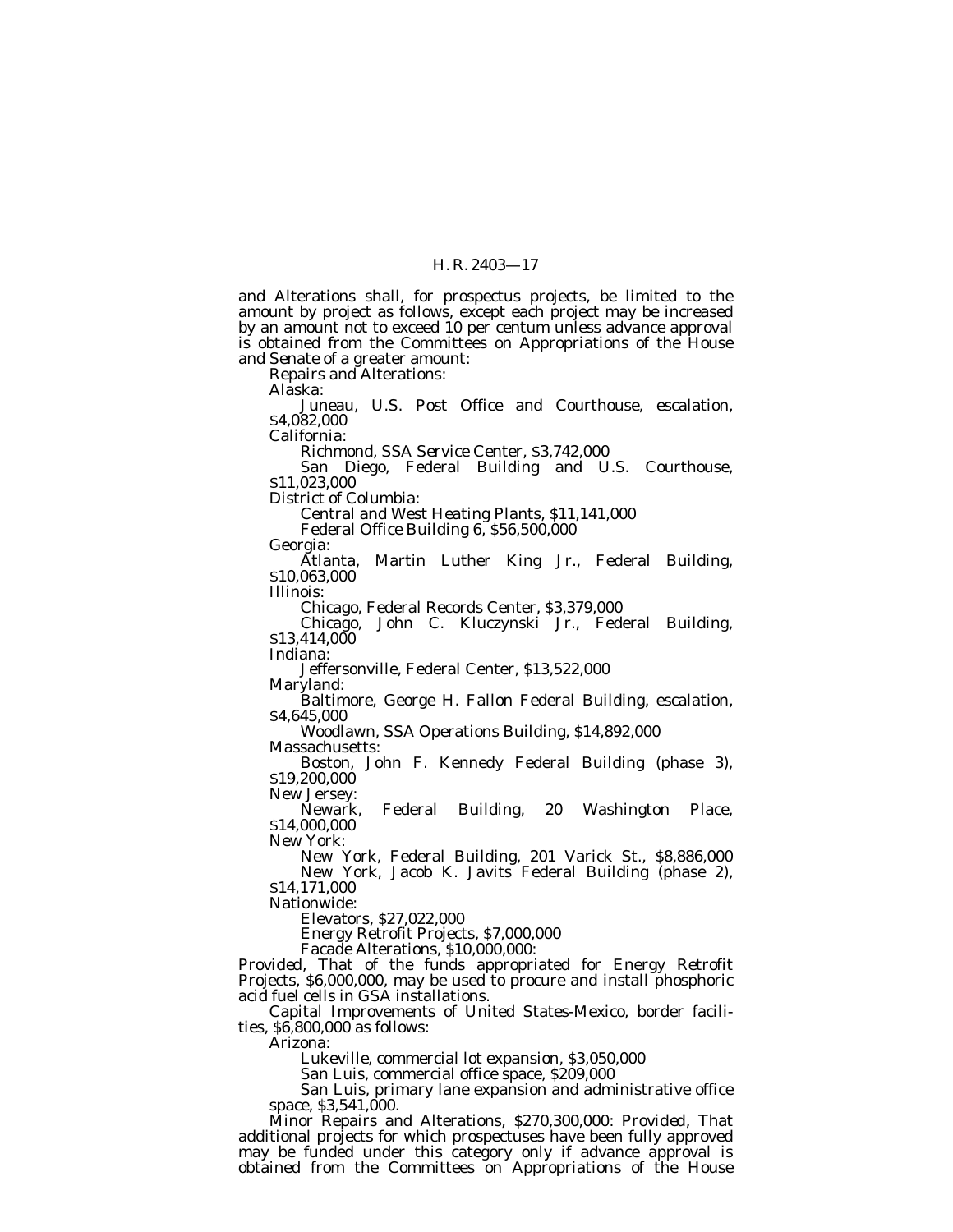and Alterations shall, for prospectus projects, be limited to the amount by project as follows, except each project may be increased by an amount not to exceed 10 per centum unless advance approval is obtained from the Committees on Appropriations of the House and Senate of a greater amount:

Repairs and Alterations:

Alaska:

Juneau, U.S. Post Office and Courthouse, escalation, $4,082,000

California:

Richmond, SSA Service Center, $3,742,000

San Diego, Federal Building and U.S. Courthouse, $11,023,000

District of Columbia:

Central and West Heating Plants, $11,141,000

Federal Office Building 6, $56,500,000

Georgia:

Atlanta, Martin Luther King Jr., Federal Building, $10,063,000

Illinois:

Chicago, Federal Records Center, $3,379,000

Chicago, John C. Kluczynski Jr., Federal Building, $13,414,000

Indiana:

Jeffersonville, Federal Center, $13,522,000

Maryland:

Baltimore, George H. Fallon Federal Building, escalation, $4,645,000

Woodlawn, SSA Operations Building, $14,892,000

Massachusetts:

Boston, John F. Kennedy Federal Building (phase 3), $19,200,000

New Jersey:

Newark, Federal Building, 20 Washington Place, $14,000,000

New York:

New York, Federal Building, 201 Varick St., $8,886,000

New York, Jacob K. Javits Federal Building (phase 2), $14,171,000

Nationwide:

Elevators, $27,022,000

Energy Retrofit Projects, $7,000,000

Facade Alterations, $10,000,000:

*Provided*, That of the funds appropriated for Energy Retrofit Projects, $6,000,000, may be used to procure and install phosphoric acid fuel cells in GSA installations.

Capital Improvements of United States-Mexico, border facilities, $6,800,000 as follows:

Arizona:

Lukeville, commercial lot expansion, $3,050,000

San Luis, commercial office space, $209,000

San Luis, primary lane expansion and administrative office space, $3,541,000.

Minor Repairs and Alterations, $270,300,000: *Provided*, That additional projects for which prospectuses have been fully approved may be funded under this category only if advance approval is obtained from the Committees on Appropriations of the House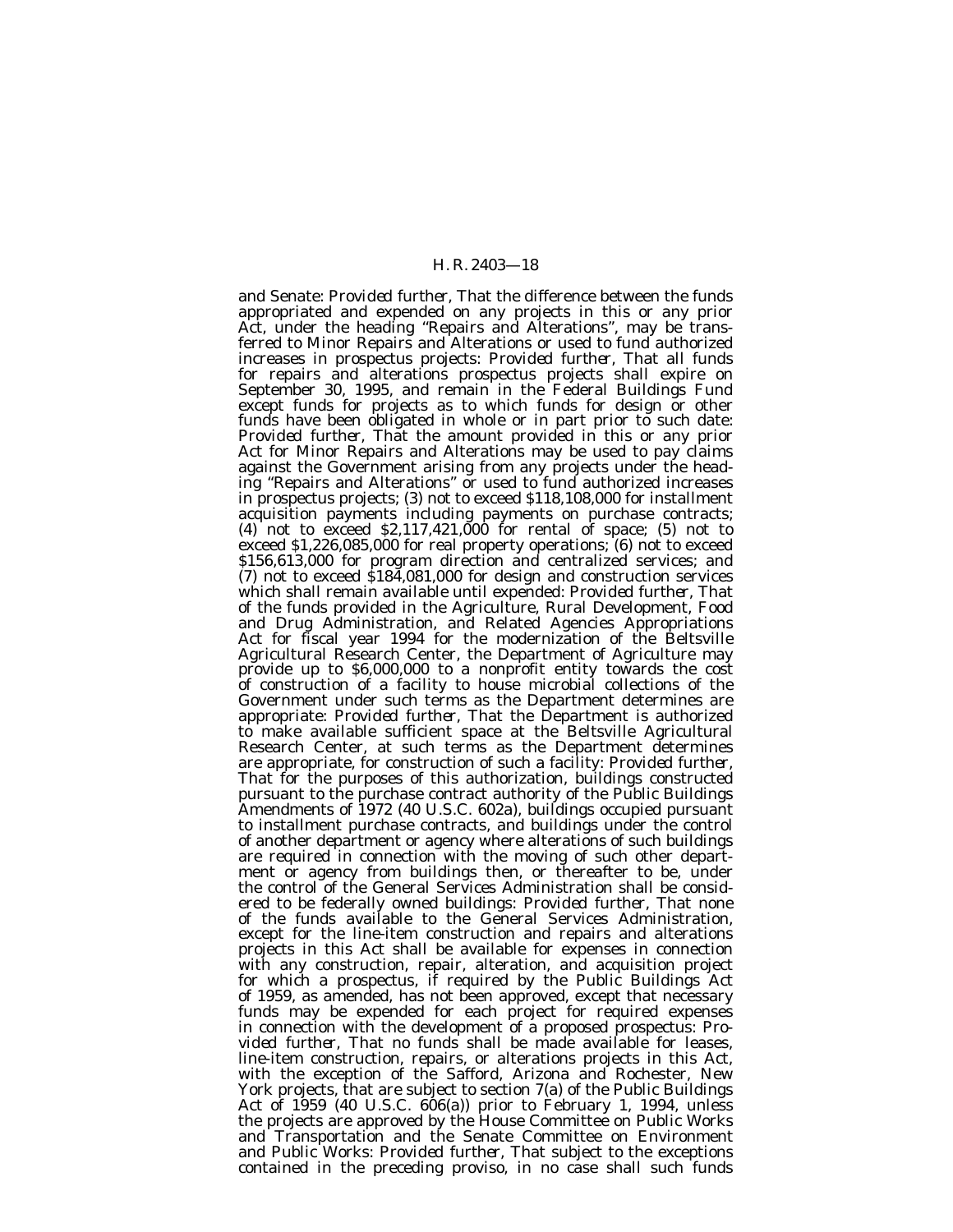and Senate: *Provided further*, That the difference between the funds appropriated and expended on any projects in this or any prior Act, under the heading "Repairs and Alterations", may be transferred to Minor Repairs and Alterations or used to fund authorized increases in prospectus projects: *Provided further*, That all funds for repairs and alterations prospectus projects shall expire on September 30, 1995, and remain in the Federal Buildings Fund except funds for projects as to which funds for design or other funds have been obligated in whole or in part prior to such date: *Provided further*, That the amount provided in this or any prior Act for Minor Repairs and Alterations may be used to pay claims against the Government arising from any projects under the heading "Repairs and Alterations" or used to fund authorized increases in prospectus projects; (3) not to exceed $118,108,000 for installment acquisition payments including payments on purchase contracts; (4) not to exceed $2,117,421,000 for rental of space; (5) not to exceed $1,226,085,000 for real property operations; (6) not to exceed $156,613,000 for program direction and centralized services; and (7) not to exceed $184,081,000 for design and construction services which shall remain available until expended: *Provided further*, That of the funds provided in the Agriculture, Rural Development, Food and Drug Administration, and Related Agencies Appropriations Act for fiscal year 1994 for the modernization of the Beltsville Agricultural Research Center, the Department of Agriculture may provide up to $6,000,000 to a nonprofit entity towards the cost of construction of a facility to house microbial collections of the Government under such terms as the Department determines are appropriate: *Provided further*, That the Department is authorized to make available sufficient space at the Beltsville Agricultural Research Center, at such terms as the Department determines are appropriate, for construction of such a facility: *Provided further*, That for the purposes of this authorization, buildings constructed pursuant to the purchase contract authority of the Public Buildings Amendments of 1972 (40 U.S.C. 602a), buildings occupied pursuant to installment purchase contracts, and buildings under the control of another department or agency where alterations of such buildings are required in connection with the moving of such other department or agency from buildings then, or thereafter to be, under the control of the General Services Administration shall be considered to be federally owned buildings: *Provided further*, That none of the funds available to the General Services Administration, except for the line-item construction and repairs and alterations projects in this Act shall be available for expenses in connection with any construction, repair, alteration, and acquisition project for which a prospectus, if required by the Public Buildings Act of 1959, as amended, has not been approved, except that necessary funds may be expended for each project for required expenses in connection with the development of a proposed prospectus: *Provided further*, That no funds shall be made available for leases, line-item construction, repairs, or alterations projects in this Act, with the exception of the Safford, Arizona and Rochester, New York projects, that are subject to section 7(a) of the Public Buildings Act of 1959 (40 U.S.C. 606(a)) prior to February 1, 1994, unless the projects are approved by the House Committee on Public Works and Transportation and the Senate Committee on Environment and Public Works: *Provided further*, That subject to the exceptions contained in the preceding proviso, in no case shall such funds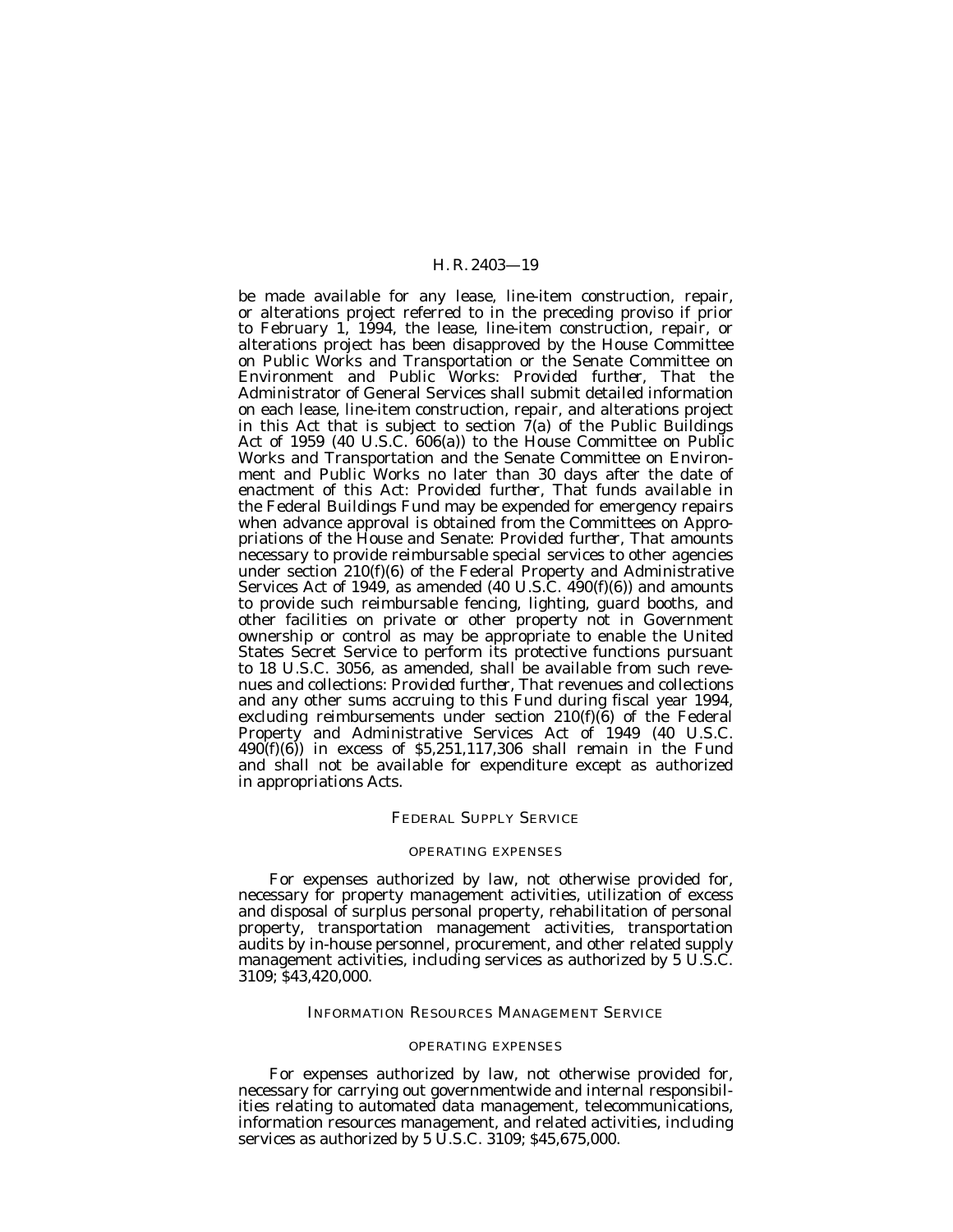be made available for any lease, line-item construction, repair, or alterations project referred to in the preceding proviso if prior to February 1, 1994, the lease, line-item construction, repair, or alterations project has been disapproved by the House Committee on Public Works and Transportation or the Senate Committee on Environment and Public Works: *Provided further*, That the Administrator of General Services shall submit detailed information on each lease, line-item construction, repair, and alterations project in this Act that is subject to section 7(a) of the Public Buildings Act of 1959 (40 U.S.C. 606(a)) to the House Committee on Public Works and Transportation and the Senate Committee on Environment and Public Works no later than 30 days after the date of enactment of this Act: *Provided further*, That funds available in the Federal Buildings Fund may be expended for emergency repairs when advance approval is obtained from the Committees on Appropriations of the House and Senate: *Provided further*, That amounts necessary to provide reimbursable special services to other agencies under section 210(f)(6) of the Federal Property and Administrative Services Act of 1949, as amended (40 U.S.C. 490(f)(6)) and amounts to provide such reimbursable fencing, lighting, guard booths, and other facilities on private or other property not in Government ownership or control as may be appropriate to enable the United States Secret Service to perform its protective functions pursuant to 18 U.S.C. 3056, as amended, shall be available from such revenues and collections: *Provided further*, That revenues and collections and any other sums accruing to this Fund during fiscal year 1994, excluding reimbursements under section 210(f)(6) of the Federal Property and Administrative Services Act of 1949 (40 U.S.C. 490(f)(6)) in excess of $5,251,117,306 shall remain in the Fund and shall not be available for expenditure except as authorized in appropriations Acts.

## FEDERAL SUPPLY SERVICE

### OPERATING EXPENSES

For expenses authorized by law, not otherwise provided for, necessary for property management activities, utilization of excess and disposal of surplus personal property, rehabilitation of personal property, transportation management activities, transportation audits by in-house personnel, procurement, and other related supply management activities, including services as authorized by 5 U.S.C. 3109; $43,420,000.

## INFORMATION RESOURCES MANAGEMENT SERVICE

### OPERATING EXPENSES

For expenses authorized by law, not otherwise provided for, necessary for carrying out governmentwide and internal responsibilities relating to automated data management, telecommunications, information resources management, and related activities, including services as authorized by 5 U.S.C. 3109; $45,675,000.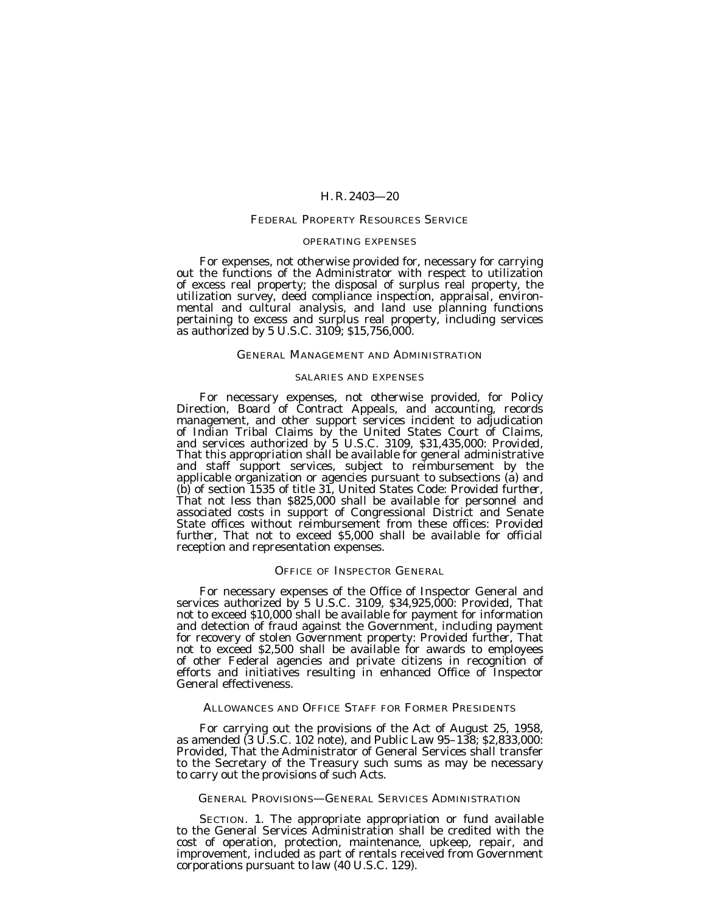## FEDERAL PROPERTY RESOURCES SERVICE

### OPERATING EXPENSES

For expenses, not otherwise provided for, necessary for carrying out the functions of the Administrator with respect to utilization of excess real property; the disposal of surplus real property, the utilization survey, deed compliance inspection, appraisal, environmental and cultural analysis, and land use planning functions pertaining to excess and surplus real property, including services as authorized by 5 U.S.C. 3109; $15,756,000.

## GENERAL MANAGEMENT AND ADMINISTRATION

### SALARIES AND EXPENSES

For necessary expenses, not otherwise provided, for Policy Direction, Board of Contract Appeals, and accounting, records management, and other support services incident to adjudication of Indian Tribal Claims by the United States Court of Claims, and services authorized by 5 U.S.C. 3109, $31,435,000: *Provided*, That this appropriation shall be available for general administrative and staff support services, subject to reimbursement by the applicable organization or agencies pursuant to subsections (a) and (b) of section 1535 of title 31, United States Code: *Provided further*, That not less than $825,000 shall be available for personnel and associated costs in support of Congressional District and Senate State offices without reimbursement from these offices: *Provided further*, That not to exceed $5,000 shall be available for official reception and representation expenses.

## OFFICE OF INSPECTOR GENERAL

For necessary expenses of the Office of Inspector General and services authorized by 5 U.S.C. 3109, $34,925,000: *Provided*, That not to exceed $10,000 shall be available for payment for information and detection of fraud against the Government, including payment for recovery of stolen Government property: *Provided further*, That not to exceed $2,500 shall be available for awards to employees of other Federal agencies and private citizens in recognition of efforts and initiatives resulting in enhanced Office of Inspector General effectiveness.

## ALLOWANCES AND OFFICE STAFF FOR FORMER PRESIDENTS

For carrying out the provisions of the Act of August 25, 1958, as amended (3 U.S.C. 102 note), and Public Law 95–138; $2,833,000: *Provided*, That the Administrator of General Services shall transfer to the Secretary of the Treasury such sums as may be necessary to carry out the provisions of such Acts.

## GENERAL PROVISIONS—GENERAL SERVICES ADMINISTRATION

SECTION. 1. The appropriate appropriation or fund available to the General Services Administration shall be credited with the cost of operation, protection, maintenance, upkeep, repair, and improvement, included as part of rentals received from Government corporations pursuant to law (40 U.S.C. 129).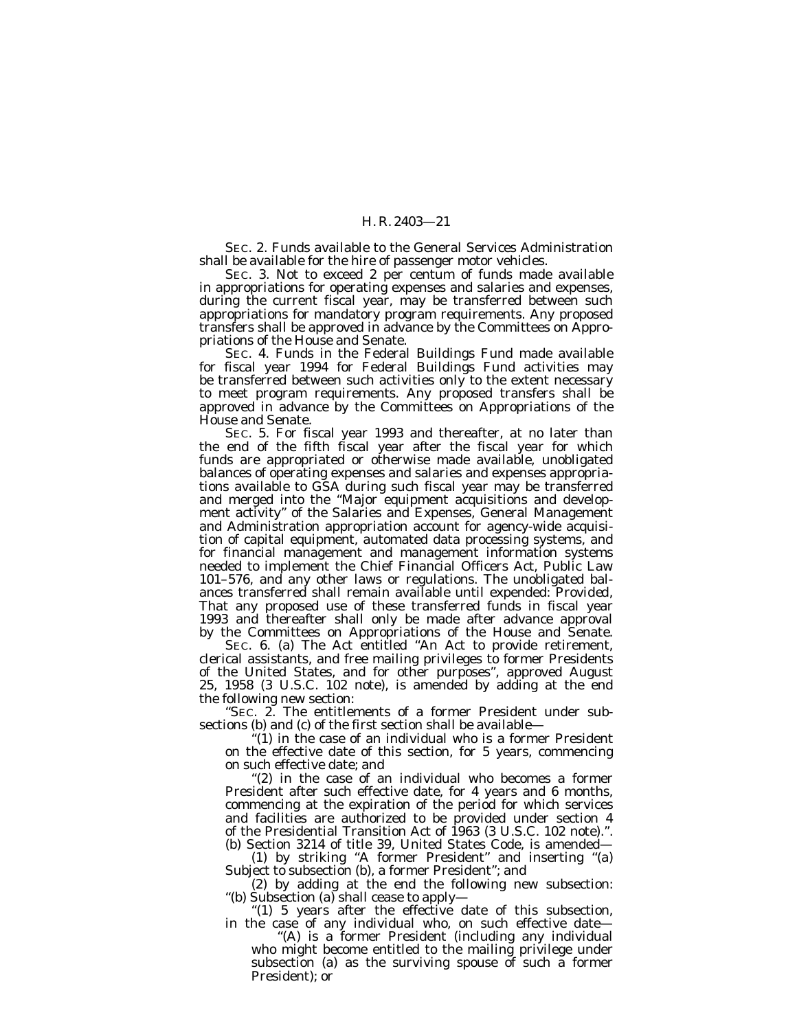SEC. 2. Funds available to the General Services Administration shall be available for the hire of passenger motor vehicles.

SEC. 3. Not to exceed 2 per centum of funds made available in appropriations for operating expenses and salaries and expenses, during the current fiscal year, may be transferred between such appropriations for mandatory program requirements. Any proposed transfers shall be approved in advance by the Committees on Appropriations of the House and Senate.

SEC. 4. Funds in the Federal Buildings Fund made available for fiscal year 1994 for Federal Buildings Fund activities may be transferred between such activities only to the extent necessary to meet program requirements. Any proposed transfers shall be approved in advance by the Committees on Appropriations of the House and Senate.

SEC. 5. For fiscal year 1993 and thereafter, at no later than the end of the fifth fiscal year after the fiscal year for which funds are appropriated or otherwise made available, unobligated balances of operating expenses and salaries and expenses appropriations available to GSA during such fiscal year may be transferred and merged into the "Major equipment acquisitions and development activity" of the Salaries and Expenses, General Management and Administration appropriation account for agency-wide acquisition of capital equipment, automated data processing systems, and for financial management and management information systems needed to implement the Chief Financial Officers Act, Public Law 101–576, and any other laws or regulations. The unobligated balances transferred shall remain available until expended: *Provided*, That any proposed use of these transferred funds in fiscal year 1993 and thereafter shall only be made after advance approval by the Committees on Appropriations of the House and Senate.

SEC. 6. (a) The Act entitled "An Act to provide retirement, clerical assistants, and free mailing privileges to former Presidents of the United States, and for other purposes", approved August 25, 1958 (3 U.S.C. 102 note), is amended by adding at the end the following new section:

"SEC. 2. The entitlements of a former President under subsections (b) and (c) of the first section shall be available—

"(1) in the case of an individual who is a former President on the effective date of this section, for 5 years, commencing on such effective date; and

"(2) in the case of an individual who becomes a former President after such effective date, for 4 years and 6 months, commencing at the expiration of the period for which services and facilities are authorized to be provided under section 4 of the Presidential Transition Act of 1963 (3 U.S.C. 102 note).".

(b) Section 3214 of title 39, United States Code, is amended—

(1) by striking "A former President" and inserting "(a) Subject to subsection (b), a former President"; and

(2) by adding at the end the following new subsection:

"(b) Subsection (a) shall cease to apply—

"(1) 5 years after the effective date of this subsection, in the case of any individual who, on such effective date—

"(A) is a former President (including any individual who might become entitled to the mailing privilege under subsection (a) as the surviving spouse of such a former President); or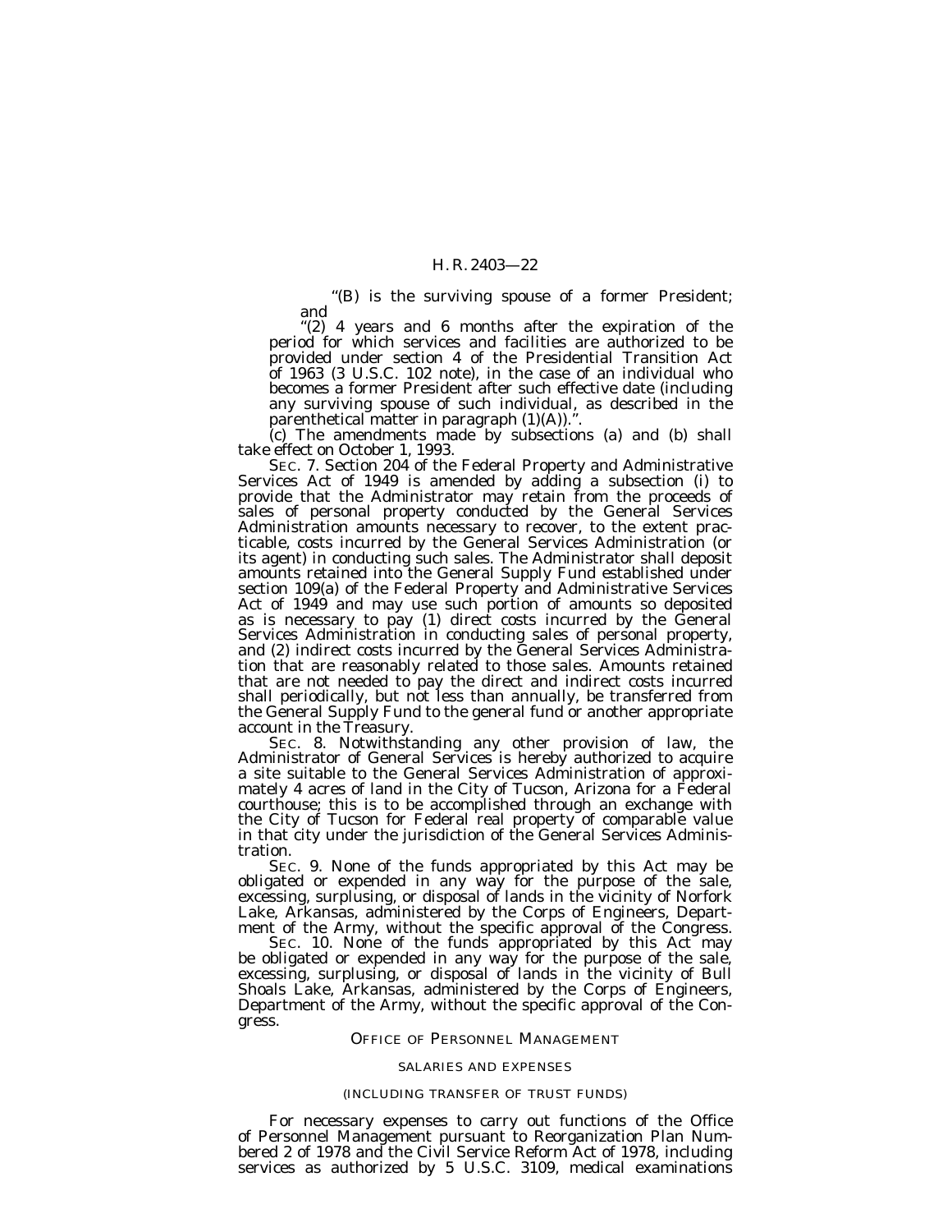"(B) is the surviving spouse of a former President; and

"(2) 4 years and 6 months after the expiration of the period for which services and facilities are authorized to be provided under section 4 of the Presidential Transition Act of 1963 (3 U.S.C. 102 note), in the case of an individual who becomes a former President after such effective date (including any surviving spouse of such individual, as described in the parenthetical matter in paragraph (1)(A)).".

(c) The amendments made by subsections (a) and (b) shall take effect on October 1, 1993.

SEC. 7. Section 204 of the Federal Property and Administrative Services Act of 1949 is amended by adding a subsection (i) to provide that the Administrator may retain from the proceeds of sales of personal property conducted by the General Services Administration amounts necessary to recover, to the extent practicable, costs incurred by the General Services Administration (or its agent) in conducting such sales. The Administrator shall deposit amounts retained into the General Supply Fund established under section 109(a) of the Federal Property and Administrative Services Act of 1949 and may use such portion of amounts so deposited as is necessary to pay (1) direct costs incurred by the General Services Administration in conducting sales of personal property, and (2) indirect costs incurred by the General Services Administration that are reasonably related to those sales. Amounts retained that are not needed to pay the direct and indirect costs incurred shall periodically, but not less than annually, be transferred from the General Supply Fund to the general fund or another appropriate account in the Treasury.

SEC. 8. Notwithstanding any other provision of law, the Administrator of General Services is hereby authorized to acquire a site suitable to the General Services Administration of approximately 4 acres of land in the City of Tucson, Arizona for a Federal courthouse; this is to be accomplished through an exchange with the City of Tucson for Federal real property of comparable value in that city under the jurisdiction of the General Services Administration.

SEC. 9. None of the funds appropriated by this Act may be obligated or expended in any way for the purpose of the sale, excessing, surplusing, or disposal of lands in the vicinity of Norfork Lake, Arkansas, administered by the Corps of Engineers, Department of the Army, without the specific approval of the Congress.

SEC. 10. None of the funds appropriated by this Act may be obligated or expended in any way for the purpose of the sale, excessing, surplusing, or disposal of lands in the vicinity of Bull Shoals Lake, Arkansas, administered by the Corps of Engineers, Department of the Army, without the specific approval of the Congress.

## OFFICE OF PERSONNEL MANAGEMENT

### SALARIES AND EXPENSES

#### (INCLUDING TRANSFER OF TRUST FUNDS)

For necessary expenses to carry out functions of the Office of Personnel Management pursuant to Reorganization Plan Numbered 2 of 1978 and the Civil Service Reform Act of 1978, including services as authorized by 5 U.S.C. 3109, medical examinations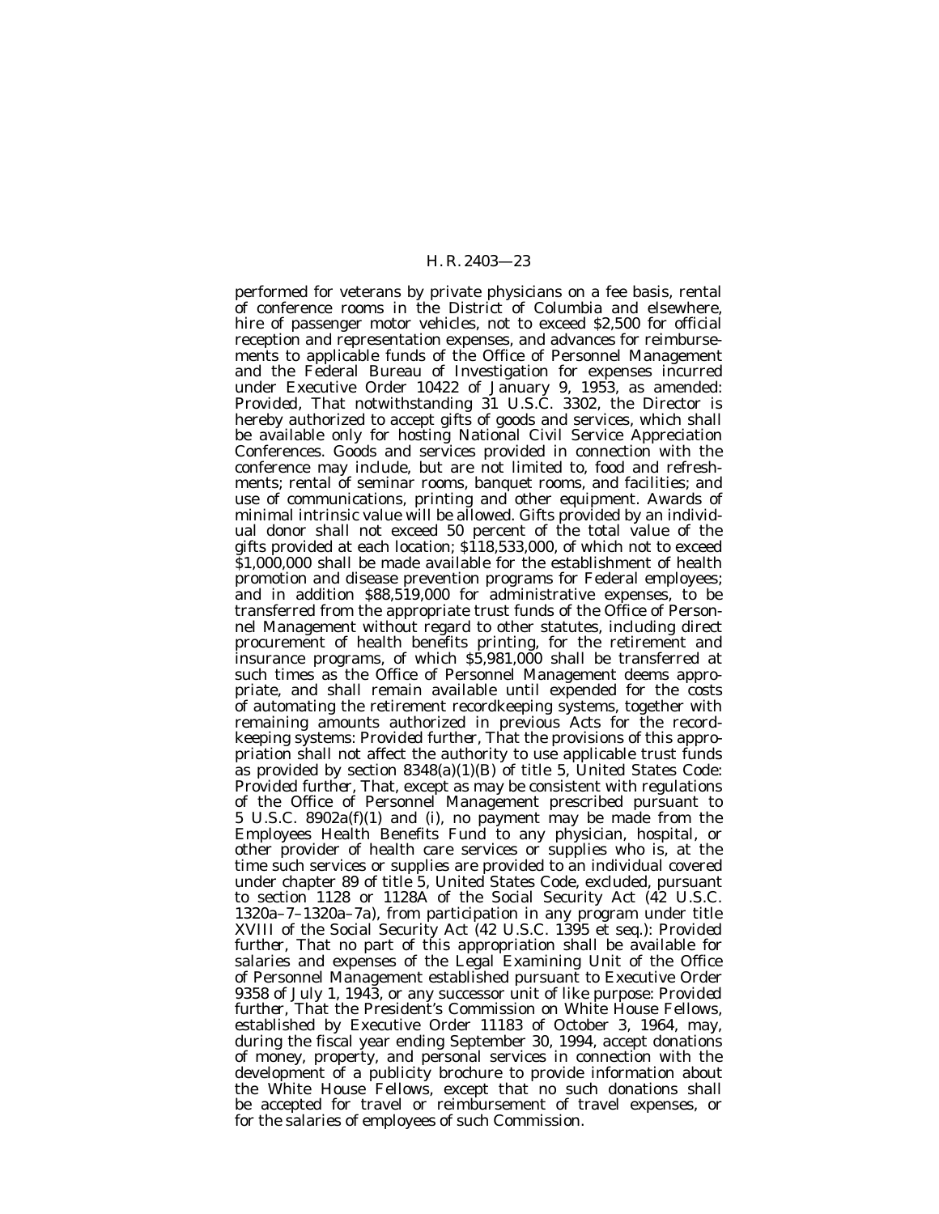performed for veterans by private physicians on a fee basis, rental of conference rooms in the District of Columbia and elsewhere, hire of passenger motor vehicles, not to exceed $2,500 for official reception and representation expenses, and advances for reimbursements to applicable funds of the Office of Personnel Management and the Federal Bureau of Investigation for expenses incurred under Executive Order 10422 of January 9, 1953, as amended: *Provided*, That notwithstanding 31 U.S.C. 3302, the Director is hereby authorized to accept gifts of goods and services, which shall be available only for hosting National Civil Service Appreciation Conferences. Goods and services provided in connection with the conference may include, but are not limited to, food and refreshments; rental of seminar rooms, banquet rooms, and facilities; and use of communications, printing and other equipment. Awards of minimal intrinsic value will be allowed. Gifts provided by an individual donor shall not exceed 50 percent of the total value of the gifts provided at each location; $118,533,000, of which not to exceed $1,000,000 shall be made available for the establishment of health promotion and disease prevention programs for Federal employees; and in addition $88,519,000 for administrative expenses, to be transferred from the appropriate trust funds of the Office of Personnel Management without regard to other statutes, including direct procurement of health benefits printing, for the retirement and insurance programs, of which $5,981,000 shall be transferred at such times as the Office of Personnel Management deems appropriate, and shall remain available until expended for the costs of automating the retirement recordkeeping systems, together with remaining amounts authorized in previous Acts for the recordkeeping systems: *Provided further*, That the provisions of this appropriation shall not affect the authority to use applicable trust funds as provided by section 8348(a)(1)(B) of title 5, United States Code: *Provided further*, That, except as may be consistent with regulations of the Office of Personnel Management prescribed pursuant to 5 U.S.C. 8902a(f)(1) and (i), no payment may be made from the Employees Health Benefits Fund to any physician, hospital, or other provider of health care services or supplies who is, at the time such services or supplies are provided to an individual covered under chapter 89 of title 5, United States Code, excluded, pursuant to section 1128 or 1128A of the Social Security Act (42 U.S.C. 1320a–7–1320a–7a), from participation in any program under title XVIII of the Social Security Act (42 U.S.C. 1395 et seq.): *Provided further*, That no part of this appropriation shall be available for salaries and expenses of the Legal Examining Unit of the Office of Personnel Management established pursuant to Executive Order 9358 of July 1, 1943, or any successor unit of like purpose: *Provided further*, That the President's Commission on White House Fellows, established by Executive Order 11183 of October 3, 1964, may, during the fiscal year ending September 30, 1994, accept donations of money, property, and personal services in connection with the development of a publicity brochure to provide information about the White House Fellows, except that no such donations shall be accepted for travel or reimbursement of travel expenses, or for the salaries of employees of such Commission.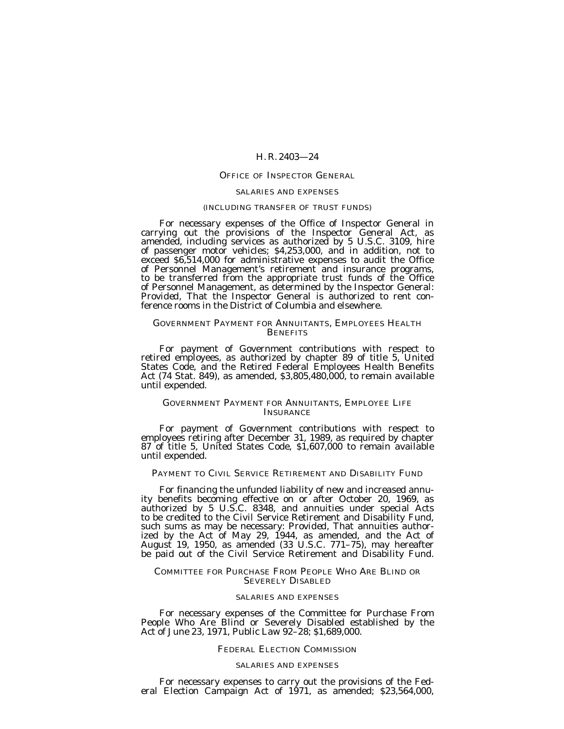## OFFICE OF INSPECTOR GENERAL

### SALARIES AND EXPENSES

### (INCLUDING TRANSFER OF TRUST FUNDS)

For necessary expenses of the Office of Inspector General in carrying out the provisions of the Inspector General Act, as amended, including services as authorized by 5 U.S.C. 3109, hire of passenger motor vehicles; $4,253,000, and in addition, not to exceed $6,514,000 for administrative expenses to audit the Office of Personnel Management's retirement and insurance programs, to be transferred from the appropriate trust funds of the Office of Personnel Management, as determined by the Inspector General: *Provided*, That the Inspector General is authorized to rent conference rooms in the District of Columbia and elsewhere.

## GOVERNMENT PAYMENT FOR ANNUITANTS, EMPLOYEES HEALTH BENEFITS

For payment of Government contributions with respect to retired employees, as authorized by chapter 89 of title 5, United States Code, and the Retired Federal Employees Health Benefits Act (74 Stat. 849), as amended, $3,805,480,000, to remain available until expended.

## GOVERNMENT PAYMENT FOR ANNUITANTS, EMPLOYEE LIFE INSURANCE

For payment of Government contributions with respect to employees retiring after December 31, 1989, as required by chapter 87 of title 5, United States Code, $1,607,000 to remain available until expended.

## PAYMENT TO CIVIL SERVICE RETIREMENT AND DISABILITY FUND

For financing the unfunded liability of new and increased annuity benefits becoming effective on or after October 20, 1969, as authorized by 5 U.S.C. 8348, and annuities under special Acts to be credited to the Civil Service Retirement and Disability Fund, such sums as may be necessary: *Provided*, That annuities authorized by the Act of May 29, 1944, as amended, and the Act of August 19, 1950, as amended (33 U.S.C. 771–75), may hereafter be paid out of the Civil Service Retirement and Disability Fund.

## COMMITTEE FOR PURCHASE FROM PEOPLE WHO ARE BLIND OR SEVERELY DISABLED

### SALARIES AND EXPENSES

For necessary expenses of the Committee for Purchase From People Who Are Blind or Severely Disabled established by the Act of June 23, 1971, Public Law 92–28; $1,689,000.

## FEDERAL ELECTION COMMISSION

### SALARIES AND EXPENSES

For necessary expenses to carry out the provisions of the Federal Election Campaign Act of 1971, as amended; $23,564,000,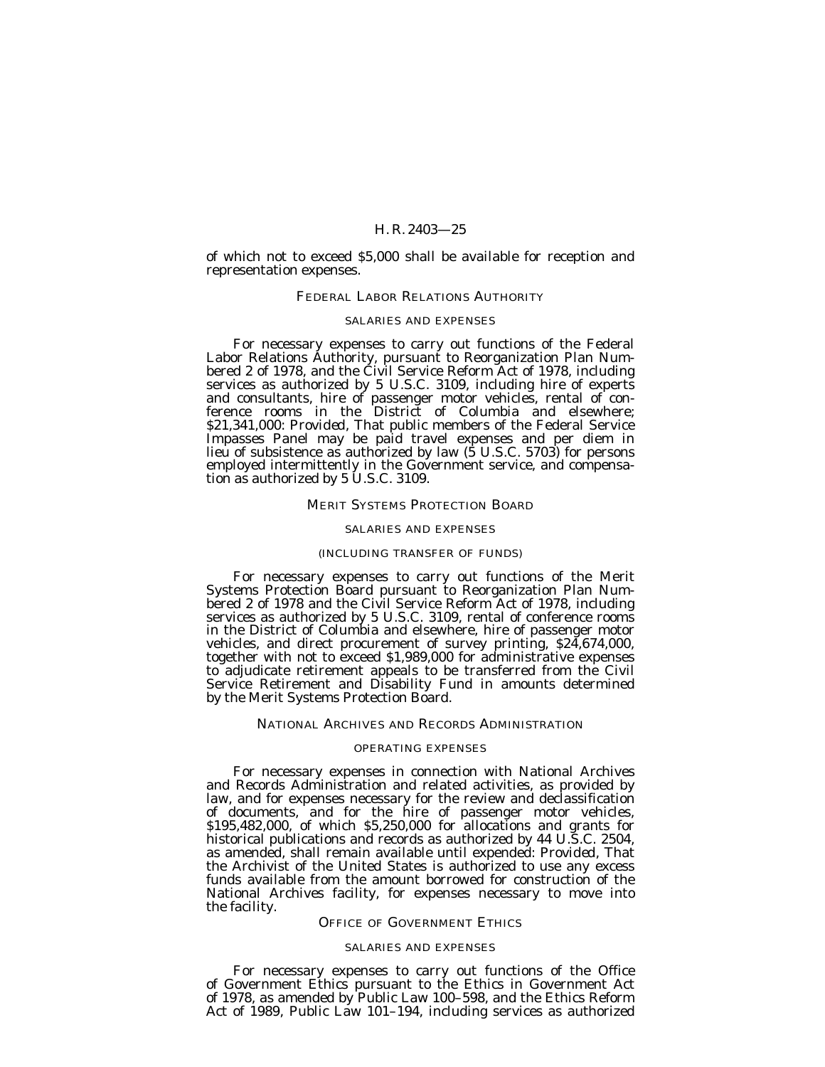of which not to exceed $5,000 shall be available for reception and representation expenses.

## FEDERAL LABOR RELATIONS AUTHORITY

### SALARIES AND EXPENSES

For necessary expenses to carry out functions of the Federal Labor Relations Authority, pursuant to Reorganization Plan Numbered 2 of 1978, and the Civil Service Reform Act of 1978, including services as authorized by 5 U.S.C. 3109, including hire of experts and consultants, hire of passenger motor vehicles, rental of conference rooms in the District of Columbia and elsewhere; $21,341,000: *Provided*, That public members of the Federal Service Impasses Panel may be paid travel expenses and per diem in lieu of subsistence as authorized by law (5 U.S.C. 5703) for persons employed intermittently in the Government service, and compensation as authorized by 5 U.S.C. 3109.

## MERIT SYSTEMS PROTECTION BOARD

### SALARIES AND EXPENSES

### (INCLUDING TRANSFER OF FUNDS)

For necessary expenses to carry out functions of the Merit Systems Protection Board pursuant to Reorganization Plan Numbered 2 of 1978 and the Civil Service Reform Act of 1978, including services as authorized by 5 U.S.C. 3109, rental of conference rooms in the District of Columbia and elsewhere, hire of passenger motor vehicles, and direct procurement of survey printing, $24,674,000, together with not to exceed $1,989,000 for administrative expenses to adjudicate retirement appeals to be transferred from the Civil Service Retirement and Disability Fund in amounts determined by the Merit Systems Protection Board.

## NATIONAL ARCHIVES AND RECORDS ADMINISTRATION

### OPERATING EXPENSES

For necessary expenses in connection with National Archives and Records Administration and related activities, as provided by law, and for expenses necessary for the review and declassification of documents, and for the hire of passenger motor vehicles, $195,482,000, of which $5,250,000 for allocations and grants for historical publications and records as authorized by 44 U.S.C. 2504, as amended, shall remain available until expended: *Provided*, That the Archivist of the United States is authorized to use any excess funds available from the amount borrowed for construction of the National Archives facility, for expenses necessary to move into the facility.

## OFFICE OF GOVERNMENT ETHICS

### SALARIES AND EXPENSES

For necessary expenses to carry out functions of the Office of Government Ethics pursuant to the Ethics in Government Act of 1978, as amended by Public Law 100–598, and the Ethics Reform Act of 1989, Public Law 101–194, including services as authorized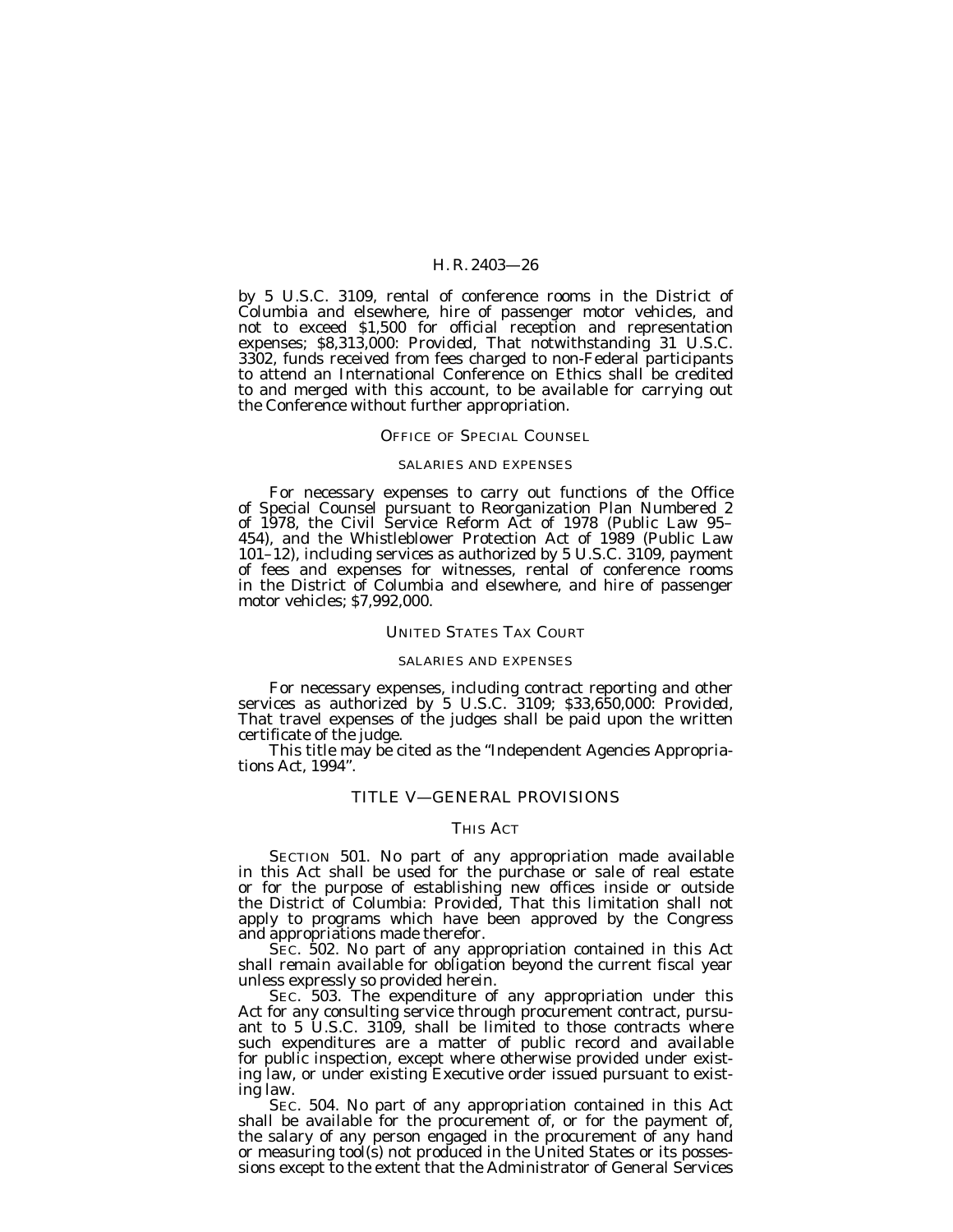by 5 U.S.C. 3109, rental of conference rooms in the District of Columbia and elsewhere, hire of passenger motor vehicles, and not to exceed $1,500 for official reception and representation expenses; $8,313,000: *Provided*, That notwithstanding 31 U.S.C. 3302, funds received from fees charged to non-Federal participants to attend an International Conference on Ethics shall be credited to and merged with this account, to be available for carrying out the Conference without further appropriation.

## OFFICE OF SPECIAL COUNSEL

### SALARIES AND EXPENSES

For necessary expenses to carry out functions of the Office of Special Counsel pursuant to Reorganization Plan Numbered 2 of 1978, the Civil Service Reform Act of 1978 (Public Law 95–454), and the Whistleblower Protection Act of 1989 (Public Law 101–12), including services as authorized by 5 U.S.C. 3109, payment of fees and expenses for witnesses, rental of conference rooms in the District of Columbia and elsewhere, and hire of passenger motor vehicles; $7,992,000.

## UNITED STATES TAX COURT

### SALARIES AND EXPENSES

For necessary expenses, including contract reporting and other services as authorized by 5 U.S.C. 3109; $33,650,000: *Provided*, That travel expenses of the judges shall be paid upon the written certificate of the judge.

This title may be cited as the "Independent Agencies Appropriations Act, 1994".

# TITLE V—GENERAL PROVISIONS

## THIS ACT

SECTION 501. No part of any appropriation made available in this Act shall be used for the purchase or sale of real estate or for the purpose of establishing new offices inside or outside the District of Columbia: *Provided*, That this limitation shall not apply to programs which have been approved by the Congress and appropriations made therefor.

SEC. 502. No part of any appropriation contained in this Act shall remain available for obligation beyond the current fiscal year unless expressly so provided herein.

SEC. 503. The expenditure of any appropriation under this Act for any consulting service through procurement contract, pursuant to 5 U.S.C. 3109, shall be limited to those contracts where such expenditures are a matter of public record and available for public inspection, except where otherwise provided under existing law, or under existing Executive order issued pursuant to existing law.

SEC. 504. No part of any appropriation contained in this Act shall be available for the procurement of, or for the payment of, the salary of any person engaged in the procurement of any hand or measuring tool(s) not produced in the United States or its possessions except to the extent that the Administrator of General Services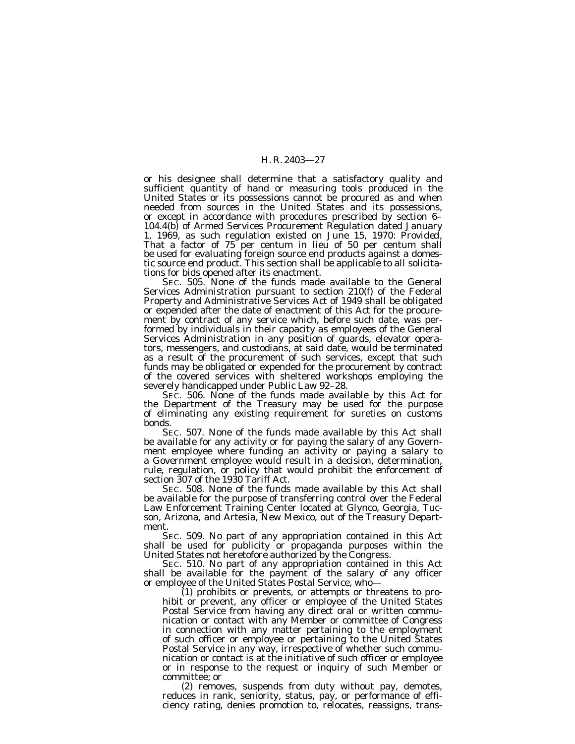or his designee shall determine that a satisfactory quality and sufficient quantity of hand or measuring tools produced in the United States or its possessions cannot be procured as and when needed from sources in the United States and its possessions, or except in accordance with procedures prescribed by section 6–104.4(b) of Armed Services Procurement Regulation dated January 1, 1969, as such regulation existed on June 15, 1970: *Provided*, That a factor of 75 per centum in lieu of 50 per centum shall be used for evaluating foreign source end products against a domestic source end product. This section shall be applicable to all solicitations for bids opened after its enactment.

SEC. 505. None of the funds made available to the General Services Administration pursuant to section 210(f) of the Federal Property and Administrative Services Act of 1949 shall be obligated or expended after the date of enactment of this Act for the procurement by contract of any service which, before such date, was performed by individuals in their capacity as employees of the General Services Administration in any position of guards, elevator operators, messengers, and custodians, at said date, would be terminated as a result of the procurement of such services, except that such funds may be obligated or expended for the procurement by contract of the covered services with sheltered workshops employing the severely handicapped under Public Law 92–28.

SEC. 506. None of the funds made available by this Act for the Department of the Treasury may be used for the purpose of eliminating any existing requirement for sureties on customs bonds.

SEC. 507. None of the funds made available by this Act shall be available for any activity or for paying the salary of any Government employee where funding an activity or paying a salary to a Government employee would result in a decision, determination, rule, regulation, or policy that would prohibit the enforcement of section 307 of the 1930 Tariff Act.

SEC. 508. None of the funds made available by this Act shall be available for the purpose of transferring control over the Federal Law Enforcement Training Center located at Glynco, Georgia, Tucson, Arizona, and Artesia, New Mexico, out of the Treasury Department.

SEC. 509. No part of any appropriation contained in this Act shall be used for publicity or propaganda purposes within the United States not heretofore authorized by the Congress.

SEC. 510. No part of any appropriation contained in this Act shall be available for the payment of the salary of any officer or employee of the United States Postal Service, who—

(1) prohibits or prevents, or attempts or threatens to prohibit or prevent, any officer or employee of the United States Postal Service from having any direct oral or written communication or contact with any Member or committee of Congress in connection with any matter pertaining to the employment of such officer or employee or pertaining to the United States Postal Service in any way, irrespective of whether such communication or contact is at the initiative of such officer or employee or in response to the request or inquiry of such Member or committee; or

(2) removes, suspends from duty without pay, demotes, reduces in rank, seniority, status, pay, or performance of efficiency rating, denies promotion to, relocates, reassigns, trans-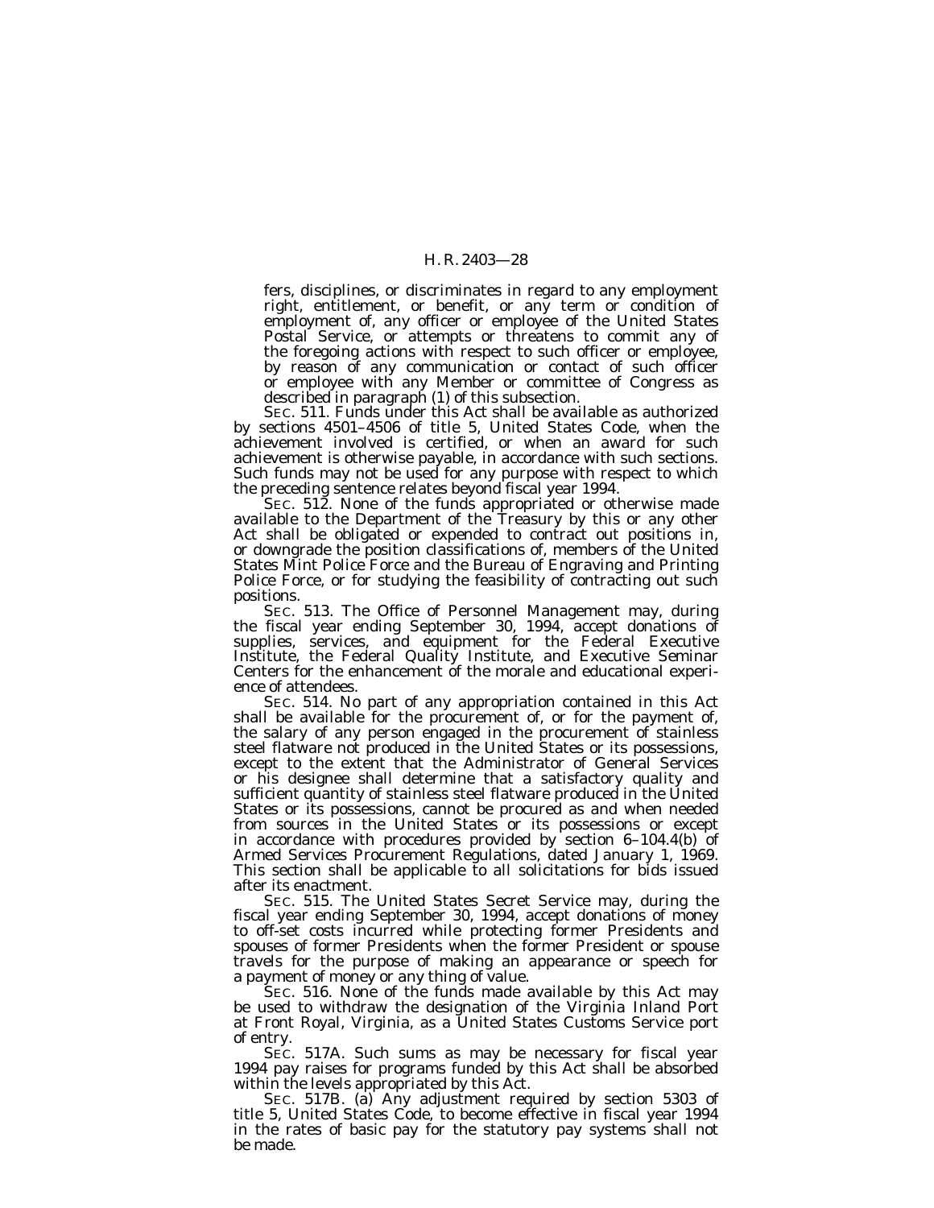fers, disciplines, or discriminates in regard to any employment right, entitlement, or benefit, or any term or condition of employment of, any officer or employee of the United States Postal Service, or attempts or threatens to commit any of the foregoing actions with respect to such officer or employee, by reason of any communication or contact of such officer or employee with any Member or committee of Congress as described in paragraph (1) of this subsection.

SEC. 511. Funds under this Act shall be available as authorized by sections 4501–4506 of title 5, United States Code, when the achievement involved is certified, or when an award for such achievement is otherwise payable, in accordance with such sections. Such funds may not be used for any purpose with respect to which the preceding sentence relates beyond fiscal year 1994.

SEC. 512. None of the funds appropriated or otherwise made available to the Department of the Treasury by this or any other Act shall be obligated or expended to contract out positions in, or downgrade the position classifications of, members of the United States Mint Police Force and the Bureau of Engraving and Printing Police Force, or for studying the feasibility of contracting out such positions.

SEC. 513. The Office of Personnel Management may, during the fiscal year ending September 30, 1994, accept donations of supplies, services, and equipment for the Federal Executive Institute, the Federal Quality Institute, and Executive Seminar Centers for the enhancement of the morale and educational experience of attendees.

SEC. 514. No part of any appropriation contained in this Act shall be available for the procurement of, or for the payment of, the salary of any person engaged in the procurement of stainless steel flatware not produced in the United States or its possessions, except to the extent that the Administrator of General Services or his designee shall determine that a satisfactory quality and sufficient quantity of stainless steel flatware produced in the United States or its possessions, cannot be procured as and when needed from sources in the United States or its possessions or except in accordance with procedures provided by section 6–104.4(b) of Armed Services Procurement Regulations, dated January 1, 1969. This section shall be applicable to all solicitations for bids issued after its enactment.

SEC. 515. The United States Secret Service may, during the fiscal year ending September 30, 1994, accept donations of money to off-set costs incurred while protecting former Presidents and spouses of former Presidents when the former President or spouse travels for the purpose of making an appearance or speech for a payment of money or any thing of value.

SEC. 516. None of the funds made available by this Act may be used to withdraw the designation of the Virginia Inland Port at Front Royal, Virginia, as a United States Customs Service port of entry.

SEC. 517A. Such sums as may be necessary for fiscal year 1994 pay raises for programs funded by this Act shall be absorbed within the levels appropriated by this Act.

SEC. 517B. (a) Any adjustment required by section 5303 of title 5, United States Code, to become effective in fiscal year 1994 in the rates of basic pay for the statutory pay systems shall not be made.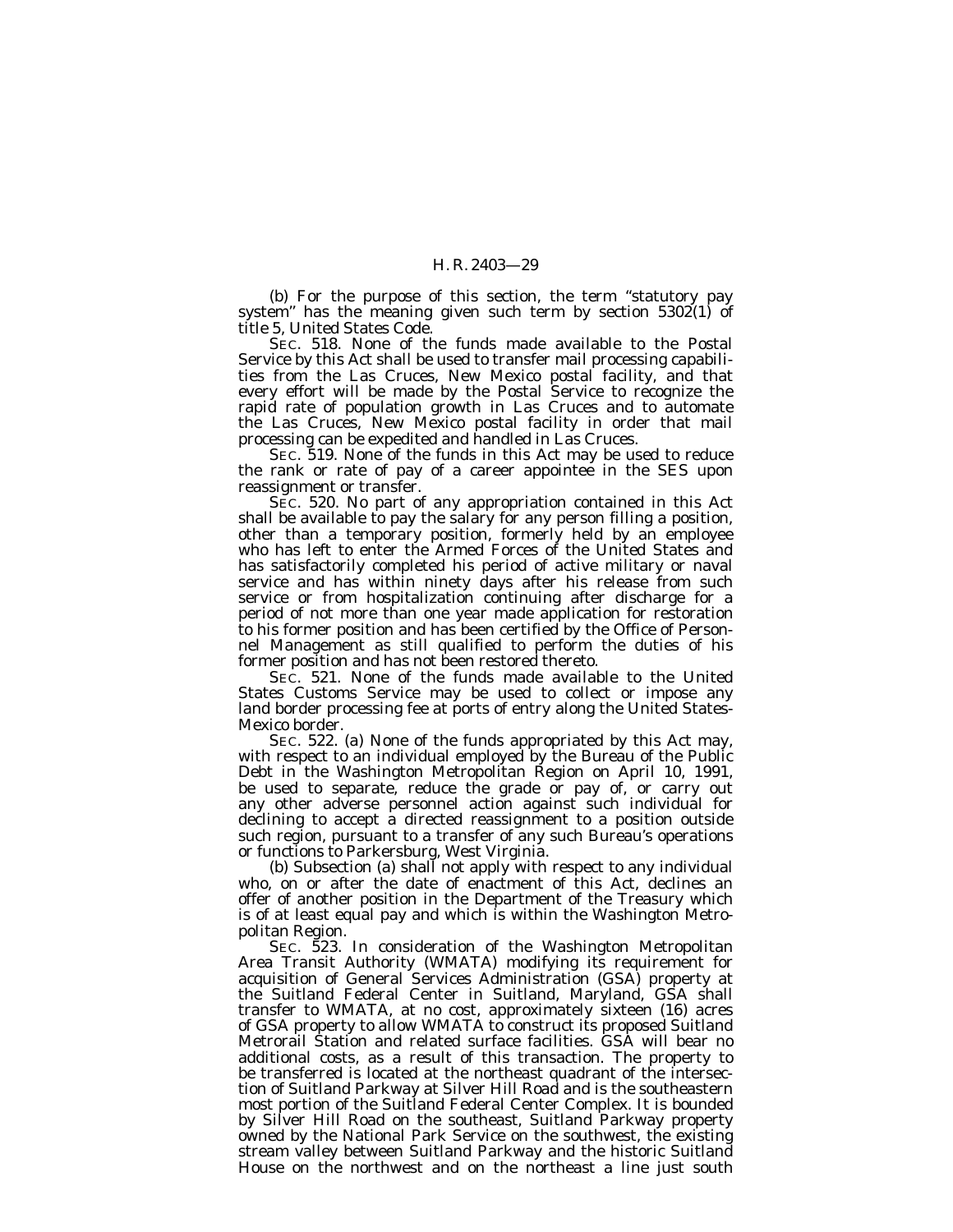(b) For the purpose of this section, the term "statutory pay system" has the meaning given such term by section 5302(1) of title 5, United States Code.

SEC. 518. None of the funds made available to the Postal Service by this Act shall be used to transfer mail processing capabilities from the Las Cruces, New Mexico postal facility, and that every effort will be made by the Postal Service to recognize the rapid rate of population growth in Las Cruces and to automate the Las Cruces, New Mexico postal facility in order that mail processing can be expedited and handled in Las Cruces.

SEC. 519. None of the funds in this Act may be used to reduce the rank or rate of pay of a career appointee in the SES upon reassignment or transfer.

SEC. 520. No part of any appropriation contained in this Act shall be available to pay the salary for any person filling a position, other than a temporary position, formerly held by an employee who has left to enter the Armed Forces of the United States and has satisfactorily completed his period of active military or naval service and has within ninety days after his release from such service or from hospitalization continuing after discharge for a period of not more than one year made application for restoration to his former position and has been certified by the Office of Personnel Management as still qualified to perform the duties of his former position and has not been restored thereto.

SEC. 521. None of the funds made available to the United States Customs Service may be used to collect or impose any land border processing fee at ports of entry along the United States-Mexico border.

SEC. 522. (a) None of the funds appropriated by this Act may, with respect to an individual employed by the Bureau of the Public Debt in the Washington Metropolitan Region on April 10, 1991, be used to separate, reduce the grade or pay of, or carry out any other adverse personnel action against such individual for declining to accept a directed reassignment to a position outside such region, pursuant to a transfer of any such Bureau's operations or functions to Parkersburg, West Virginia.

(b) Subsection (a) shall not apply with respect to any individual who, on or after the date of enactment of this Act, declines an offer of another position in the Department of the Treasury which is of at least equal pay and which is within the Washington Metropolitan Region.

SEC. 523. In consideration of the Washington Metropolitan Area Transit Authority (WMATA) modifying its requirement for acquisition of General Services Administration (GSA) property at the Suitland Federal Center in Suitland, Maryland, GSA shall transfer to WMATA, at no cost, approximately sixteen (16) acres of GSA property to allow WMATA to construct its proposed Suitland Metrorail Station and related surface facilities. GSA will bear no additional costs, as a result of this transaction. The property to be transferred is located at the northeast quadrant of the intersection of Suitland Parkway at Silver Hill Road and is the southeastern most portion of the Suitland Federal Center Complex. It is bounded by Silver Hill Road on the southeast, Suitland Parkway property owned by the National Park Service on the southwest, the existing stream valley between Suitland Parkway and the historic Suitland House on the northwest and on the northeast a line just south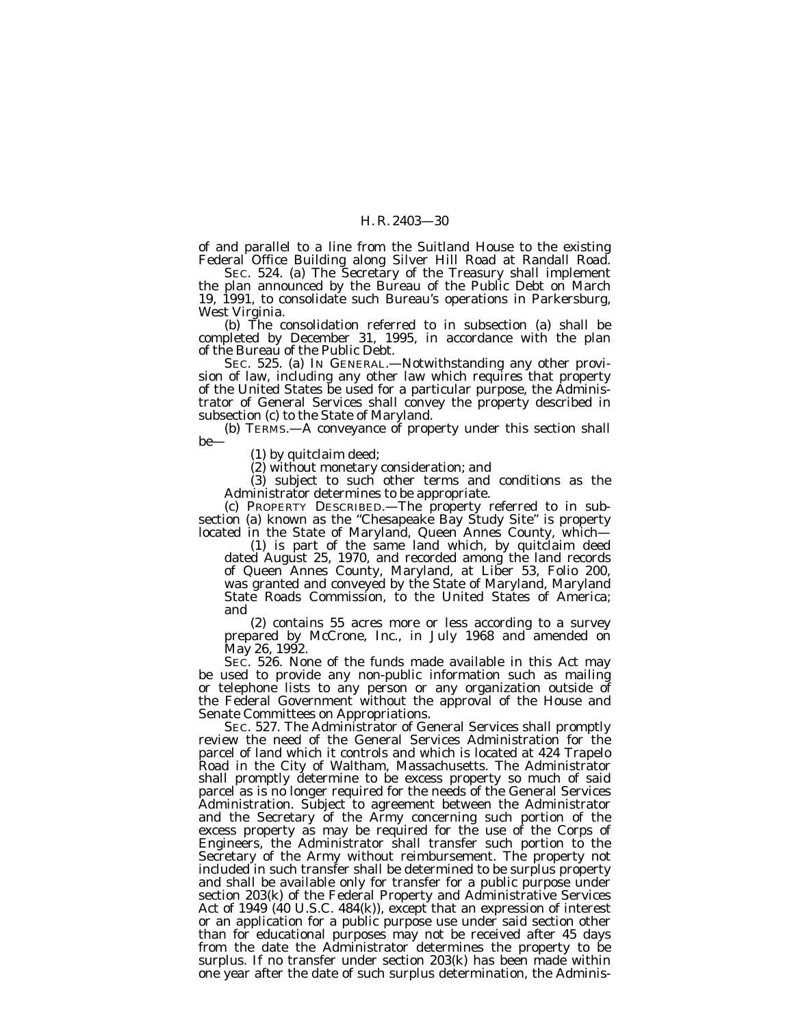of and parallel to a line from the Suitland House to the existing Federal Office Building along Silver Hill Road at Randall Road.

SEC. 524. (a) The Secretary of the Treasury shall implement the plan announced by the Bureau of the Public Debt on March 19, 1991, to consolidate such Bureau's operations in Parkersburg, West Virginia.

(b) The consolidation referred to in subsection (a) shall be completed by December 31, 1995, in accordance with the plan of the Bureau of the Public Debt.

SEC. 525. (a) IN GENERAL.—Notwithstanding any other provision of law, including any other law which requires that property of the United States be used for a particular purpose, the Administrator of General Services shall convey the property described in subsection (c) to the State of Maryland.

(b) TERMS.—A conveyance of property under this section shall be—

(1) by quitclaim deed;

(2) without monetary consideration; and

(3) subject to such other terms and conditions as the Administrator determines to be appropriate.

(c) PROPERTY DESCRIBED.—The property referred to in subsection (a) known as the "Chesapeake Bay Study Site" is property located in the State of Maryland, Queen Annes County, which—

(1) is part of the same land which, by quitclaim deed dated August 25, 1970, and recorded among the land records of Queen Annes County, Maryland, at Liber 53, Folio 200, was granted and conveyed by the State of Maryland, Maryland State Roads Commission, to the United States of America; and

(2) contains 55 acres more or less according to a survey prepared by McCrone, Inc., in July 1968 and amended on May 26, 1992.

SEC. 526. None of the funds made available in this Act may be used to provide any non-public information such as mailing or telephone lists to any person or any organization outside of the Federal Government without the approval of the House and Senate Committees on Appropriations.

SEC. 527. The Administrator of General Services shall promptly review the need of the General Services Administration for the parcel of land which it controls and which is located at 424 Trapelo Road in the City of Waltham, Massachusetts. The Administrator shall promptly determine to be excess property so much of said parcel as is no longer required for the needs of the General Services Administration. Subject to agreement between the Administrator and the Secretary of the Army concerning such portion of the excess property as may be required for the use of the Corps of Engineers, the Administrator shall transfer such portion to the Secretary of the Army without reimbursement. The property not included in such transfer shall be determined to be surplus property and shall be available only for transfer for a public purpose under section 203(k) of the Federal Property and Administrative Services Act of 1949 (40 U.S.C. 484(k)), except that an expression of interest or an application for a public purpose use under said section other than for educational purposes may not be received after 45 days from the date the Administrator determines the property to be surplus. If no transfer under section 203(k) has been made within one year after the date of such surplus determination, the Adminis-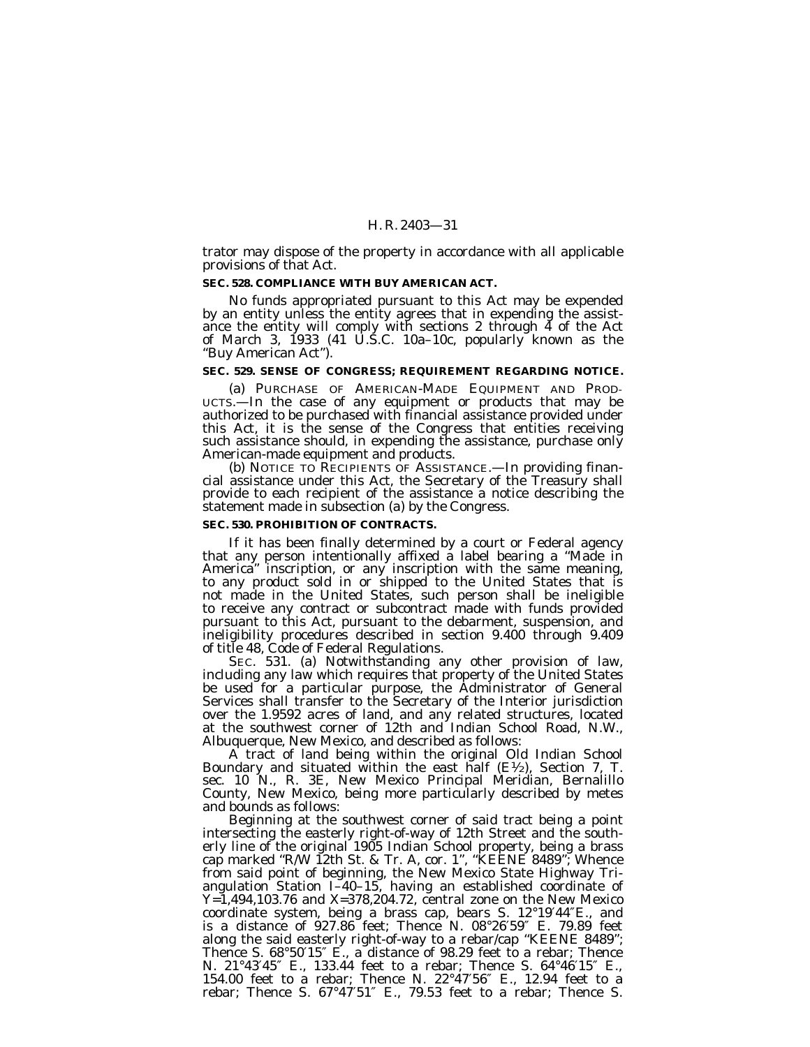trator may dispose of the property in accordance with all applicable provisions of that Act.

**SEC. 528. COMPLIANCE WITH BUY AMERICAN ACT.**

No funds appropriated pursuant to this Act may be expended by an entity unless the entity agrees that in expending the assistance the entity will comply with sections 2 through 4 of the Act of March 3, 1933 (41 U.S.C. 10a–10c, popularly known as the "Buy American Act").

**SEC. 529. SENSE OF CONGRESS; REQUIREMENT REGARDING NOTICE.**

(a) PURCHASE OF AMERICAN-MADE EQUIPMENT AND PRODUCTS.—In the case of any equipment or products that may be authorized to be purchased with financial assistance provided under this Act, it is the sense of the Congress that entities receiving such assistance should, in expending the assistance, purchase only American-made equipment and products.

(b) NOTICE TO RECIPIENTS OF ASSISTANCE.—In providing financial assistance under this Act, the Secretary of the Treasury shall provide to each recipient of the assistance a notice describing the statement made in subsection (a) by the Congress.

**SEC. 530. PROHIBITION OF CONTRACTS.**

If it has been finally determined by a court or Federal agency that any person intentionally affixed a label bearing a "Made in America" inscription, or any inscription with the same meaning, to any product sold in or shipped to the United States that is not made in the United States, such person shall be ineligible to receive any contract or subcontract made with funds provided pursuant to this Act, pursuant to the debarment, suspension, and ineligibility procedures described in section 9.400 through 9.409 of title 48, Code of Federal Regulations.

SEC. 531. (a) Notwithstanding any other provision of law, including any law which requires that property of the United States be used for a particular purpose, the Administrator of General Services shall transfer to the Secretary of the Interior jurisdiction over the 1.9592 acres of land, and any related structures, located at the southwest corner of 12th and Indian School Road, N.W., Albuquerque, New Mexico, and described as follows:

A tract of land being within the original Old Indian School Boundary and situated within the east half (E½), Section 7, T. sec. 10 N., R. 3E, New Mexico Principal Meridian, Bernalillo County, New Mexico, being more particularly described by metes and bounds as follows:

Beginning at the southwest corner of said tract being a point intersecting the easterly right-of-way of 12th Street and the southerly line of the original 1905 Indian School property, being a brass cap marked "R/W 12th St. & Tr. A, cor. 1", "KEENE 8489"; Whence from said point of beginning, the New Mexico State Highway Triangulation Station I–40–15, having an established coordinate of Y=1,494,103.76 and X=378,204.72, central zone on the New Mexico coordinate system, being a brass cap, bears S. 12°19′44″E., and is a distance of 927.86 feet; Thence N. 08°26′59″ E. 79.89 feet along the said easterly right-of-way to a rebar/cap "KEENE 8489"; Thence S. 68°50′15″ E., a distance of 98.29 feet to a rebar; Thence N. 21°43′45″ E., 133.44 feet to a rebar; Thence S. 64°46′15″ E., 154.00 feet to a rebar; Thence N. 22°47′56″ E., 12.94 feet to a rebar; Thence S. 67°47′51″ E., 79.53 feet to a rebar; Thence S.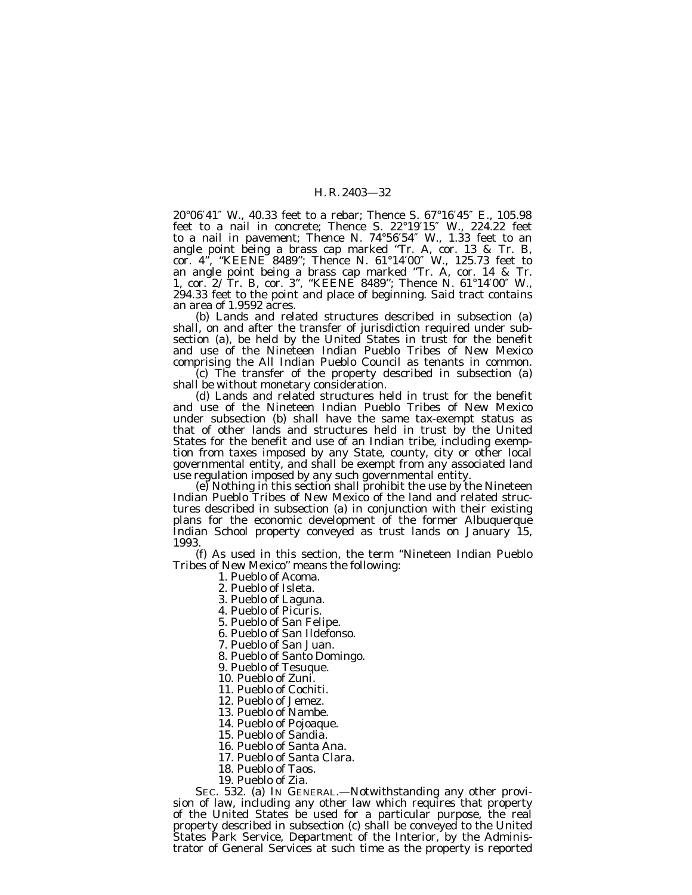20°06′41″ W., 40.33 feet to a rebar; Thence S. 67°16′45″ E., 105.98 feet to a nail in concrete; Thence S. 22°19′15″ W., 224.22 feet to a nail in pavement; Thence N. 74°56′54″ W., 1.33 feet to an angle point being a brass cap marked ''Tr. A, cor. 13 & Tr. B, cor. 4'', ''KEENE 8489''; Thence N. 61°14′00″ W., 125.73 feet to an angle point being a brass cap marked ''Tr. A, cor. 14 & Tr. 1, cor. 2/ Tr. B, cor. 3'', ''KEENE 8489''; Thence N. 61°14′00″ W., 294.33 feet to the point and place of beginning. Said tract contains an area of 1.9592 acres.

(b) Lands and related structures described in subsection (a) shall, on and after the transfer of jurisdiction required under subsection (a), be held by the United States in trust for the benefit and use of the Nineteen Indian Pueblo Tribes of New Mexico comprising the All Indian Pueblo Council as tenants in common.

(c) The transfer of the property described in subsection (a) shall be without monetary consideration.

(d) Lands and related structures held in trust for the benefit and use of the Nineteen Indian Pueblo Tribes of New Mexico under subsection (b) shall have the same tax-exempt status as that of other lands and structures held in trust by the United States for the benefit and use of an Indian tribe, including exemption from taxes imposed by any State, county, city or other local governmental entity, and shall be exempt from any associated land use regulation imposed by any such governmental entity.

(e) Nothing in this section shall prohibit the use by the Nineteen Indian Pueblo Tribes of New Mexico of the land and related structures described in subsection (a) in conjunction with their existing plans for the economic development of the former Albuquerque Indian School property conveyed as trust lands on January 15, 1993.

(f) As used in this section, the term ''Nineteen Indian Pueblo Tribes of New Mexico'' means the following:

1. Pueblo of Acoma.
2. Pueblo of Isleta.
3. Pueblo of Laguna.
4. Pueblo of Picuris.
5. Pueblo of San Felipe.
6. Pueblo of San Ildefonso.
7. Pueblo of San Juan.
8. Pueblo of Santo Domingo.
9. Pueblo of Tesuque.
10. Pueblo of Zuni.
11. Pueblo of Cochiti.
12. Pueblo of Jemez.
13. Pueblo of Nambe.
14. Pueblo of Pojoaque.
15. Pueblo of Sandia.
16. Pueblo of Santa Ana.
17. Pueblo of Santa Clara.
18. Pueblo of Taos.
19. Pueblo of Zia.

SEC. 532. (a) IN GENERAL.—Notwithstanding any other provision of law, including any other law which requires that property of the United States be used for a particular purpose, the real property described in subsection (c) shall be conveyed to the United States Park Service, Department of the Interior, by the Administrator of General Services at such time as the property is reported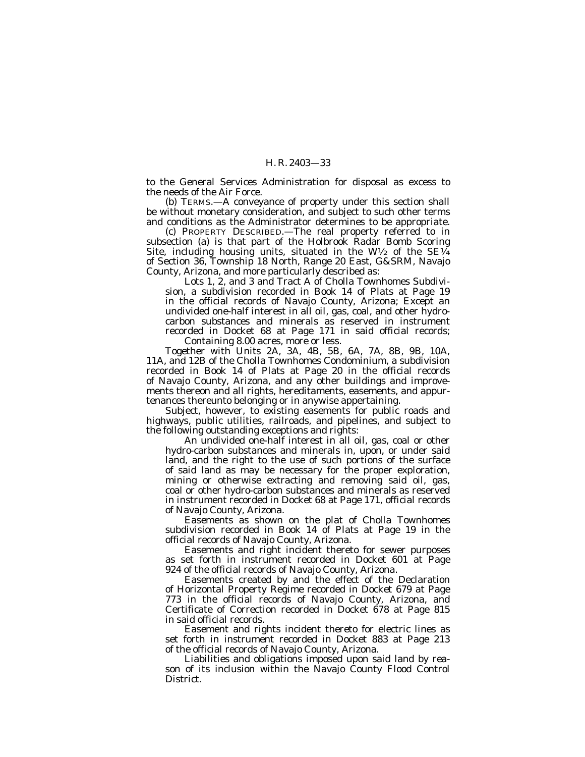to the General Services Administration for disposal as excess to the needs of the Air Force.

(b) TERMS.—A conveyance of property under this section shall be without monetary consideration, and subject to such other terms and conditions as the Administrator determines to be appropriate.

(c) PROPERTY DESCRIBED.—The real property referred to in subsection (a) is that part of the Holbrook Radar Bomb Scoring Site, including housing units, situated in the W½ of the SE¼ of Section 36, Township 18 North, Range 20 East, G&SRM, Navajo County, Arizona, and more particularly described as:

Lots 1, 2, and 3 and Tract A of Cholla Townhomes Subdivision, a subdivision recorded in Book 14 of Plats at Page 19 in the official records of Navajo County, Arizona; Except an undivided one-half interest in all oil, gas, coal, and other hydrocarbon substances and minerals as reserved in instrument recorded in Docket 68 at Page 171 in said official records;

Containing 8.00 acres, more or less.

Together with Units 2A, 3A, 4B, 5B, 6A, 7A, 8B, 9B, 10A, 11A, and 12B of the Cholla Townhomes Condominium, a subdivision recorded in Book 14 of Plats at Page 20 in the official records of Navajo County, Arizona, and any other buildings and improvements thereon and all rights, hereditaments, easements, and appurtenances thereunto belonging or in anywise appertaining.

Subject, however, to existing easements for public roads and highways, public utilities, railroads, and pipelines, and subject to the following outstanding exceptions and rights:

An undivided one-half interest in all oil, gas, coal or other hydro-carbon substances and minerals in, upon, or under said land, and the right to the use of such portions of the surface of said land as may be necessary for the proper exploration, mining or otherwise extracting and removing said oil, gas, coal or other hydro-carbon substances and minerals as reserved in instrument recorded in Docket 68 at Page 171, official records of Navajo County, Arizona.

Easements as shown on the plat of Cholla Townhomes subdivision recorded in Book 14 of Plats at Page 19 in the official records of Navajo County, Arizona.

Easements and right incident thereto for sewer purposes as set forth in instrument recorded in Docket 601 at Page 924 of the official records of Navajo County, Arizona.

Easements created by and the effect of the Declaration of Horizontal Property Regime recorded in Docket 679 at Page 773 in the official records of Navajo County, Arizona, and Certificate of Correction recorded in Docket 678 at Page 815 in said official records.

Easement and rights incident thereto for electric lines as set forth in instrument recorded in Docket 883 at Page 213 of the official records of Navajo County, Arizona.

Liabilities and obligations imposed upon said land by reason of its inclusion within the Navajo County Flood Control District.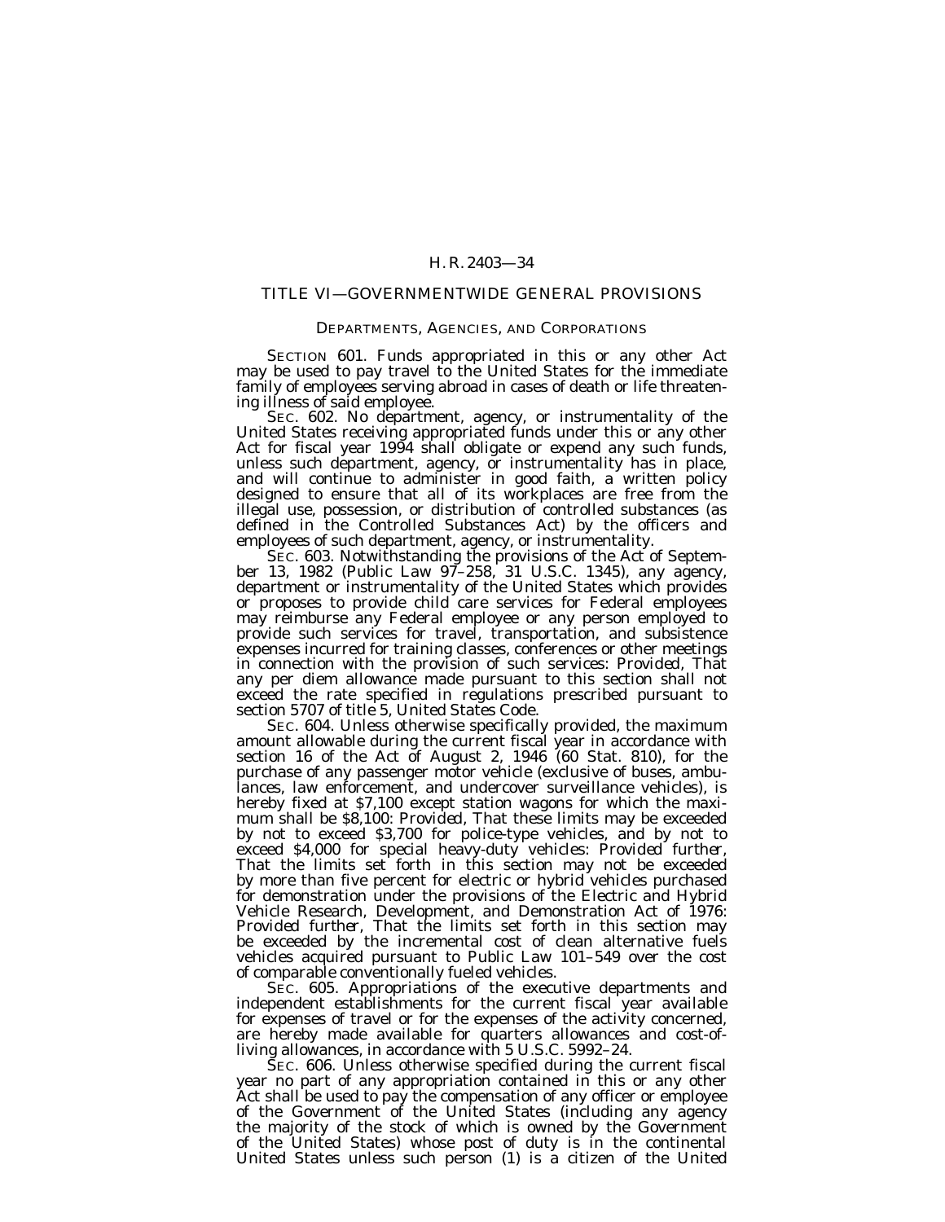## TITLE VI—GOVERNMENTWIDE GENERAL PROVISIONS

### DEPARTMENTS, AGENCIES, AND CORPORATIONS

SECTION 601. Funds appropriated in this or any other Act may be used to pay travel to the United States for the immediate family of employees serving abroad in cases of death or life threatening illness of said employee.

SEC. 602. No department, agency, or instrumentality of the United States receiving appropriated funds under this or any other Act for fiscal year 1994 shall obligate or expend any such funds, unless such department, agency, or instrumentality has in place, and will continue to administer in good faith, a written policy designed to ensure that all of its workplaces are free from the illegal use, possession, or distribution of controlled substances (as defined in the Controlled Substances Act) by the officers and employees of such department, agency, or instrumentality.

SEC. 603. Notwithstanding the provisions of the Act of September 13, 1982 (Public Law 97–258, 31 U.S.C. 1345), any agency, department or instrumentality of the United States which provides or proposes to provide child care services for Federal employees may reimburse any Federal employee or any person employed to provide such services for travel, transportation, and subsistence expenses incurred for training classes, conferences or other meetings in connection with the provision of such services: *Provided*, That any per diem allowance made pursuant to this section shall not exceed the rate specified in regulations prescribed pursuant to section 5707 of title 5, United States Code.

SEC. 604. Unless otherwise specifically provided, the maximum amount allowable during the current fiscal year in accordance with section 16 of the Act of August 2, 1946 (60 Stat. 810), for the purchase of any passenger motor vehicle (exclusive of buses, ambulances, law enforcement, and undercover surveillance vehicles), is hereby fixed at $7,100 except station wagons for which the maximum shall be $8,100: *Provided*, That these limits may be exceeded by not to exceed $3,700 for police-type vehicles, and by not to exceed $4,000 for special heavy-duty vehicles: *Provided further*, That the limits set forth in this section may not be exceeded by more than five percent for electric or hybrid vehicles purchased for demonstration under the provisions of the Electric and Hybrid Vehicle Research, Development, and Demonstration Act of 1976: *Provided further*, That the limits set forth in this section may be exceeded by the incremental cost of clean alternative fuels vehicles acquired pursuant to Public Law 101–549 over the cost of comparable conventionally fueled vehicles.

SEC. 605. Appropriations of the executive departments and independent establishments for the current fiscal year available for expenses of travel or for the expenses of the activity concerned, are hereby made available for quarters allowances and cost-of-living allowances, in accordance with 5 U.S.C. 5992–24.

SEC. 606. Unless otherwise specified during the current fiscal year no part of any appropriation contained in this or any other Act shall be used to pay the compensation of any officer or employee of the Government of the United States (including any agency the majority of the stock of which is owned by the Government of the United States) whose post of duty is in the continental United States unless such person (1) is a citizen of the United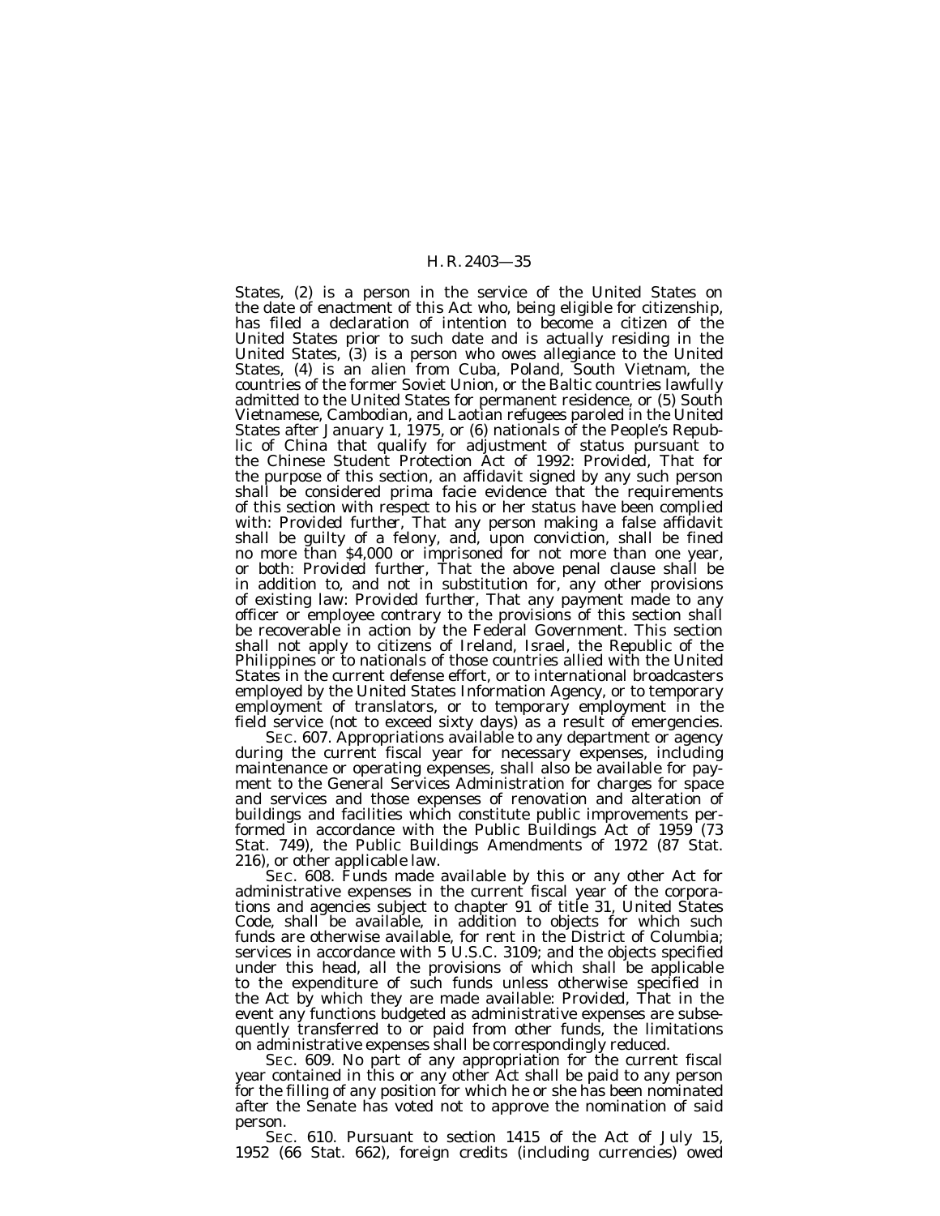States, (2) is a person in the service of the United States on the date of enactment of this Act who, being eligible for citizenship, has filed a declaration of intention to become a citizen of the United States prior to such date and is actually residing in the United States, (3) is a person who owes allegiance to the United States, (4) is an alien from Cuba, Poland, South Vietnam, the countries of the former Soviet Union, or the Baltic countries lawfully admitted to the United States for permanent residence, or (5) South Vietnamese, Cambodian, and Laotian refugees paroled in the United States after January 1, 1975, or (6) nationals of the People's Republic of China that qualify for adjustment of status pursuant to the Chinese Student Protection Act of 1992: *Provided*, That for the purpose of this section, an affidavit signed by any such person shall be considered prima facie evidence that the requirements of this section with respect to his or her status have been complied with: *Provided further*, That any person making a false affidavit shall be guilty of a felony, and, upon conviction, shall be fined no more than $4,000 or imprisoned for not more than one year, or both: *Provided further*, That the above penal clause shall be in addition to, and not in substitution for, any other provisions of existing law: *Provided further*, That any payment made to any officer or employee contrary to the provisions of this section shall be recoverable in action by the Federal Government. This section shall not apply to citizens of Ireland, Israel, the Republic of the Philippines or to nationals of those countries allied with the United States in the current defense effort, or to international broadcasters employed by the United States Information Agency, or to temporary employment of translators, or to temporary employment in the field service (not to exceed sixty days) as a result of emergencies.

SEC. 607. Appropriations available to any department or agency during the current fiscal year for necessary expenses, including maintenance or operating expenses, shall also be available for payment to the General Services Administration for charges for space and services and those expenses of renovation and alteration of buildings and facilities which constitute public improvements performed in accordance with the Public Buildings Act of 1959 (73 Stat. 749), the Public Buildings Amendments of 1972 (87 Stat. 216), or other applicable law.

SEC. 608. Funds made available by this or any other Act for administrative expenses in the current fiscal year of the corporations and agencies subject to chapter 91 of title 31, United States Code, shall be available, in addition to objects for which such funds are otherwise available, for rent in the District of Columbia; services in accordance with 5 U.S.C. 3109; and the objects specified under this head, all the provisions of which shall be applicable to the expenditure of such funds unless otherwise specified in the Act by which they are made available: *Provided*, That in the event any functions budgeted as administrative expenses are subsequently transferred to or paid from other funds, the limitations on administrative expenses shall be correspondingly reduced.

SEC. 609. No part of any appropriation for the current fiscal year contained in this or any other Act shall be paid to any person for the filling of any position for which he or she has been nominated after the Senate has voted not to approve the nomination of said person.

SEC. 610. Pursuant to section 1415 of the Act of July 15, 1952 (66 Stat. 662), foreign credits (including currencies) owed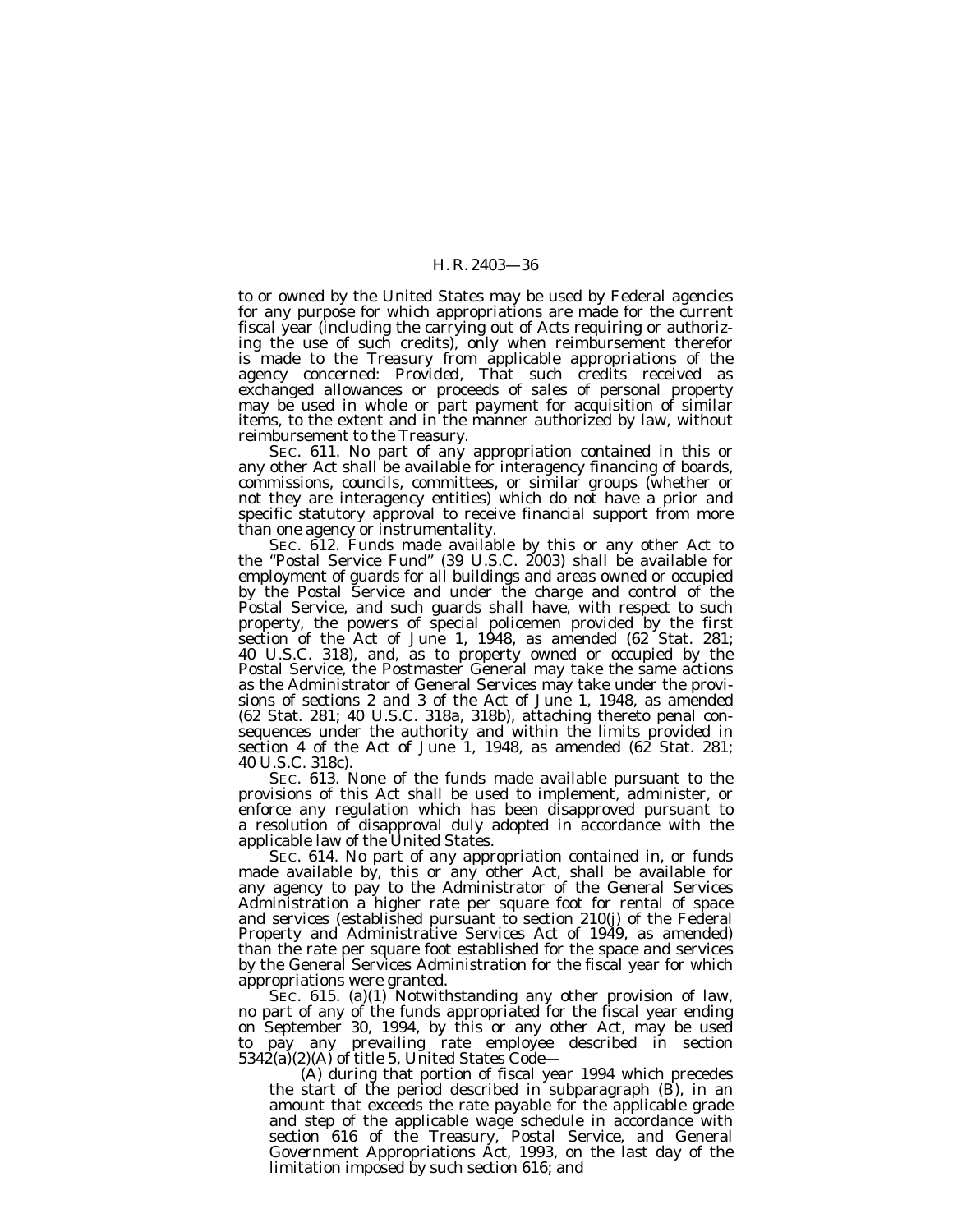to or owned by the United States may be used by Federal agencies for any purpose for which appropriations are made for the current fiscal year (including the carrying out of Acts requiring or authorizing the use of such credits), only when reimbursement therefor is made to the Treasury from applicable appropriations of the agency concerned: *Provided*, That such credits received as exchanged allowances or proceeds of sales of personal property may be used in whole or part payment for acquisition of similar items, to the extent and in the manner authorized by law, without reimbursement to the Treasury.

SEC. 611. No part of any appropriation contained in this or any other Act shall be available for interagency financing of boards, commissions, councils, committees, or similar groups (whether or not they are interagency entities) which do not have a prior and specific statutory approval to receive financial support from more than one agency or instrumentality.

SEC. 612. Funds made available by this or any other Act to the "Postal Service Fund" (39 U.S.C. 2003) shall be available for employment of guards for all buildings and areas owned or occupied by the Postal Service and under the charge and control of the Postal Service, and such guards shall have, with respect to such property, the powers of special policemen provided by the first section of the Act of June 1, 1948, as amended (62 Stat. 281; 40 U.S.C. 318), and, as to property owned or occupied by the Postal Service, the Postmaster General may take the same actions as the Administrator of General Services may take under the provisions of sections 2 and 3 of the Act of June 1, 1948, as amended (62 Stat. 281; 40 U.S.C. 318a, 318b), attaching thereto penal consequences under the authority and within the limits provided in section 4 of the Act of June 1, 1948, as amended (62 Stat. 281; 40 U.S.C. 318c).

SEC. 613. None of the funds made available pursuant to the provisions of this Act shall be used to implement, administer, or enforce any regulation which has been disapproved pursuant to a resolution of disapproval duly adopted in accordance with the applicable law of the United States.

SEC. 614. No part of any appropriation contained in, or funds made available by, this or any other Act, shall be available for any agency to pay to the Administrator of the General Services Administration a higher rate per square foot for rental of space and services (established pursuant to section 210(j) of the Federal Property and Administrative Services Act of 1949, as amended) than the rate per square foot established for the space and services by the General Services Administration for the fiscal year for which appropriations were granted.

SEC. 615. (a)(1) Notwithstanding any other provision of law, no part of any of the funds appropriated for the fiscal year ending on September 30, 1994, by this or any other Act, may be used to pay any prevailing rate employee described in section 5342(a)(2)(A) of title 5, United States Code—

(A) during that portion of fiscal year 1994 which precedes the start of the period described in subparagraph (B), in an amount that exceeds the rate payable for the applicable grade and step of the applicable wage schedule in accordance with section 616 of the Treasury, Postal Service, and General Government Appropriations Act, 1993, on the last day of the limitation imposed by such section 616; and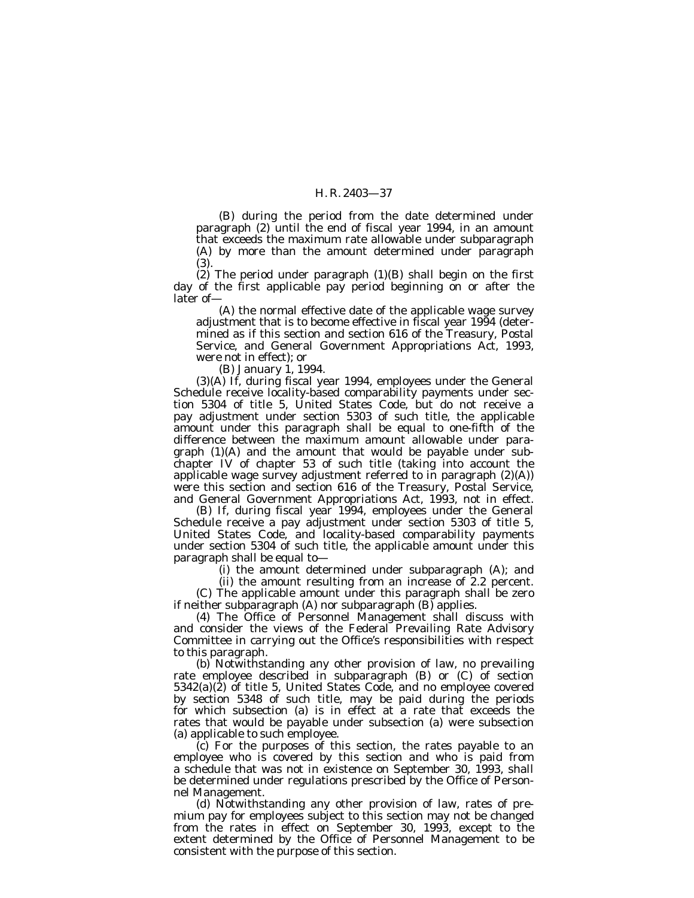(B) during the period from the date determined under paragraph (2) until the end of fiscal year 1994, in an amount that exceeds the maximum rate allowable under subparagraph (A) by more than the amount determined under paragraph (3).

(2) The period under paragraph (1)(B) shall begin on the first day of the first applicable pay period beginning on or after the later of—

(A) the normal effective date of the applicable wage survey adjustment that is to become effective in fiscal year 1994 (determined as if this section and section 616 of the Treasury, Postal Service, and General Government Appropriations Act, 1993, were not in effect); or

(B) January 1, 1994.

(3)(A) If, during fiscal year 1994, employees under the General Schedule receive locality-based comparability payments under section 5304 of title 5, United States Code, but do not receive a pay adjustment under section 5303 of such title, the applicable amount under this paragraph shall be equal to one-fifth of the difference between the maximum amount allowable under paragraph (1)(A) and the amount that would be payable under subchapter IV of chapter 53 of such title (taking into account the applicable wage survey adjustment referred to in paragraph (2)(A)) were this section and section 616 of the Treasury, Postal Service, and General Government Appropriations Act, 1993, not in effect.

(B) If, during fiscal year 1994, employees under the General Schedule receive a pay adjustment under section 5303 of title 5, United States Code, and locality-based comparability payments under section 5304 of such title, the applicable amount under this paragraph shall be equal to—

(i) the amount determined under subparagraph (A); and

(ii) the amount resulting from an increase of 2.2 percent.

(C) The applicable amount under this paragraph shall be zero if neither subparagraph (A) nor subparagraph (B) applies.

(4) The Office of Personnel Management shall discuss with and consider the views of the Federal Prevailing Rate Advisory Committee in carrying out the Office's responsibilities with respect to this paragraph.

(b) Notwithstanding any other provision of law, no prevailing rate employee described in subparagraph (B) or (C) of section 5342(a)(2) of title 5, United States Code, and no employee covered by section 5348 of such title, may be paid during the periods for which subsection (a) is in effect at a rate that exceeds the rates that would be payable under subsection (a) were subsection (a) applicable to such employee.

(c) For the purposes of this section, the rates payable to an employee who is covered by this section and who is paid from a schedule that was not in existence on September 30, 1993, shall be determined under regulations prescribed by the Office of Personnel Management.

(d) Notwithstanding any other provision of law, rates of premium pay for employees subject to this section may not be changed from the rates in effect on September 30, 1993, except to the extent determined by the Office of Personnel Management to be consistent with the purpose of this section.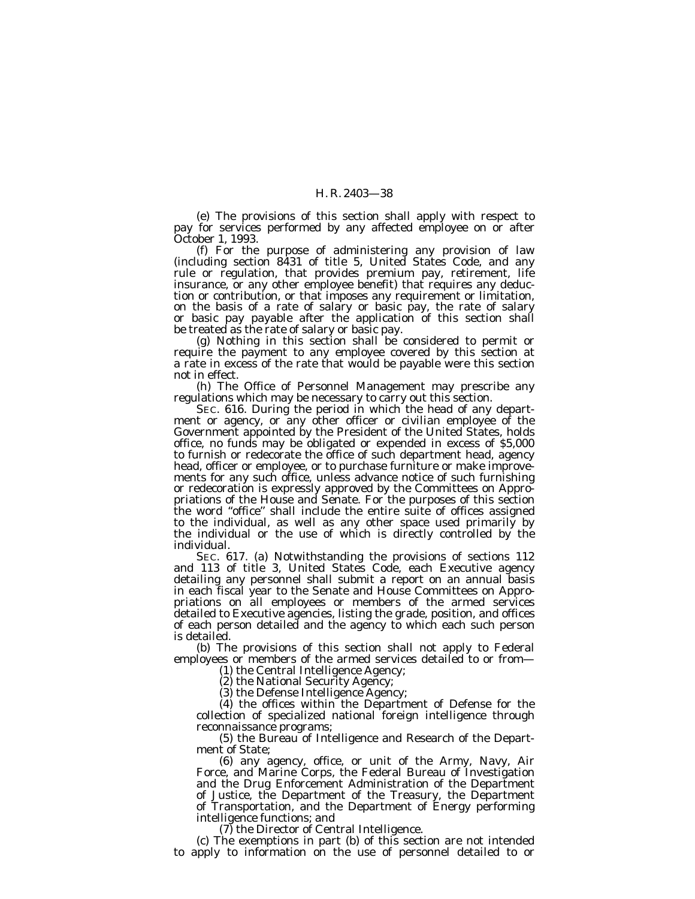(e) The provisions of this section shall apply with respect to pay for services performed by any affected employee on or after October 1, 1993.

(f) For the purpose of administering any provision of law (including section 8431 of title 5, United States Code, and any rule or regulation, that provides premium pay, retirement, life insurance, or any other employee benefit) that requires any deduction or contribution, or that imposes any requirement or limitation, on the basis of a rate of salary or basic pay, the rate of salary or basic pay payable after the application of this section shall be treated as the rate of salary or basic pay.

(g) Nothing in this section shall be considered to permit or require the payment to any employee covered by this section at a rate in excess of the rate that would be payable were this section not in effect.

(h) The Office of Personnel Management may prescribe any regulations which may be necessary to carry out this section.

SEC. 616. During the period in which the head of any department or agency, or any other officer or civilian employee of the Government appointed by the President of the United States, holds office, no funds may be obligated or expended in excess of $5,000 to furnish or redecorate the office of such department head, agency head, officer or employee, or to purchase furniture or make improvements for any such office, unless advance notice of such furnishing or redecoration is expressly approved by the Committees on Appropriations of the House and Senate. For the purposes of this section the word "office" shall include the entire suite of offices assigned to the individual, as well as any other space used primarily by the individual or the use of which is directly controlled by the individual.

SEC. 617. (a) Notwithstanding the provisions of sections 112 and 113 of title 3, United States Code, each Executive agency detailing any personnel shall submit a report on an annual basis in each fiscal year to the Senate and House Committees on Appropriations on all employees or members of the armed services detailed to Executive agencies, listing the grade, position, and offices of each person detailed and the agency to which each such person is detailed.

(b) The provisions of this section shall not apply to Federal employees or members of the armed services detailed to or from—

(1) the Central Intelligence Agency;

(2) the National Security Agency;

(3) the Defense Intelligence Agency;

(4) the offices within the Department of Defense for the collection of specialized national foreign intelligence through reconnaissance programs;

(5) the Bureau of Intelligence and Research of the Department of State;

(6) any agency, office, or unit of the Army, Navy, Air Force, and Marine Corps, the Federal Bureau of Investigation and the Drug Enforcement Administration of the Department of Justice, the Department of the Treasury, the Department of Transportation, and the Department of Energy performing intelligence functions; and

(7) the Director of Central Intelligence.

(c) The exemptions in part (b) of this section are not intended to apply to information on the use of personnel detailed to or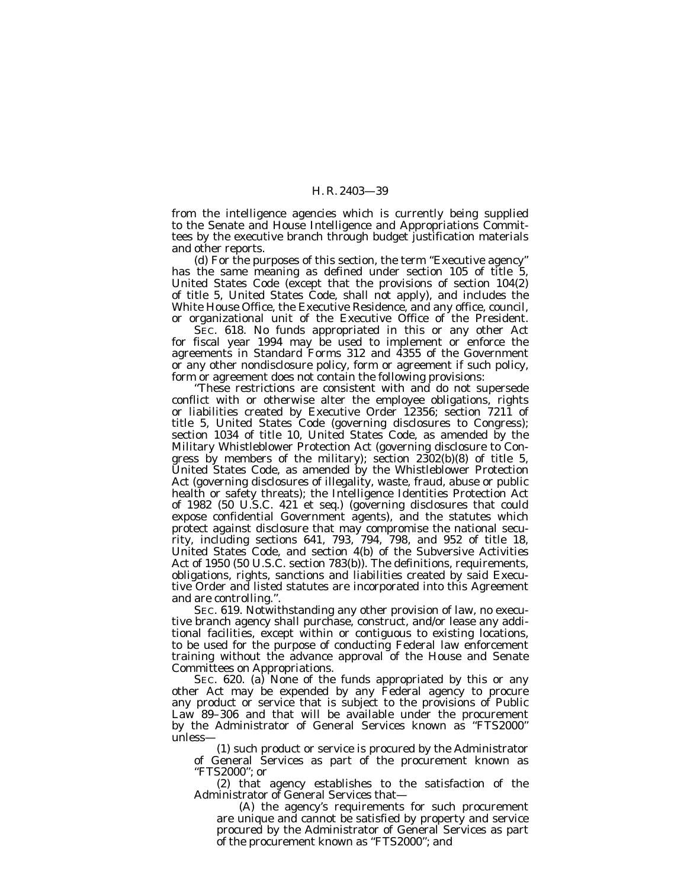from the intelligence agencies which is currently being supplied to the Senate and House Intelligence and Appropriations Committees by the executive branch through budget justification materials and other reports.

(d) For the purposes of this section, the term "Executive agency" has the same meaning as defined under section 105 of title 5, United States Code (except that the provisions of section 104(2) of title 5, United States Code, shall not apply), and includes the White House Office, the Executive Residence, and any office, council, or organizational unit of the Executive Office of the President.

SEC. 618. No funds appropriated in this or any other Act for fiscal year 1994 may be used to implement or enforce the agreements in Standard Forms 312 and 4355 of the Government or any other nondisclosure policy, form or agreement if such policy, form or agreement does not contain the following provisions:

"These restrictions are consistent with and do not supersede conflict with or otherwise alter the employee obligations, rights or liabilities created by Executive Order 12356; section 7211 of title 5, United States Code (governing disclosures to Congress); section 1034 of title 10, United States Code, as amended by the Military Whistleblower Protection Act (governing disclosure to Congress by members of the military); section 2302(b)(8) of title 5, United States Code, as amended by the Whistleblower Protection Act (governing disclosures of illegality, waste, fraud, abuse or public health or safety threats); the Intelligence Identities Protection Act of 1982 (50 U.S.C. 421 et seq.) (governing disclosures that could expose confidential Government agents), and the statutes which protect against disclosure that may compromise the national security, including sections 641, 793, 794, 798, and 952 of title 18, United States Code, and section 4(b) of the Subversive Activities Act of 1950 (50 U.S.C. section 783(b)). The definitions, requirements, obligations, rights, sanctions and liabilities created by said Executive Order and listed statutes are incorporated into this Agreement and are controlling.".

SEC. 619. Notwithstanding any other provision of law, no executive branch agency shall purchase, construct, and/or lease any additional facilities, except within or contiguous to existing locations, to be used for the purpose of conducting Federal law enforcement training without the advance approval of the House and Senate Committees on Appropriations.

SEC. 620. (a) None of the funds appropriated by this or any other Act may be expended by any Federal agency to procure any product or service that is subject to the provisions of Public Law 89–306 and that will be available under the procurement by the Administrator of General Services known as "FTS2000" unless—

(1) such product or service is procured by the Administrator of General Services as part of the procurement known as "FTS2000"; or

(2) that agency establishes to the satisfaction of the Administrator of General Services that—

(A) the agency's requirements for such procurement are unique and cannot be satisfied by property and service procured by the Administrator of General Services as part of the procurement known as "FTS2000"; and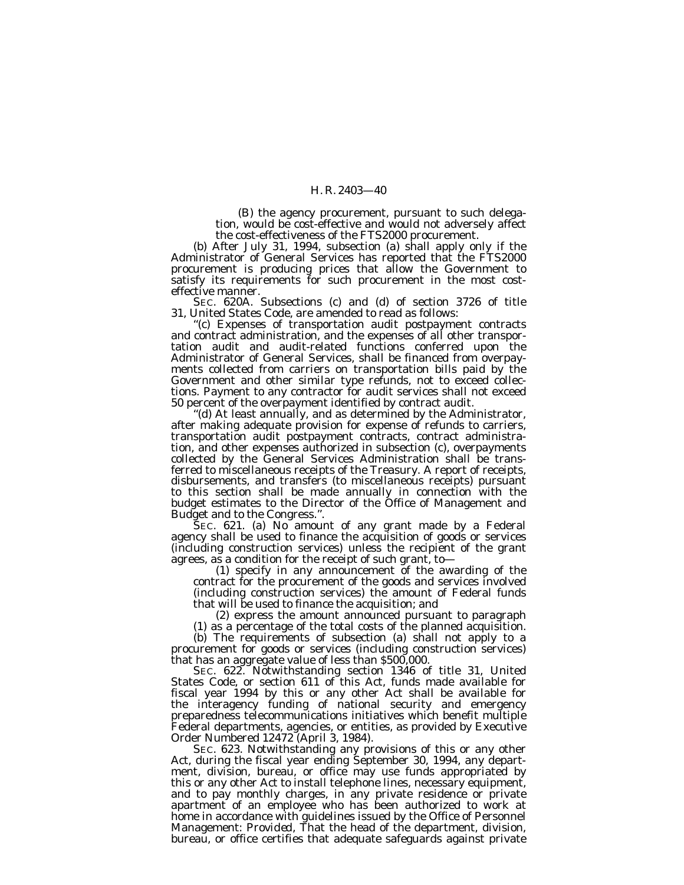(B) the agency procurement, pursuant to such delegation, would be cost-effective and would not adversely affect the cost-effectiveness of the FTS2000 procurement.

(b) After July 31, 1994, subsection (a) shall apply only if the Administrator of General Services has reported that the FTS2000 procurement is producing prices that allow the Government to satisfy its requirements for such procurement in the most cost-effective manner.

SEC. 620A. Subsections (c) and (d) of section 3726 of title 31, United States Code, are amended to read as follows:

"(c) Expenses of transportation audit postpayment contracts and contract administration, and the expenses of all other transportation audit and audit-related functions conferred upon the Administrator of General Services, shall be financed from overpayments collected from carriers on transportation bills paid by the Government and other similar type refunds, not to exceed collections. Payment to any contractor for audit services shall not exceed 50 percent of the overpayment identified by contract audit.

"(d) At least annually, and as determined by the Administrator, after making adequate provision for expense of refunds to carriers, transportation audit postpayment contracts, contract administration, and other expenses authorized in subsection (c), overpayments collected by the General Services Administration shall be transferred to miscellaneous receipts of the Treasury. A report of receipts, disbursements, and transfers (to miscellaneous receipts) pursuant to this section shall be made annually in connection with the budget estimates to the Director of the Office of Management and Budget and to the Congress.".

SEC. 621. (a) No amount of any grant made by a Federal agency shall be used to finance the acquisition of goods or services (including construction services) unless the recipient of the grant agrees, as a condition for the receipt of such grant, to—

(1) specify in any announcement of the awarding of the contract for the procurement of the goods and services involved (including construction services) the amount of Federal funds that will be used to finance the acquisition; and

(2) express the amount announced pursuant to paragraph (1) as a percentage of the total costs of the planned acquisition.

(b) The requirements of subsection (a) shall not apply to a procurement for goods or services (including construction services) that has an aggregate value of less than $500,000.

SEC. 622. Notwithstanding section 1346 of title 31, United States Code, or section 611 of this Act, funds made available for fiscal year 1994 by this or any other Act shall be available for the interagency funding of national security and emergency preparedness telecommunications initiatives which benefit multiple Federal departments, agencies, or entities, as provided by Executive Order Numbered 12472 (April 3, 1984).

SEC. 623. Notwithstanding any provisions of this or any other Act, during the fiscal year ending September 30, 1994, any department, division, bureau, or office may use funds appropriated by this or any other Act to install telephone lines, necessary equipment, and to pay monthly charges, in any private residence or private apartment of an employee who has been authorized to work at home in accordance with guidelines issued by the Office of Personnel Management: *Provided*, That the head of the department, division, bureau, or office certifies that adequate safeguards against private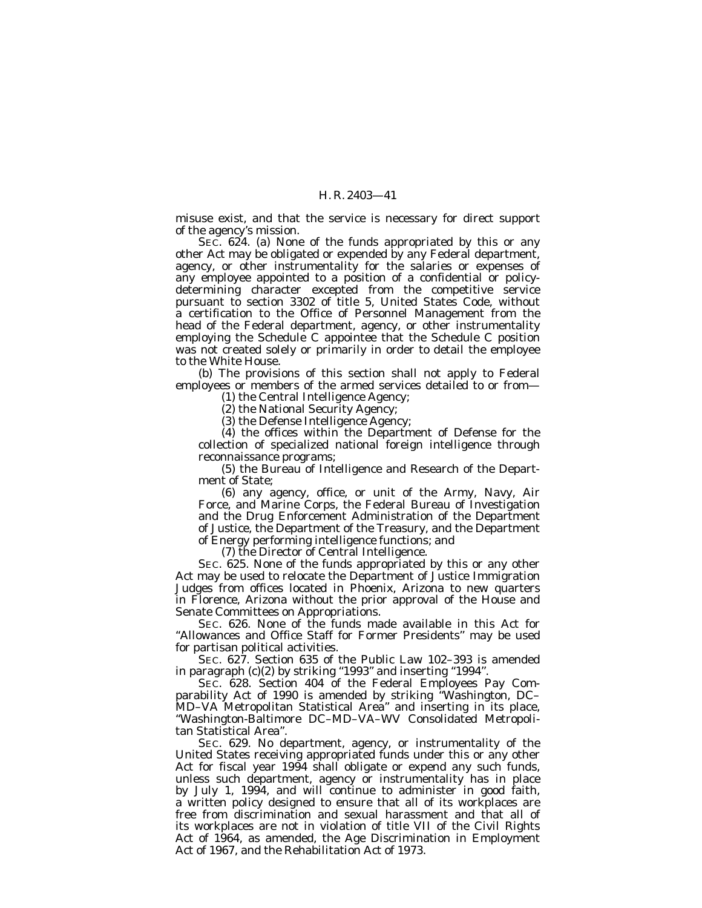misuse exist, and that the service is necessary for direct support of the agency's mission.

SEC. 624. (a) None of the funds appropriated by this or any other Act may be obligated or expended by any Federal department, agency, or other instrumentality for the salaries or expenses of any employee appointed to a position of a confidential or policy-determining character excepted from the competitive service pursuant to section 3302 of title 5, United States Code, without a certification to the Office of Personnel Management from the head of the Federal department, agency, or other instrumentality employing the Schedule C appointee that the Schedule C position was not created solely or primarily in order to detail the employee to the White House.

(b) The provisions of this section shall not apply to Federal employees or members of the armed services detailed to or from—

(1) the Central Intelligence Agency;

(2) the National Security Agency;

(3) the Defense Intelligence Agency;

(4) the offices within the Department of Defense for the collection of specialized national foreign intelligence through reconnaissance programs;

(5) the Bureau of Intelligence and Research of the Department of State;

(6) any agency, office, or unit of the Army, Navy, Air Force, and Marine Corps, the Federal Bureau of Investigation and the Drug Enforcement Administration of the Department of Justice, the Department of the Treasury, and the Department of Energy performing intelligence functions; and

(7) the Director of Central Intelligence.

SEC. 625. None of the funds appropriated by this or any other Act may be used to relocate the Department of Justice Immigration Judges from offices located in Phoenix, Arizona to new quarters in Florence, Arizona without the prior approval of the House and Senate Committees on Appropriations.

SEC. 626. None of the funds made available in this Act for "Allowances and Office Staff for Former Presidents" may be used for partisan political activities.

SEC. 627. Section 635 of the Public Law 102–393 is amended in paragraph (c)(2) by striking "1993" and inserting "1994".

SEC. 628. Section 404 of the Federal Employees Pay Comparability Act of 1990 is amended by striking "Washington, DC–MD–VA Metropolitan Statistical Area" and inserting in its place, "Washington-Baltimore DC–MD–VA–WV Consolidated Metropolitan Statistical Area".

SEC. 629. No department, agency, or instrumentality of the United States receiving appropriated funds under this or any other Act for fiscal year 1994 shall obligate or expend any such funds, unless such department, agency or instrumentality has in place by July 1, 1994, and will continue to administer in good faith, a written policy designed to ensure that all of its workplaces are free from discrimination and sexual harassment and that all of its workplaces are not in violation of title VII of the Civil Rights Act of 1964, as amended, the Age Discrimination in Employment Act of 1967, and the Rehabilitation Act of 1973.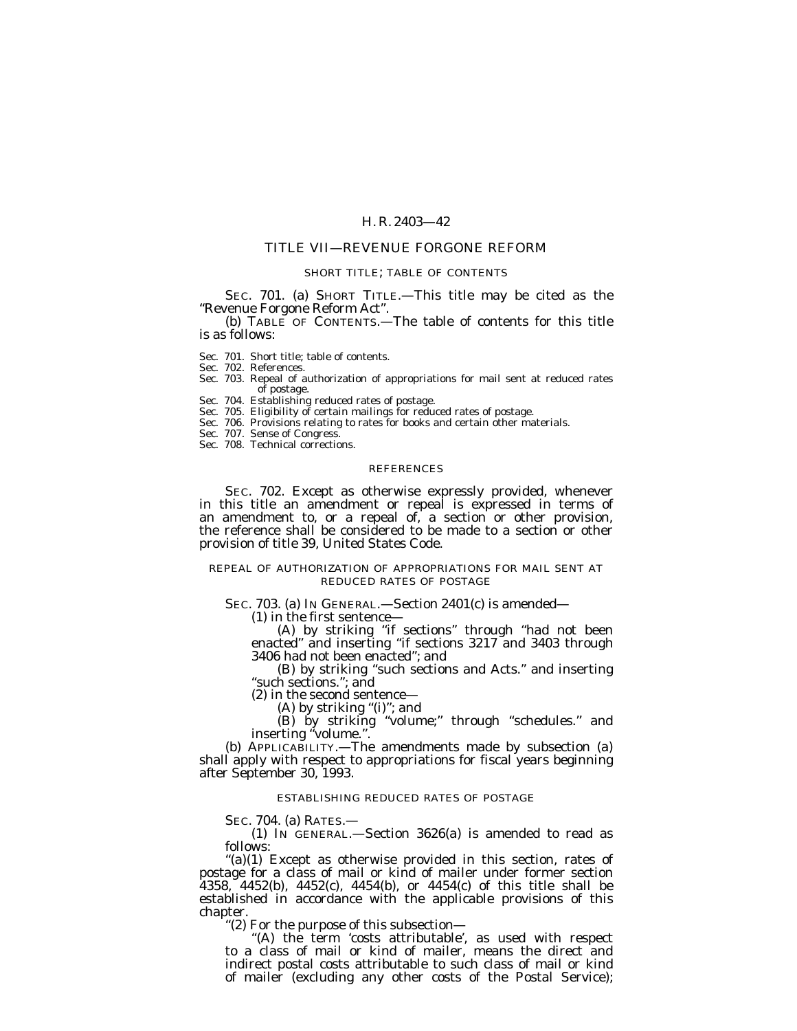## TITLE VII—REVENUE FORGONE REFORM

### SHORT TITLE; TABLE OF CONTENTS

SEC. 701. (a) SHORT TITLE.—This title may be cited as the "Revenue Forgone Reform Act".

(b) TABLE OF CONTENTS.—The table of contents for this title is as follows:

Sec. 701. Short title; table of contents.
Sec. 702. References.
Sec. 703. Repeal of authorization of appropriations for mail sent at reduced rates of postage.
Sec. 704. Establishing reduced rates of postage.
Sec. 705. Eligibility of certain mailings for reduced rates of postage.
Sec. 706. Provisions relating to rates for books and certain other materials.
Sec. 707. Sense of Congress.
Sec. 708. Technical corrections.

### REFERENCES

SEC. 702. Except as otherwise expressly provided, whenever in this title an amendment or repeal is expressed in terms of an amendment to, or a repeal of, a section or other provision, the reference shall be considered to be made to a section or other provision of title 39, United States Code.

### REPEAL OF AUTHORIZATION OF APPROPRIATIONS FOR MAIL SENT AT REDUCED RATES OF POSTAGE

SEC. 703. (a) IN GENERAL.—Section 2401(c) is amended—

(1) in the first sentence—

(A) by striking "if sections" through "had not been enacted" and inserting "if sections 3217 and 3403 through 3406 had not been enacted"; and

(B) by striking "such sections and Acts." and inserting "such sections."; and

(2) in the second sentence—

(A) by striking "(i)"; and

(B) by striking "volume;" through "schedules." and inserting "volume.".

(b) APPLICABILITY.—The amendments made by subsection (a) shall apply with respect to appropriations for fiscal years beginning after September 30, 1993.

### ESTABLISHING REDUCED RATES OF POSTAGE

SEC. 704. (a) RATES.—

(1) IN GENERAL.—Section 3626(a) is amended to read as follows:

"(a)(1) Except as otherwise provided in this section, rates of postage for a class of mail or kind of mailer under former section 4358, 4452(b), 4452(c), 4454(b), or 4454(c) of this title shall be established in accordance with the applicable provisions of this chapter.

"(2) For the purpose of this subsection—

"(A) the term 'costs attributable', as used with respect to a class of mail or kind of mailer, means the direct and indirect postal costs attributable to such class of mail or kind of mailer (excluding any other costs of the Postal Service);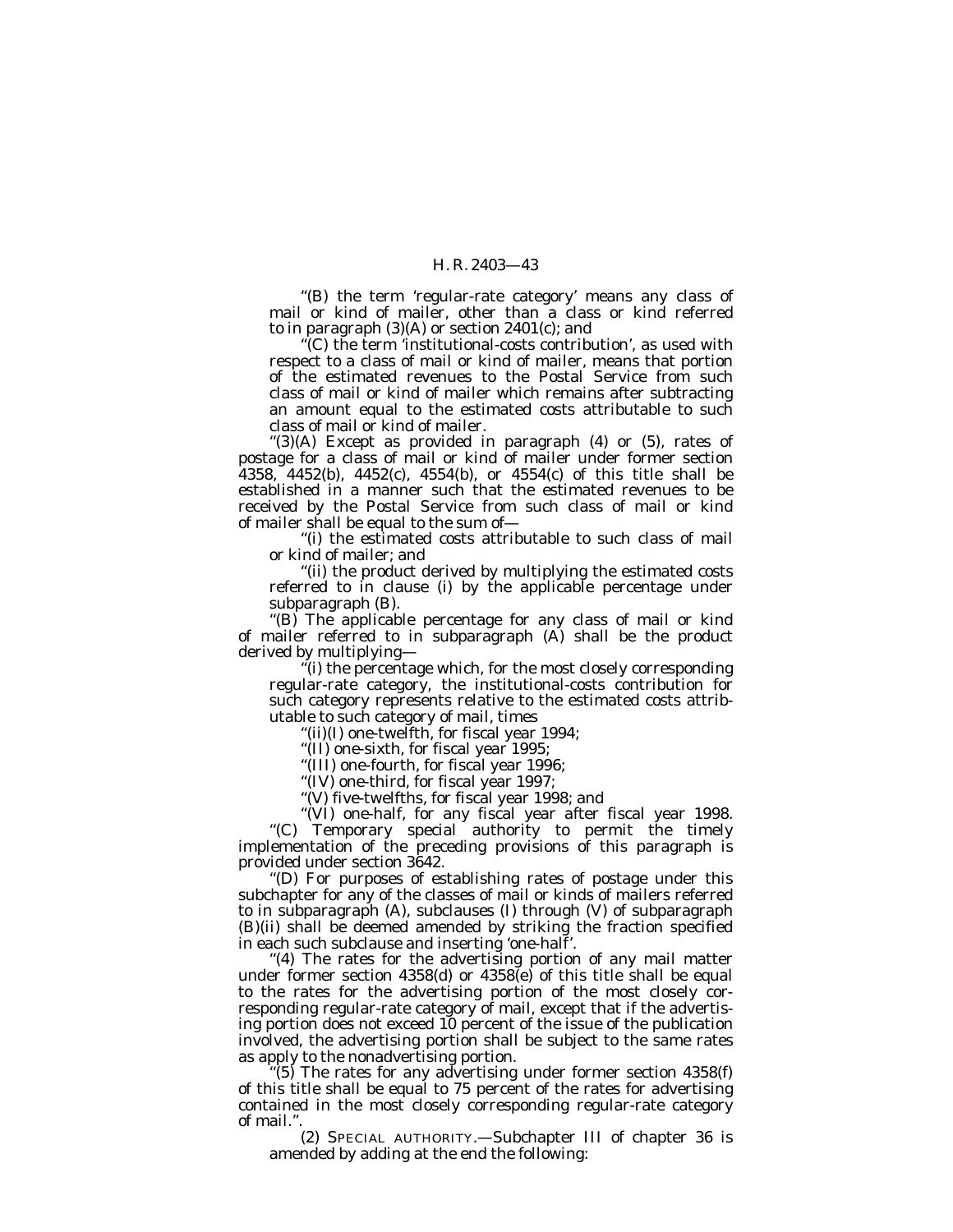"(B) the term 'regular-rate category' means any class of mail or kind of mailer, other than a class or kind referred to in paragraph (3)(A) or section 2401(c); and

"(C) the term 'institutional-costs contribution', as used with respect to a class of mail or kind of mailer, means that portion of the estimated revenues to the Postal Service from such class of mail or kind of mailer which remains after subtracting an amount equal to the estimated costs attributable to such class of mail or kind of mailer.

"(3)(A) Except as provided in paragraph (4) or (5), rates of postage for a class of mail or kind of mailer under former section 4358, 4452(b), 4452(c), 4554(b), or 4554(c) of this title shall be established in a manner such that the estimated revenues to be received by the Postal Service from such class of mail or kind of mailer shall be equal to the sum of—

"(i) the estimated costs attributable to such class of mail or kind of mailer; and

"(ii) the product derived by multiplying the estimated costs referred to in clause (i) by the applicable percentage under subparagraph (B).

"(B) The applicable percentage for any class of mail or kind of mailer referred to in subparagraph (A) shall be the product derived by multiplying—

"(i) the percentage which, for the most closely corresponding regular-rate category, the institutional-costs contribution for such category represents relative to the estimated costs attributable to such category of mail, times

"(ii)(I) one-twelfth, for fiscal year 1994;

"(II) one-sixth, for fiscal year 1995;

"(III) one-fourth, for fiscal year 1996;

"(IV) one-third, for fiscal year 1997;

"(V) five-twelfths, for fiscal year 1998; and

"(VI) one-half, for any fiscal year after fiscal year 1998.

"(C) Temporary special authority to permit the timely implementation of the preceding provisions of this paragraph is provided under section 3642.

"(D) For purposes of establishing rates of postage under this subchapter for any of the classes of mail or kinds of mailers referred to in subparagraph (A), subclauses (I) through (V) of subparagraph (B)(ii) shall be deemed amended by striking the fraction specified in each such subclause and inserting 'one-half'.

"(4) The rates for the advertising portion of any mail matter under former section 4358(d) or 4358(e) of this title shall be equal to the rates for the advertising portion of the most closely corresponding regular-rate category of mail, except that if the advertising portion does not exceed 10 percent of the issue of the publication involved, the advertising portion shall be subject to the same rates as apply to the nonadvertising portion.

"(5) The rates for any advertising under former section 4358(f) of this title shall be equal to 75 percent of the rates for advertising contained in the most closely corresponding regular-rate category of mail.".

(2) SPECIAL AUTHORITY.—Subchapter III of chapter 36 is amended by adding at the end the following: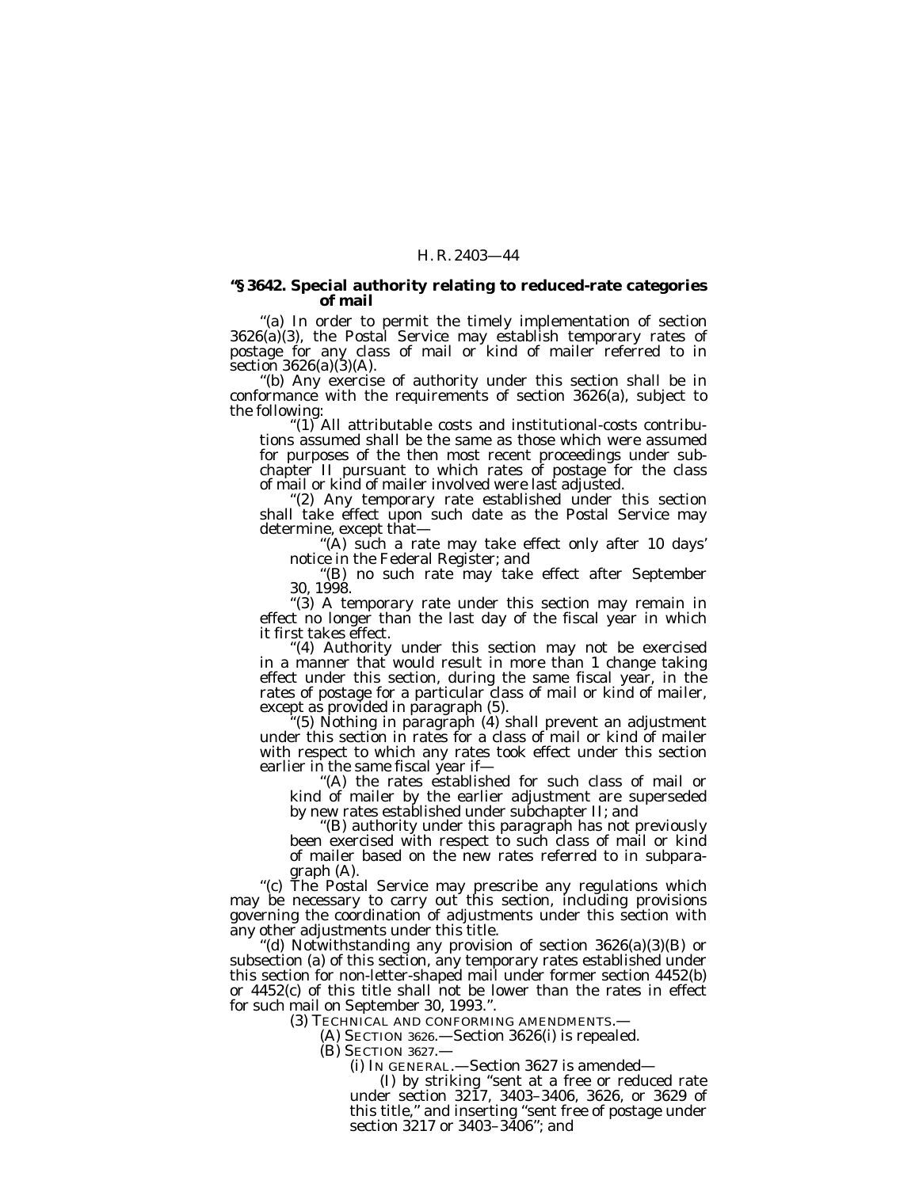**"§ 3642. Special authority relating to reduced-rate categories of mail**

"(a) In order to permit the timely implementation of section 3626(a)(3), the Postal Service may establish temporary rates of postage for any class of mail or kind of mailer referred to in section 3626(a)(3)(A).

"(b) Any exercise of authority under this section shall be in conformance with the requirements of section 3626(a), subject to the following:

"(1) All attributable costs and institutional-costs contributions assumed shall be the same as those which were assumed for purposes of the then most recent proceedings under subchapter II pursuant to which rates of postage for the class of mail or kind of mailer involved were last adjusted.

"(2) Any temporary rate established under this section shall take effect upon such date as the Postal Service may determine, except that—

"(A) such a rate may take effect only after 10 days' notice in the Federal Register; and

"(B) no such rate may take effect after September 30, 1998.

"(3) A temporary rate under this section may remain in effect no longer than the last day of the fiscal year in which it first takes effect.

"(4) Authority under this section may not be exercised in a manner that would result in more than 1 change taking effect under this section, during the same fiscal year, in the rates of postage for a particular class of mail or kind of mailer, except as provided in paragraph (5).

"(5) Nothing in paragraph (4) shall prevent an adjustment under this section in rates for a class of mail or kind of mailer with respect to which any rates took effect under this section earlier in the same fiscal year if—

"(A) the rates established for such class of mail or kind of mailer by the earlier adjustment are superseded by new rates established under subchapter II; and

"(B) authority under this paragraph has not previously been exercised with respect to such class of mail or kind of mailer based on the new rates referred to in subparagraph (A).

"(c) The Postal Service may prescribe any regulations which may be necessary to carry out this section, including provisions governing the coordination of adjustments under this section with any other adjustments under this title.

"(d) Notwithstanding any provision of section 3626(a)(3)(B) or subsection (a) of this section, any temporary rates established under this section for non-letter-shaped mail under former section 4452(b) or 4452(c) of this title shall not be lower than the rates in effect for such mail on September 30, 1993.".

(3) TECHNICAL AND CONFORMING AMENDMENTS.—

(A) SECTION 3626.—Section 3626(i) is repealed.

(B) SECTION 3627.—

(i) IN GENERAL.—Section 3627 is amended—

(I) by striking "sent at a free or reduced rate under section 3217, 3403–3406, 3626, or 3629 of this title," and inserting "sent free of postage under section 3217 or 3403–3406"; and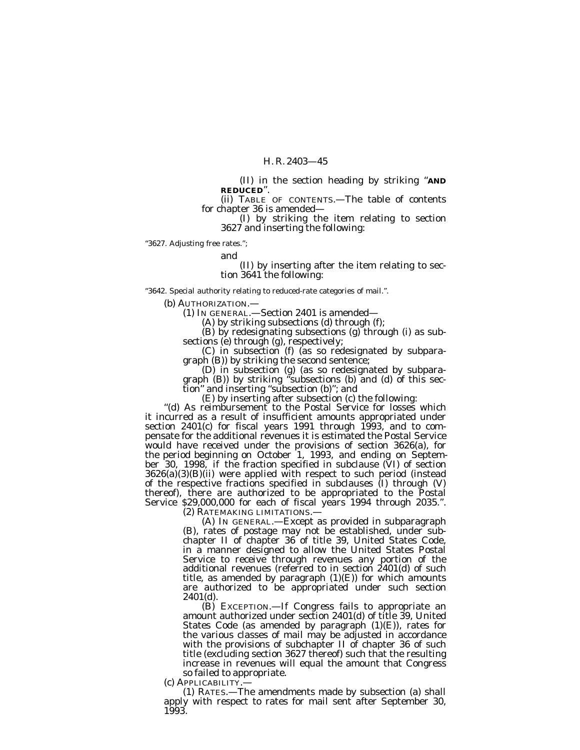(II) in the section heading by striking "**AND REDUCED**".

(ii) TABLE OF CONTENTS.—The table of contents for chapter 36 is amended—

(I) by striking the item relating to section 3627 and inserting the following:

"3627. Adjusting free rates.";

and

(II) by inserting after the item relating to section 3641 the following:

"3642. Special authority relating to reduced-rate categories of mail.".

(b) AUTHORIZATION.—

(1) IN GENERAL.—Section 2401 is amended—

(A) by striking subsections (d) through (f);

(B) by redesignating subsections (g) through (i) as subsections (e) through (g), respectively;

(C) in subsection (f) (as so redesignated by subparagraph (B)) by striking the second sentence;

(D) in subsection (g) (as so redesignated by subparagraph (B)) by striking "subsections (b) and (d) of this section" and inserting "subsection (b)"; and

(E) by inserting after subsection (c) the following:

"(d) As reimbursement to the Postal Service for losses which it incurred as a result of insufficient amounts appropriated under section 2401(c) for fiscal years 1991 through 1993, and to compensate for the additional revenues it is estimated the Postal Service would have received under the provisions of section 3626(a), for the period beginning on October 1, 1993, and ending on September 30, 1998, if the fraction specified in subclause (VI) of section 3626(a)(3)(B)(ii) were applied with respect to such period (instead of the respective fractions specified in subclauses (I) through (V) thereof), there are authorized to be appropriated to the Postal Service $29,000,000 for each of fiscal years 1994 through 2035.".

(2) RATEMAKING LIMITATIONS.—

(A) IN GENERAL.—Except as provided in subparagraph (B), rates of postage may not be established, under subchapter II of chapter 36 of title 39, United States Code, in a manner designed to allow the United States Postal Service to receive through revenues any portion of the additional revenues (referred to in section 2401(d) of such title, as amended by paragraph (1)(E)) for which amounts are authorized to be appropriated under such section 2401(d).

(B) EXCEPTION.—If Congress fails to appropriate an amount authorized under section 2401(d) of title 39, United States Code (as amended by paragraph (1)(E)), rates for the various classes of mail may be adjusted in accordance with the provisions of subchapter II of chapter 36 of such title (excluding section 3627 thereof) such that the resulting increase in revenues will equal the amount that Congress so failed to appropriate.

(c) APPLICABILITY.—

(1) RATES.—The amendments made by subsection (a) shall apply with respect to rates for mail sent after September 30, 1993.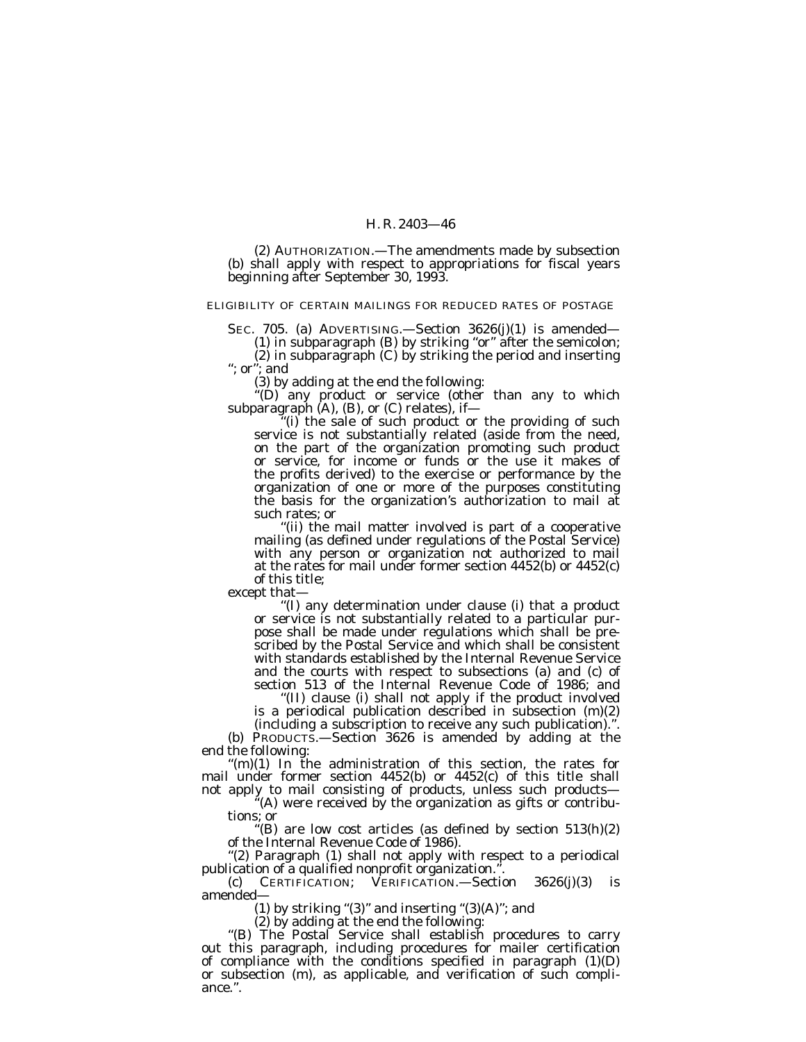(2) AUTHORIZATION.—The amendments made by subsection (b) shall apply with respect to appropriations for fiscal years beginning after September 30, 1993.

ELIGIBILITY OF CERTAIN MAILINGS FOR REDUCED RATES OF POSTAGE

SEC. 705. (a) ADVERTISING.—Section 3626(j)(1) is amended—

(1) in subparagraph (B) by striking "or" after the semicolon;

(2) in subparagraph (C) by striking the period and inserting "; or"; and

(3) by adding at the end the following:

"(D) any product or service (other than any to which subparagraph (A), (B), or (C) relates), if—

"(i) the sale of such product or the providing of such service is not substantially related (aside from the need, on the part of the organization promoting such product or service, for income or funds or the use it makes of the profits derived) to the exercise or performance by the organization of one or more of the purposes constituting the basis for the organization's authorization to mail at such rates; or

"(ii) the mail matter involved is part of a cooperative mailing (as defined under regulations of the Postal Service) with any person or organization not authorized to mail at the rates for mail under former section 4452(b) or 4452(c) of this title;

except that—

"(I) any determination under clause (i) that a product or service is not substantially related to a particular purpose shall be made under regulations which shall be prescribed by the Postal Service and which shall be consistent with standards established by the Internal Revenue Service and the courts with respect to subsections (a) and (c) of section 513 of the Internal Revenue Code of 1986; and

"(II) clause (i) shall not apply if the product involved is a periodical publication described in subsection (m)(2) (including a subscription to receive any such publication).".

(b) PRODUCTS.—Section 3626 is amended by adding at the end the following:

"(m)(1) In the administration of this section, the rates for mail under former section 4452(b) or 4452(c) of this title shall not apply to mail consisting of products, unless such products—

"(A) were received by the organization as gifts or contributions; or

"(B) are low cost articles (as defined by section 513(h)(2) of the Internal Revenue Code of 1986).

"(2) Paragraph (1) shall not apply with respect to a periodical publication of a qualified nonprofit organization.".

(c) CERTIFICATION; VERIFICATION.—Section 3626(j)(3) is amended—

(1) by striking "(3)" and inserting "(3)(A)"; and

(2) by adding at the end the following:

"(B) The Postal Service shall establish procedures to carry out this paragraph, including procedures for mailer certification of compliance with the conditions specified in paragraph (1)(D) or subsection (m), as applicable, and verification of such compliance.".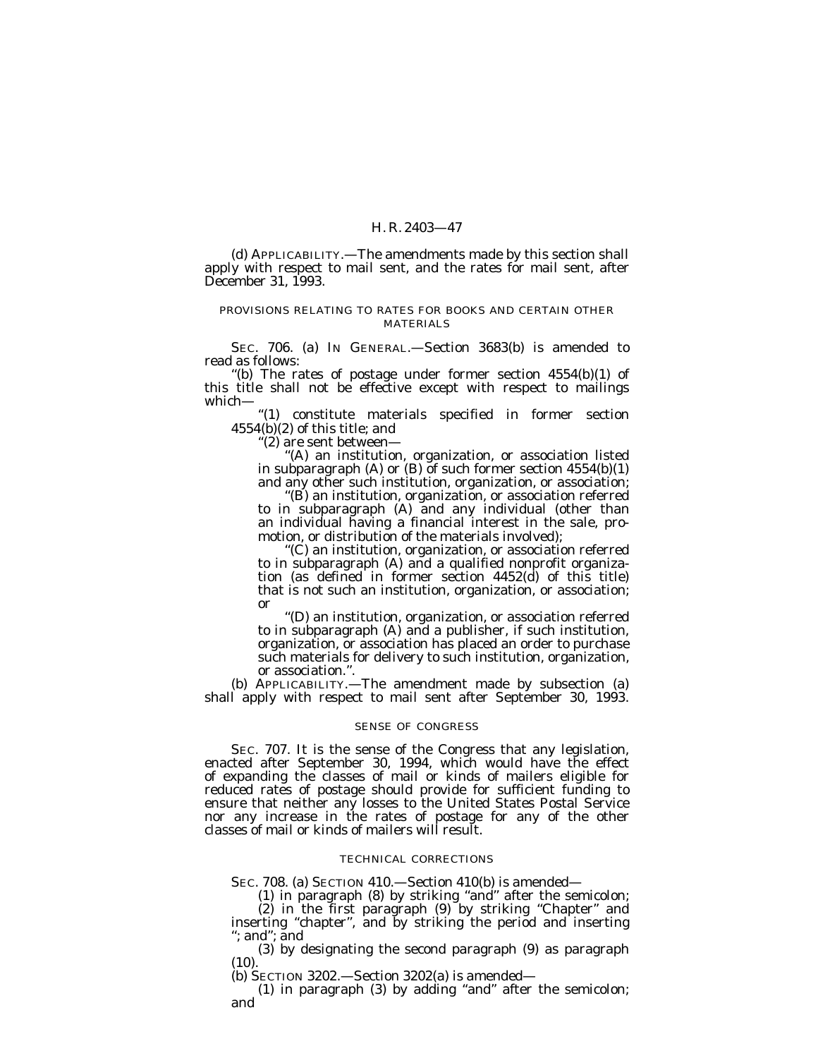(d) APPLICABILITY.—The amendments made by this section shall apply with respect to mail sent, and the rates for mail sent, after December 31, 1993.

PROVISIONS RELATING TO RATES FOR BOOKS AND CERTAIN OTHER MATERIALS

SEC. 706. (a) IN GENERAL.—Section 3683(b) is amended to read as follows:

"(b) The rates of postage under former section 4554(b)(1) of this title shall not be effective except with respect to mailings which—

"(1) constitute materials specified in former section 4554(b)(2) of this title; and

"(2) are sent between—

"(A) an institution, organization, or association listed in subparagraph (A) or (B) of such former section 4554(b)(1) and any other such institution, organization, or association;

"(B) an institution, organization, or association referred to in subparagraph (A) and any individual (other than an individual having a financial interest in the sale, promotion, or distribution of the materials involved);

"(C) an institution, organization, or association referred to in subparagraph (A) and a qualified nonprofit organization (as defined in former section 4452(d) of this title) that is not such an institution, organization, or association; or

"(D) an institution, organization, or association referred to in subparagraph (A) and a publisher, if such institution, organization, or association has placed an order to purchase such materials for delivery to such institution, organization, or association.".

(b) APPLICABILITY.—The amendment made by subsection (a) shall apply with respect to mail sent after September 30, 1993.

SENSE OF CONGRESS

SEC. 707. It is the sense of the Congress that any legislation, enacted after September 30, 1994, which would have the effect of expanding the classes of mail or kinds of mailers eligible for reduced rates of postage should provide for sufficient funding to ensure that neither any losses to the United States Postal Service nor any increase in the rates of postage for any of the other classes of mail or kinds of mailers will result.

TECHNICAL CORRECTIONS

SEC. 708. (a) SECTION 410.—Section 410(b) is amended—

(1) in paragraph (8) by striking "and" after the semicolon;

(2) in the first paragraph (9) by striking "Chapter" and inserting "chapter", and by striking the period and inserting "; and"; and

(3) by designating the second paragraph (9) as paragraph (10).

(b) SECTION 3202.—Section 3202(a) is amended—

(1) in paragraph (3) by adding "and" after the semicolon; and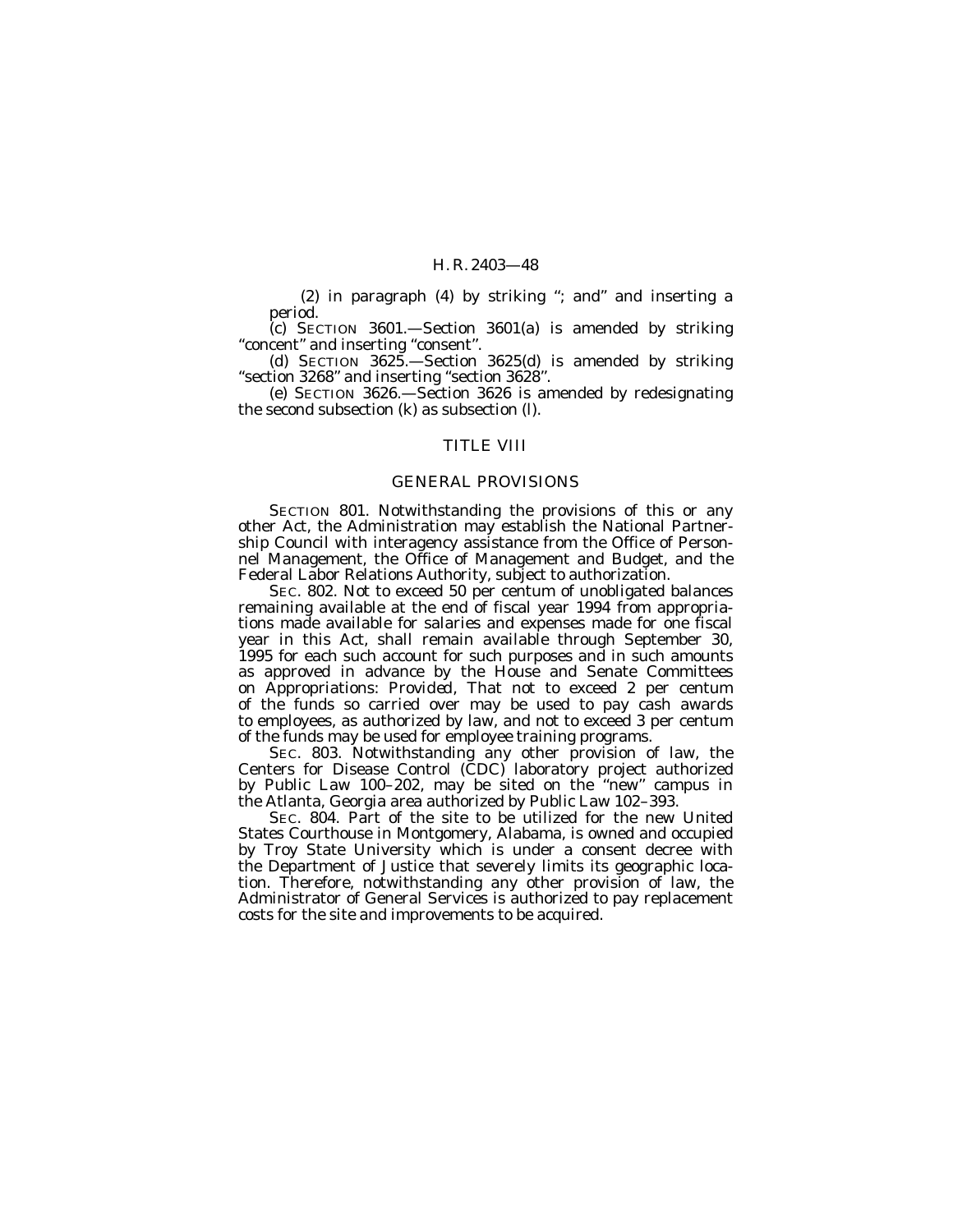(2) in paragraph (4) by striking "; and" and inserting a period.

(c) SECTION 3601.—Section 3601(a) is amended by striking "concent" and inserting "consent".

(d) SECTION 3625.—Section 3625(d) is amended by striking "section 3268" and inserting "section 3628".

(e) SECTION 3626.—Section 3626 is amended by redesignating the second subsection (k) as subsection (l).

## TITLE VIII

## GENERAL PROVISIONS

SECTION 801. Notwithstanding the provisions of this or any other Act, the Administration may establish the National Partnership Council with interagency assistance from the Office of Personnel Management, the Office of Management and Budget, and the Federal Labor Relations Authority, subject to authorization.

SEC. 802. Not to exceed 50 per centum of unobligated balances remaining available at the end of fiscal year 1994 from appropriations made available for salaries and expenses made for one fiscal year in this Act, shall remain available through September 30, 1995 for each such account for such purposes and in such amounts as approved in advance by the House and Senate Committees on Appropriations: *Provided*, That not to exceed 2 per centum of the funds so carried over may be used to pay cash awards to employees, as authorized by law, and not to exceed 3 per centum of the funds may be used for employee training programs.

SEC. 803. Notwithstanding any other provision of law, the Centers for Disease Control (CDC) laboratory project authorized by Public Law 100–202, may be sited on the "new" campus in the Atlanta, Georgia area authorized by Public Law 102–393.

SEC. 804. Part of the site to be utilized for the new United States Courthouse in Montgomery, Alabama, is owned and occupied by Troy State University which is under a consent decree with the Department of Justice that severely limits its geographic location. Therefore, notwithstanding any other provision of law, the Administrator of General Services is authorized to pay replacement costs for the site and improvements to be acquired.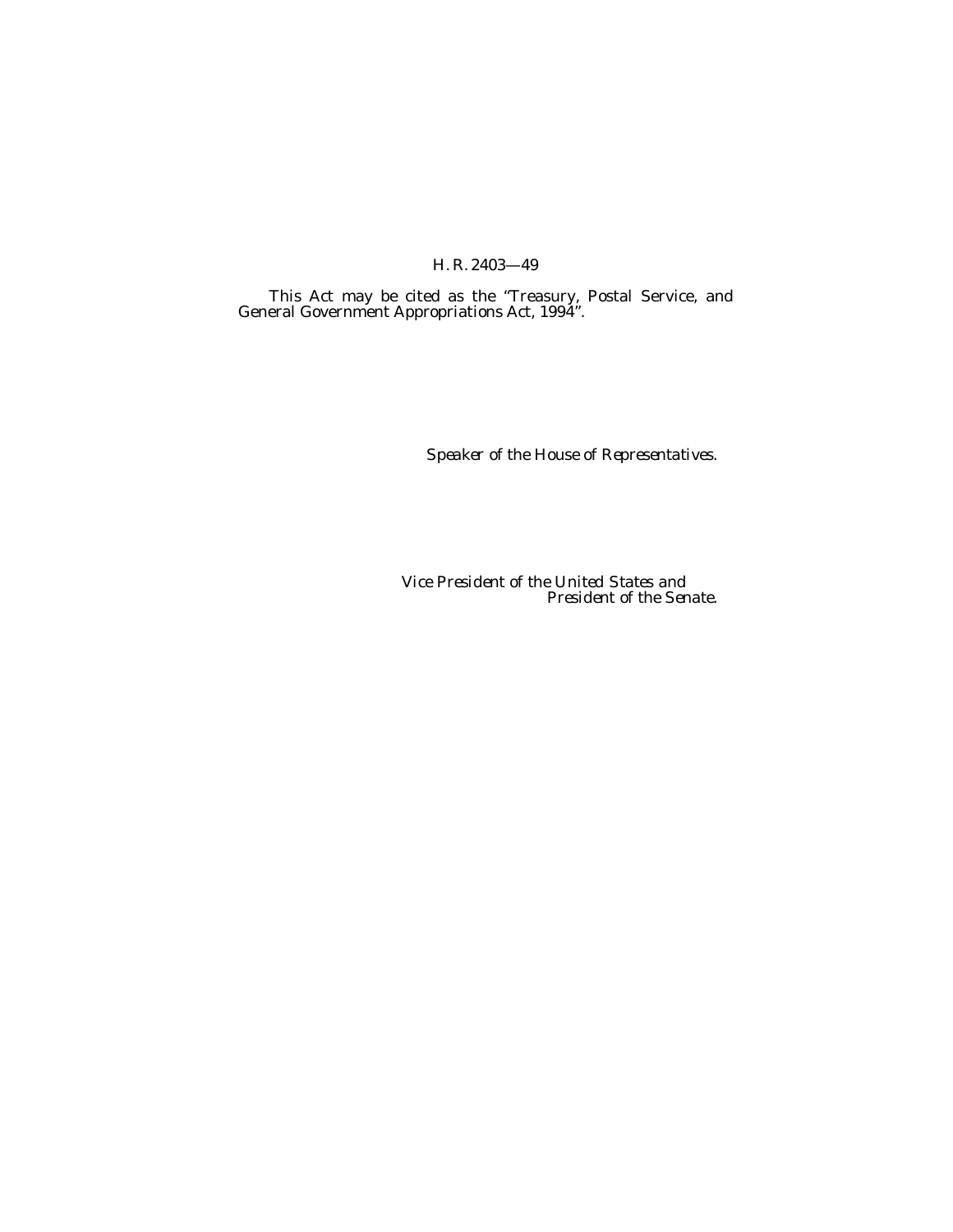This Act may be cited as the ''Treasury, Postal Service, and General Government Appropriations Act, 1994''.

*Speaker of the House of Representatives.*

*Vice President of the United States and President of the Senate.*